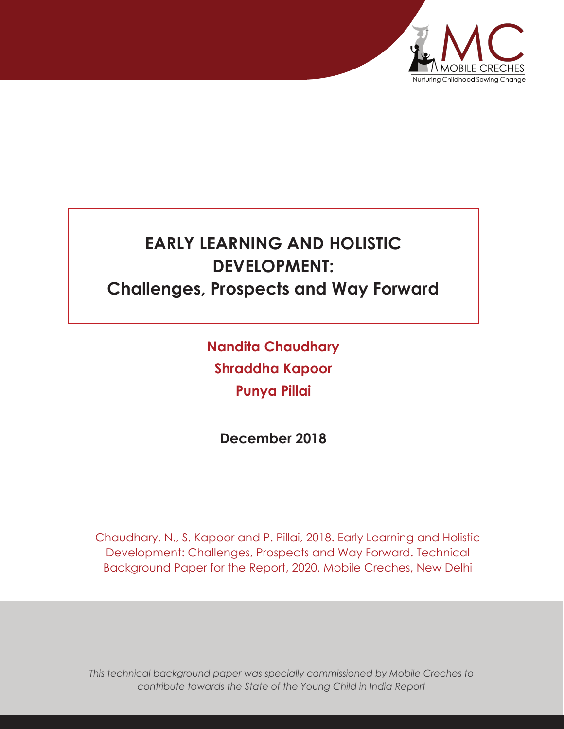MOBILE CRECHES

Nurturing Childhood Sowing Change

# EARLY LEARNING AND HOLISTIC DEVELOPMENT:
## Challenges, Prospects and Way Forward

**Nandita Chaudhary**

**Shraddha Kapoor**

**Punya Pillai**

**December 2018**

Chaudhary, N., S. Kapoor and P. Pillai, 2018. Early Learning and Holistic Development: Challenges, Prospects and Way Forward. Technical Background Paper for the Report, 2020. Mobile Creches, New Delhi

*This technical background paper was specially commissioned by Mobile Creches to contribute towards the State of the Young Child in India Report*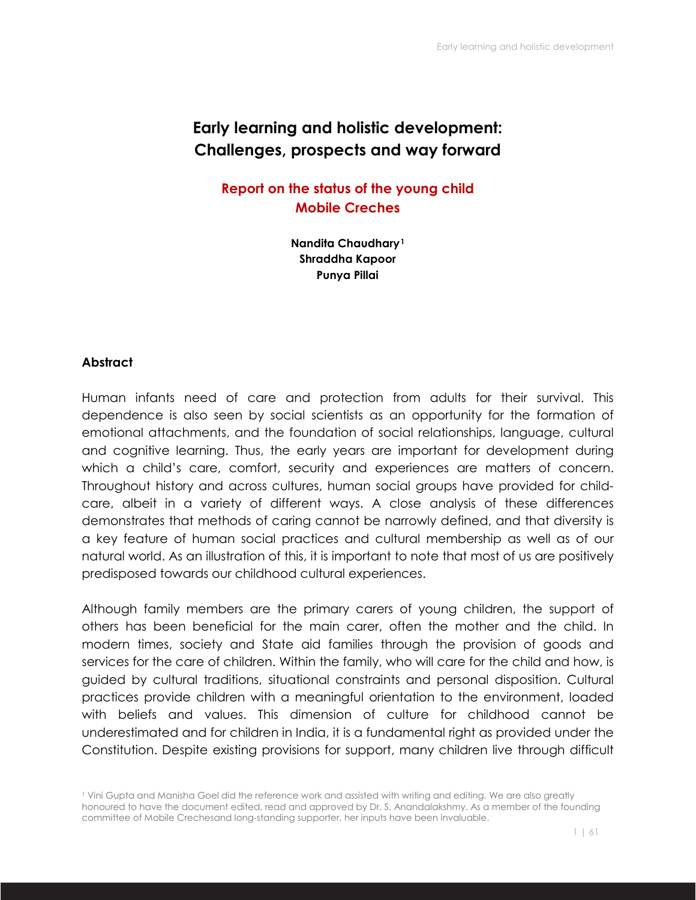# Early learning and holistic development: Challenges, prospects and way forward

## Report on the status of the young child
## Mobile Creches

**Nandita Chaudhary**[1]
**Shraddha Kapoor**
**Punya Pillai**

### Abstract

Human infants need of care and protection from adults for their survival. This dependence is also seen by social scientists as an opportunity for the formation of emotional attachments, and the foundation of social relationships, language, cultural and cognitive learning. Thus, the early years are important for development during which a child's care, comfort, security and experiences are matters of concern. Throughout history and across cultures, human social groups have provided for child-care, albeit in a variety of different ways. A close analysis of these differences demonstrates that methods of caring cannot be narrowly defined, and that diversity is a key feature of human social practices and cultural membership as well as of our natural world. As an illustration of this, it is important to note that most of us are positively predisposed towards our childhood cultural experiences.

Although family members are the primary carers of young children, the support of others has been beneficial for the main carer, often the mother and the child. In modern times, society and State aid families through the provision of goods and services for the care of children. Within the family, who will care for the child and how, is guided by cultural traditions, situational constraints and personal disposition. Cultural practices provide children with a meaningful orientation to the environment, loaded with beliefs and values. This dimension of culture for childhood cannot be underestimated and for children in India, it is a fundamental right as provided under the Constitution. Despite existing provisions for support, many children live through difficult

[1] Vini Gupta and Manisha Goel did the reference work and assisted with writing and editing. We are also greatly honoured to have the document edited, read and approved by Dr. S. Anandalakshmy. As a member of the founding committee of Mobile Crechesand long-standing supporter, her inputs have been invaluable.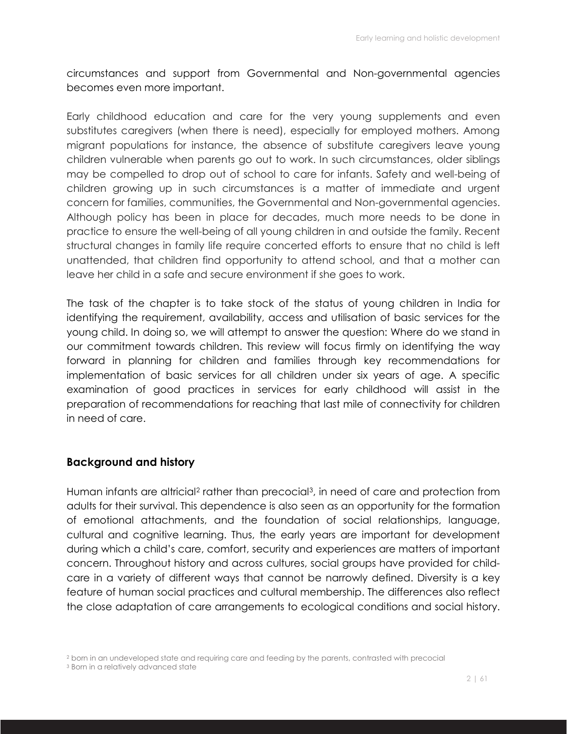circumstances and support from Governmental and Non-governmental agencies becomes even more important.

Early childhood education and care for the very young supplements and even substitutes caregivers (when there is need), especially for employed mothers. Among migrant populations for instance, the absence of substitute caregivers leave young children vulnerable when parents go out to work. In such circumstances, older siblings may be compelled to drop out of school to care for infants. Safety and well-being of children growing up in such circumstances is a matter of immediate and urgent concern for families, communities, the Governmental and Non-governmental agencies. Although policy has been in place for decades, much more needs to be done in practice to ensure the well-being of all young children in and outside the family. Recent structural changes in family life require concerted efforts to ensure that no child is left unattended, that children find opportunity to attend school, and that a mother can leave her child in a safe and secure environment if she goes to work.

The task of the chapter is to take stock of the status of young children in India for identifying the requirement, availability, access and utilisation of basic services for the young child. In doing so, we will attempt to answer the question: Where do we stand in our commitment towards children. This review will focus firmly on identifying the way forward in planning for children and families through key recommendations for implementation of basic services for all children under six years of age. A specific examination of good practices in services for early childhood will assist in the preparation of recommendations for reaching that last mile of connectivity for children in need of care.

## Background and history

Human infants are altricial[2] rather than precocial[3], in need of care and protection from adults for their survival. This dependence is also seen as an opportunity for the formation of emotional attachments, and the foundation of social relationships, language, cultural and cognitive learning. Thus, the early years are important for development during which a child's care, comfort, security and experiences are matters of important concern. Throughout history and across cultures, social groups have provided for child-care in a variety of different ways that cannot be narrowly defined. Diversity is a key feature of human social practices and cultural membership. The differences also reflect the close adaptation of care arrangements to ecological conditions and social history.

[2] born in an undeveloped state and requiring care and feeding by the parents, contrasted with precocial

[3] Born in a relatively advanced state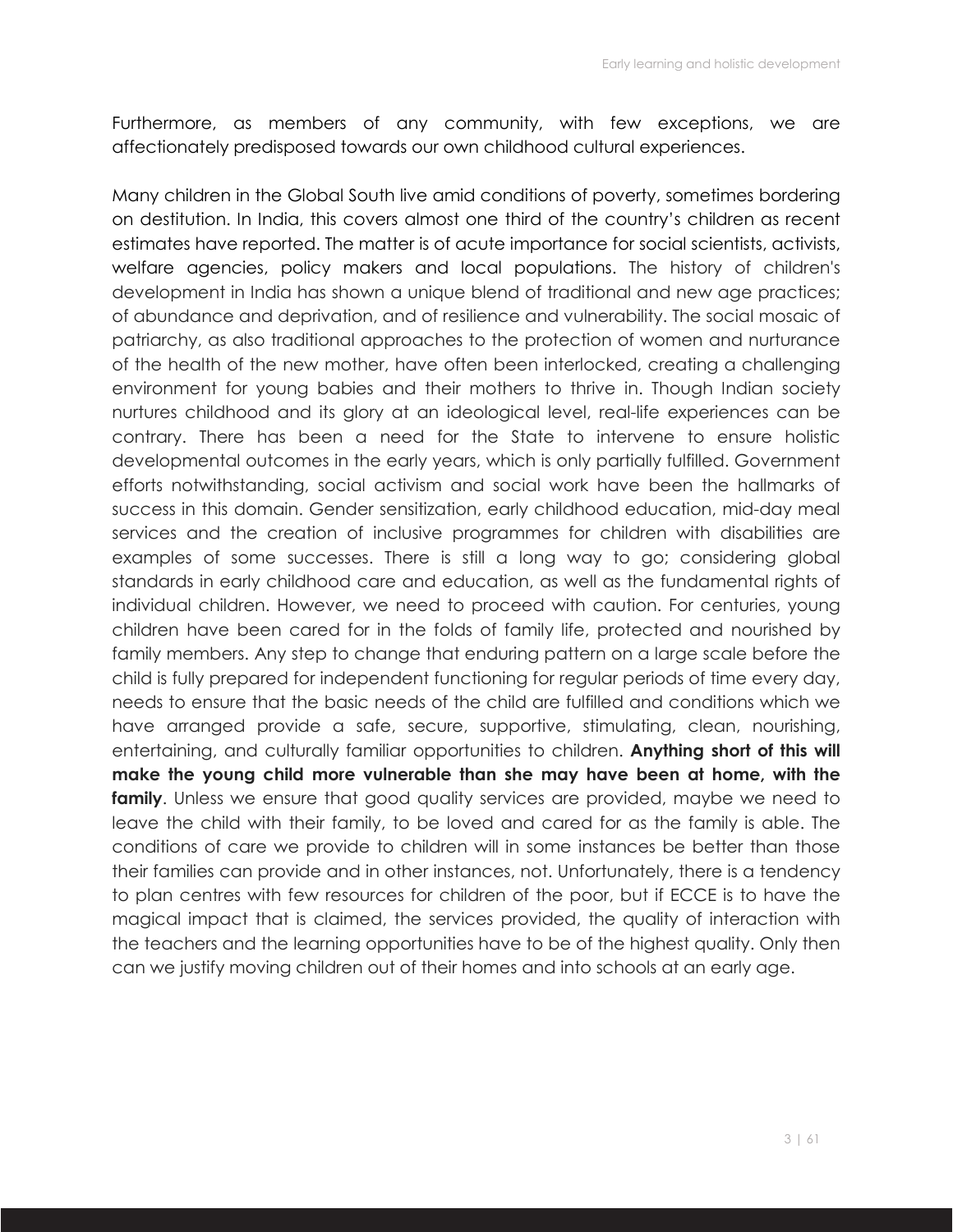Furthermore, as members of any community, with few exceptions, we are affectionately predisposed towards our own childhood cultural experiences.

Many children in the Global South live amid conditions of poverty, sometimes bordering on destitution. In India, this covers almost one third of the country's children as recent estimates have reported. The matter is of acute importance for social scientists, activists, welfare agencies, policy makers and local populations. The history of children's development in India has shown a unique blend of traditional and new age practices; of abundance and deprivation, and of resilience and vulnerability. The social mosaic of patriarchy, as also traditional approaches to the protection of women and nurturance of the health of the new mother, have often been interlocked, creating a challenging environment for young babies and their mothers to thrive in. Though Indian society nurtures childhood and its glory at an ideological level, real-life experiences can be contrary. There has been a need for the State to intervene to ensure holistic developmental outcomes in the early years, which is only partially fulfilled. Government efforts notwithstanding, social activism and social work have been the hallmarks of success in this domain. Gender sensitization, early childhood education, mid-day meal services and the creation of inclusive programmes for children with disabilities are examples of some successes. There is still a long way to go; considering global standards in early childhood care and education, as well as the fundamental rights of individual children. However, we need to proceed with caution. For centuries, young children have been cared for in the folds of family life, protected and nourished by family members. Any step to change that enduring pattern on a large scale before the child is fully prepared for independent functioning for regular periods of time every day, needs to ensure that the basic needs of the child are fulfilled and conditions which we have arranged provide a safe, secure, supportive, stimulating, clean, nourishing, entertaining, and culturally familiar opportunities to children. **Anything short of this will make the young child more vulnerable than she may have been at home, with the family**. Unless we ensure that good quality services are provided, maybe we need to leave the child with their family, to be loved and cared for as the family is able. The conditions of care we provide to children will in some instances be better than those their families can provide and in other instances, not. Unfortunately, there is a tendency to plan centres with few resources for children of the poor, but if ECCE is to have the magical impact that is claimed, the services provided, the quality of interaction with the teachers and the learning opportunities have to be of the highest quality. Only then can we justify moving children out of their homes and into schools at an early age.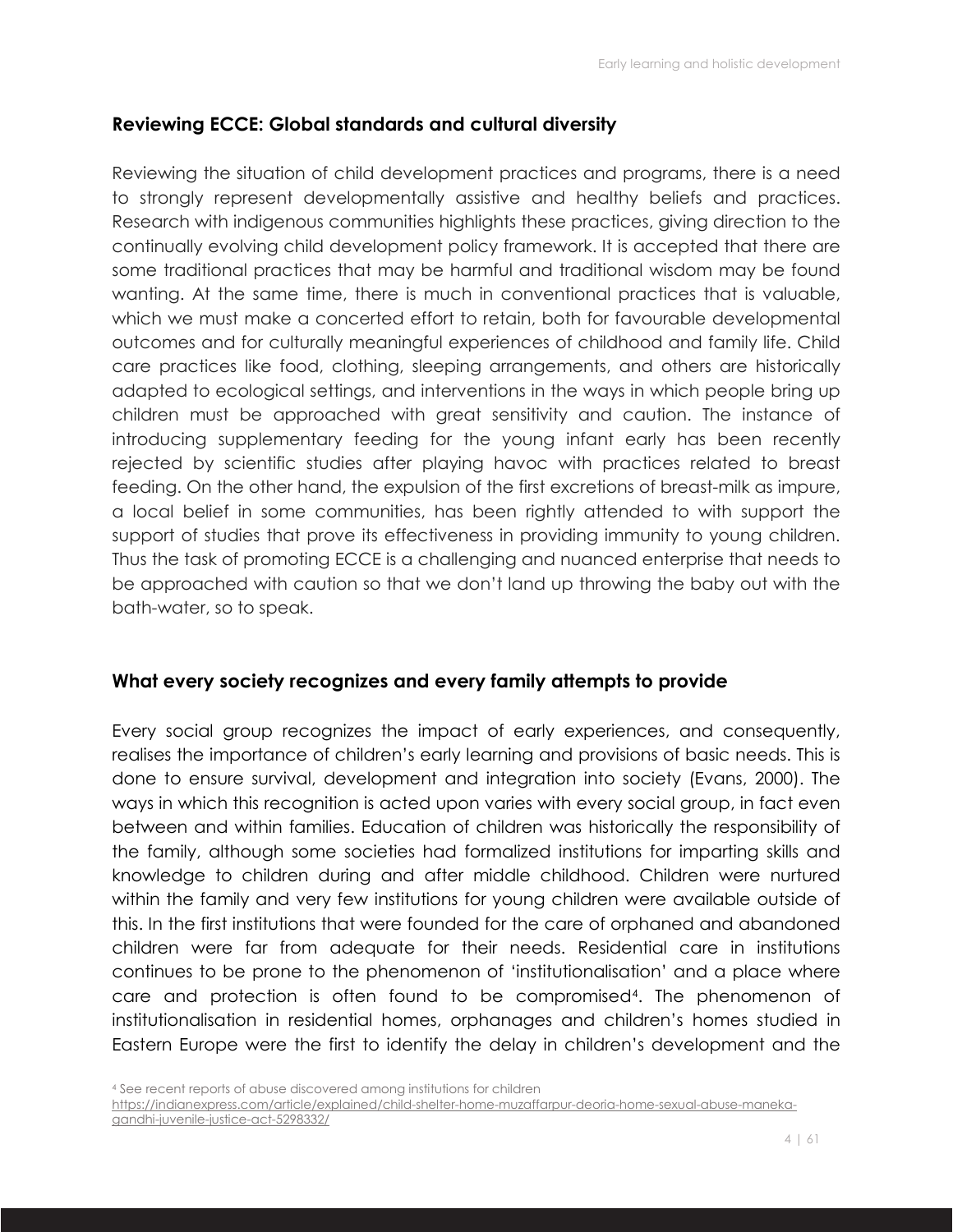## Reviewing ECCE: Global standards and cultural diversity

Reviewing the situation of child development practices and programs, there is a need to strongly represent developmentally assistive and healthy beliefs and practices. Research with indigenous communities highlights these practices, giving direction to the continually evolving child development policy framework. It is accepted that there are some traditional practices that may be harmful and traditional wisdom may be found wanting. At the same time, there is much in conventional practices that is valuable, which we must make a concerted effort to retain, both for favourable developmental outcomes and for culturally meaningful experiences of childhood and family life. Child care practices like food, clothing, sleeping arrangements, and others are historically adapted to ecological settings, and interventions in the ways in which people bring up children must be approached with great sensitivity and caution. The instance of introducing supplementary feeding for the young infant early has been recently rejected by scientific studies after playing havoc with practices related to breast feeding. On the other hand, the expulsion of the first excretions of breast-milk as impure, a local belief in some communities, has been rightly attended to with support the support of studies that prove its effectiveness in providing immunity to young children. Thus the task of promoting ECCE is a challenging and nuanced enterprise that needs to be approached with caution so that we don't land up throwing the baby out with the bath-water, so to speak.

## What every society recognizes and every family attempts to provide

Every social group recognizes the impact of early experiences, and consequently, realises the importance of children's early learning and provisions of basic needs. This is done to ensure survival, development and integration into society (Evans, 2000). The ways in which this recognition is acted upon varies with every social group, in fact even between and within families. Education of children was historically the responsibility of the family, although some societies had formalized institutions for imparting skills and knowledge to children during and after middle childhood. Children were nurtured within the family and very few institutions for young children were available outside of this. In the first institutions that were founded for the care of orphaned and abandoned children were far from adequate for their needs. Residential care in institutions continues to be prone to the phenomenon of 'institutionalisation' and a place where care and protection is often found to be compromised[4]. The phenomenon of institutionalisation in residential homes, orphanages and children's homes studied in Eastern Europe were the first to identify the delay in children's development and the

[4] See recent reports of abuse discovered among institutions for children https://indianexpress.com/article/explained/child-shelter-home-muzaffarpur-deoria-home-sexual-abuse-maneka-gandhi-juvenile-justice-act-5298332/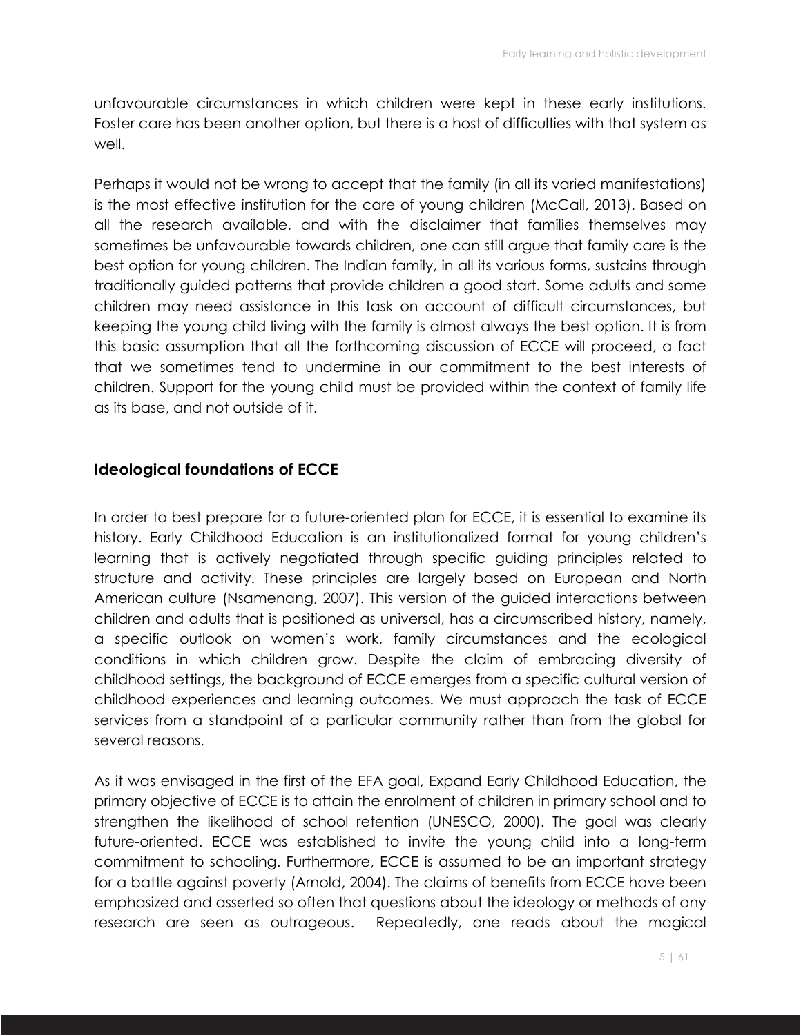unfavourable circumstances in which children were kept in these early institutions. Foster care has been another option, but there is a host of difficulties with that system as well.

Perhaps it would not be wrong to accept that the family (in all its varied manifestations) is the most effective institution for the care of young children (McCall, 2013). Based on all the research available, and with the disclaimer that families themselves may sometimes be unfavourable towards children, one can still argue that family care is the best option for young children. The Indian family, in all its various forms, sustains through traditionally guided patterns that provide children a good start. Some adults and some children may need assistance in this task on account of difficult circumstances, but keeping the young child living with the family is almost always the best option. It is from this basic assumption that all the forthcoming discussion of ECCE will proceed, a fact that we sometimes tend to undermine in our commitment to the best interests of children. Support for the young child must be provided within the context of family life as its base, and not outside of it.

## Ideological foundations of ECCE

In order to best prepare for a future-oriented plan for ECCE, it is essential to examine its history. Early Childhood Education is an institutionalized format for young children's learning that is actively negotiated through specific guiding principles related to structure and activity. These principles are largely based on European and North American culture (Nsamenang, 2007). This version of the guided interactions between children and adults that is positioned as universal, has a circumscribed history, namely, a specific outlook on women's work, family circumstances and the ecological conditions in which children grow. Despite the claim of embracing diversity of childhood settings, the background of ECCE emerges from a specific cultural version of childhood experiences and learning outcomes. We must approach the task of ECCE services from a standpoint of a particular community rather than from the global for several reasons.

As it was envisaged in the first of the EFA goal, Expand Early Childhood Education, the primary objective of ECCE is to attain the enrolment of children in primary school and to strengthen the likelihood of school retention (UNESCO, 2000). The goal was clearly future-oriented. ECCE was established to invite the young child into a long-term commitment to schooling. Furthermore, ECCE is assumed to be an important strategy for a battle against poverty (Arnold, 2004). The claims of benefits from ECCE have been emphasized and asserted so often that questions about the ideology or methods of any research are seen as outrageous. Repeatedly, one reads about the magical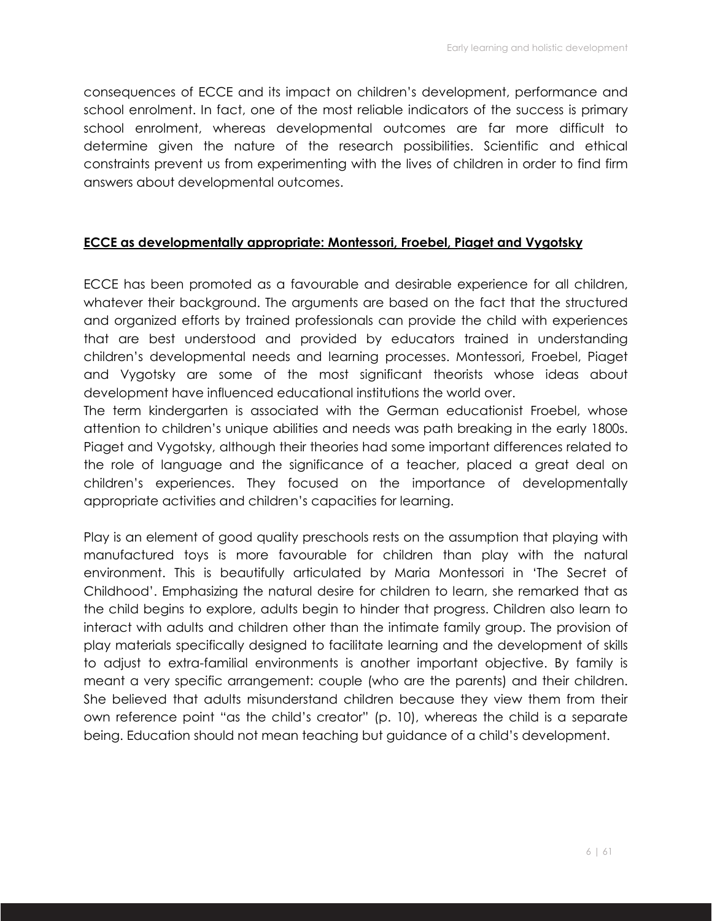consequences of ECCE and its impact on children's development, performance and school enrolment. In fact, one of the most reliable indicators of the success is primary school enrolment, whereas developmental outcomes are far more difficult to determine given the nature of the research possibilities. Scientific and ethical constraints prevent us from experimenting with the lives of children in order to find firm answers about developmental outcomes.

## ECCE as developmentally appropriate: Montessori, Froebel, Piaget and Vygotsky

ECCE has been promoted as a favourable and desirable experience for all children, whatever their background. The arguments are based on the fact that the structured and organized efforts by trained professionals can provide the child with experiences that are best understood and provided by educators trained in understanding children's developmental needs and learning processes. Montessori, Froebel, Piaget and Vygotsky are some of the most significant theorists whose ideas about development have influenced educational institutions the world over.

The term kindergarten is associated with the German educationist Froebel, whose attention to children's unique abilities and needs was path breaking in the early 1800s. Piaget and Vygotsky, although their theories had some important differences related to the role of language and the significance of a teacher, placed a great deal on children's experiences. They focused on the importance of developmentally appropriate activities and children's capacities for learning.

Play is an element of good quality preschools rests on the assumption that playing with manufactured toys is more favourable for children than play with the natural environment. This is beautifully articulated by Maria Montessori in 'The Secret of Childhood'. Emphasizing the natural desire for children to learn, she remarked that as the child begins to explore, adults begin to hinder that progress. Children also learn to interact with adults and children other than the intimate family group. The provision of play materials specifically designed to facilitate learning and the development of skills to adjust to extra-familial environments is another important objective. By family is meant a very specific arrangement: couple (who are the parents) and their children. She believed that adults misunderstand children because they view them from their own reference point "as the child's creator" (p. 10), whereas the child is a separate being. Education should not mean teaching but guidance of a child's development.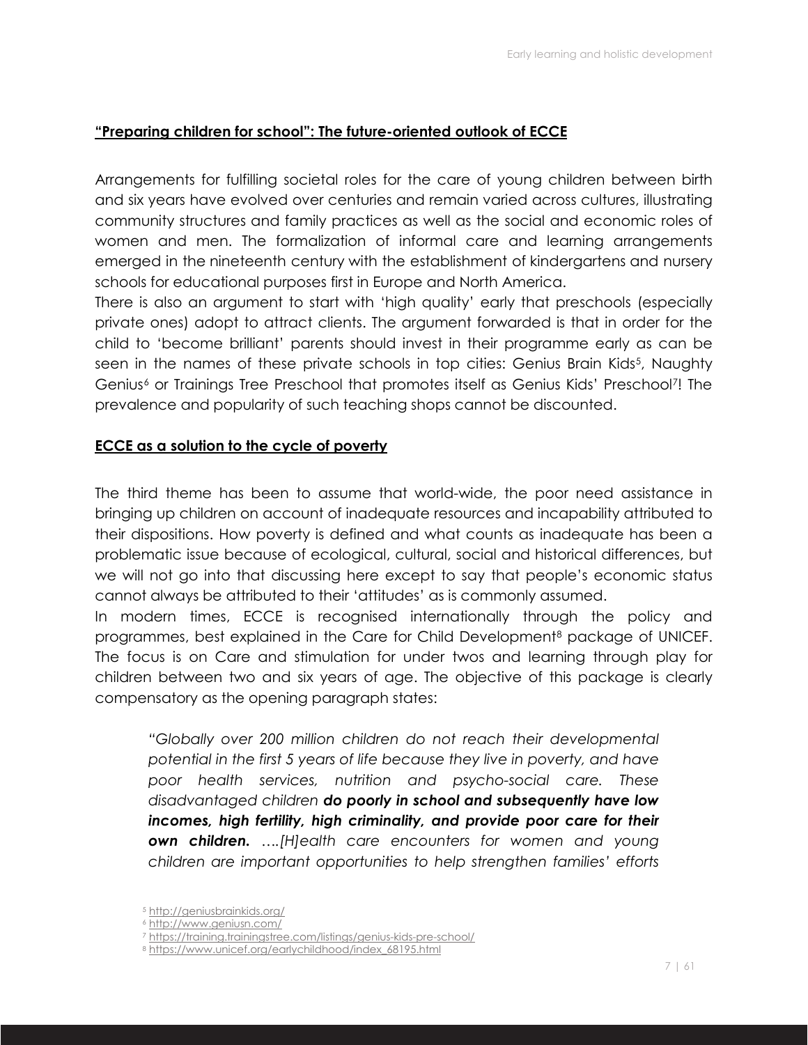## "Preparing children for school": The future-oriented outlook of ECCE

Arrangements for fulfilling societal roles for the care of young children between birth and six years have evolved over centuries and remain varied across cultures, illustrating community structures and family practices as well as the social and economic roles of women and men. The formalization of informal care and learning arrangements emerged in the nineteenth century with the establishment of kindergartens and nursery schools for educational purposes first in Europe and North America.

There is also an argument to start with 'high quality' early that preschools (especially private ones) adopt to attract clients. The argument forwarded is that in order for the child to 'become brilliant' parents should invest in their programme early as can be seen in the names of these private schools in top cities: Genius Brain Kids[5], Naughty Genius[6] or Trainings Tree Preschool that promotes itself as Genius Kids' Preschool[7]! The prevalence and popularity of such teaching shops cannot be discounted.

## ECCE as a solution to the cycle of poverty

The third theme has been to assume that world-wide, the poor need assistance in bringing up children on account of inadequate resources and incapability attributed to their dispositions. How poverty is defined and what counts as inadequate has been a problematic issue because of ecological, cultural, social and historical differences, but we will not go into that discussing here except to say that people's economic status cannot always be attributed to their 'attitudes' as is commonly assumed.

In modern times, ECCE is recognised internationally through the policy and programmes, best explained in the Care for Child Development[8] package of UNICEF. The focus is on Care and stimulation for under twos and learning through play for children between two and six years of age. The objective of this package is clearly compensatory as the opening paragraph states:

> *"Globally over 200 million children do not reach their developmental potential in the first 5 years of life because they live in poverty, and have poor health services, nutrition and psycho-social care. These disadvantaged children* ***do poorly in school and subsequently have low incomes, high fertility, high criminality, and provide poor care for their own children.*** *….[H]ealth care encounters for women and young children are important opportunities to help strengthen families' efforts*

[5] http://geniusbrainkids.org/

[6] http://www.geniusn.com/

[7] https://training.trainingstree.com/listings/genius-kids-pre-school/

[8] https://www.unicef.org/earlychildhood/index_68195.html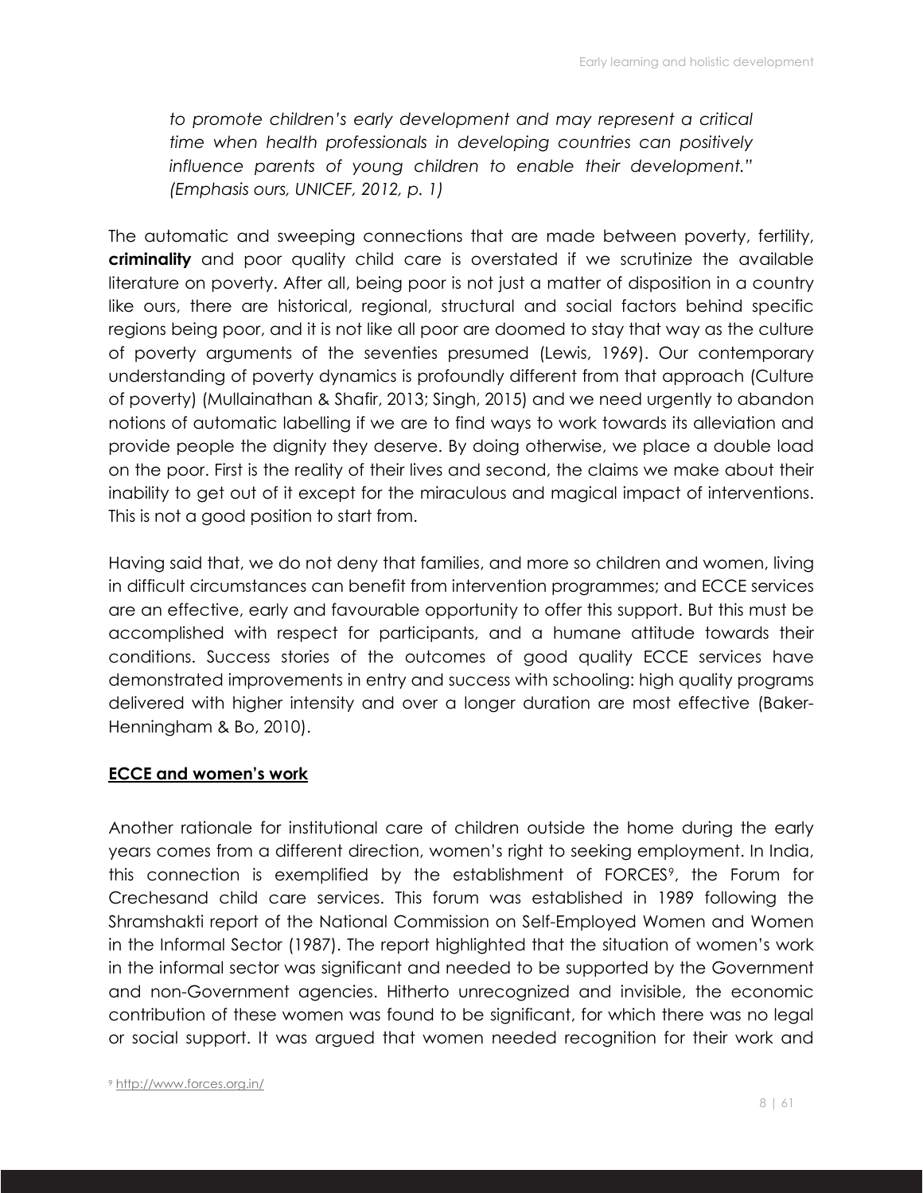*to promote children's early development and may represent a critical time when health professionals in developing countries can positively influence parents of young children to enable their development." (Emphasis ours, UNICEF, 2012, p. 1)*

The automatic and sweeping connections that are made between poverty, fertility, **criminality** and poor quality child care is overstated if we scrutinize the available literature on poverty. After all, being poor is not just a matter of disposition in a country like ours, there are historical, regional, structural and social factors behind specific regions being poor, and it is not like all poor are doomed to stay that way as the culture of poverty arguments of the seventies presumed (Lewis, 1969). Our contemporary understanding of poverty dynamics is profoundly different from that approach (Culture of poverty) (Mullainathan & Shafir, 2013; Singh, 2015) and we need urgently to abandon notions of automatic labelling if we are to find ways to work towards its alleviation and provide people the dignity they deserve. By doing otherwise, we place a double load on the poor. First is the reality of their lives and second, the claims we make about their inability to get out of it except for the miraculous and magical impact of interventions. This is not a good position to start from.

Having said that, we do not deny that families, and more so children and women, living in difficult circumstances can benefit from intervention programmes; and ECCE services are an effective, early and favourable opportunity to offer this support. But this must be accomplished with respect for participants, and a humane attitude towards their conditions. Success stories of the outcomes of good quality ECCE services have demonstrated improvements in entry and success with schooling: high quality programs delivered with higher intensity and over a longer duration are most effective (Baker-Henningham & Bo, 2010).

## ECCE and women's work

Another rationale for institutional care of children outside the home during the early years comes from a different direction, women's right to seeking employment. In India, this connection is exemplified by the establishment of FORCES[9], the Forum for Crechesand child care services. This forum was established in 1989 following the Shramshakti report of the National Commission on Self-Employed Women and Women in the Informal Sector (1987). The report highlighted that the situation of women's work in the informal sector was significant and needed to be supported by the Government and non-Government agencies. Hitherto unrecognized and invisible, the economic contribution of these women was found to be significant, for which there was no legal or social support. It was argued that women needed recognition for their work and

[9] http://www.forces.org.in/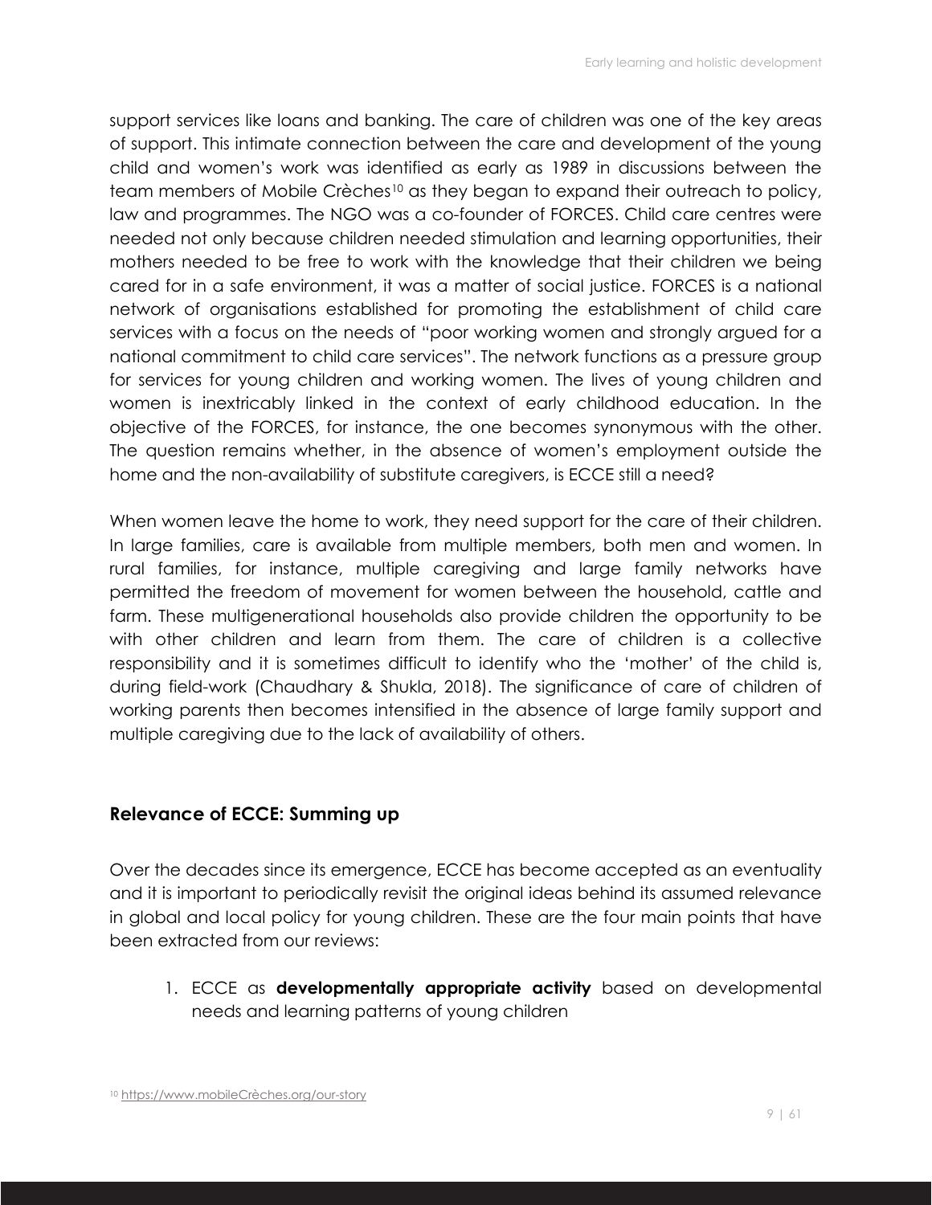support services like loans and banking. The care of children was one of the key areas of support. This intimate connection between the care and development of the young child and women's work was identified as early as 1989 in discussions between the team members of Mobile Crèches[10] as they began to expand their outreach to policy, law and programmes. The NGO was a co-founder of FORCES. Child care centres were needed not only because children needed stimulation and learning opportunities, their mothers needed to be free to work with the knowledge that their children we being cared for in a safe environment, it was a matter of social justice. FORCES is a national network of organisations established for promoting the establishment of child care services with a focus on the needs of "poor working women and strongly argued for a national commitment to child care services". The network functions as a pressure group for services for young children and working women. The lives of young children and women is inextricably linked in the context of early childhood education. In the objective of the FORCES, for instance, the one becomes synonymous with the other. The question remains whether, in the absence of women's employment outside the home and the non-availability of substitute caregivers, is ECCE still a need?

When women leave the home to work, they need support for the care of their children. In large families, care is available from multiple members, both men and women. In rural families, for instance, multiple caregiving and large family networks have permitted the freedom of movement for women between the household, cattle and farm. These multigenerational households also provide children the opportunity to be with other children and learn from them. The care of children is a collective responsibility and it is sometimes difficult to identify who the 'mother' of the child is, during field-work (Chaudhary & Shukla, 2018). The significance of care of children of working parents then becomes intensified in the absence of large family support and multiple caregiving due to the lack of availability of others.

### Relevance of ECCE: Summing up

Over the decades since its emergence, ECCE has become accepted as an eventuality and it is important to periodically revisit the original ideas behind its assumed relevance in global and local policy for young children. These are the four main points that have been extracted from our reviews:

1. ECCE as **developmentally appropriate activity** based on developmental needs and learning patterns of young children

[10] https://www.mobileCrèches.org/our-story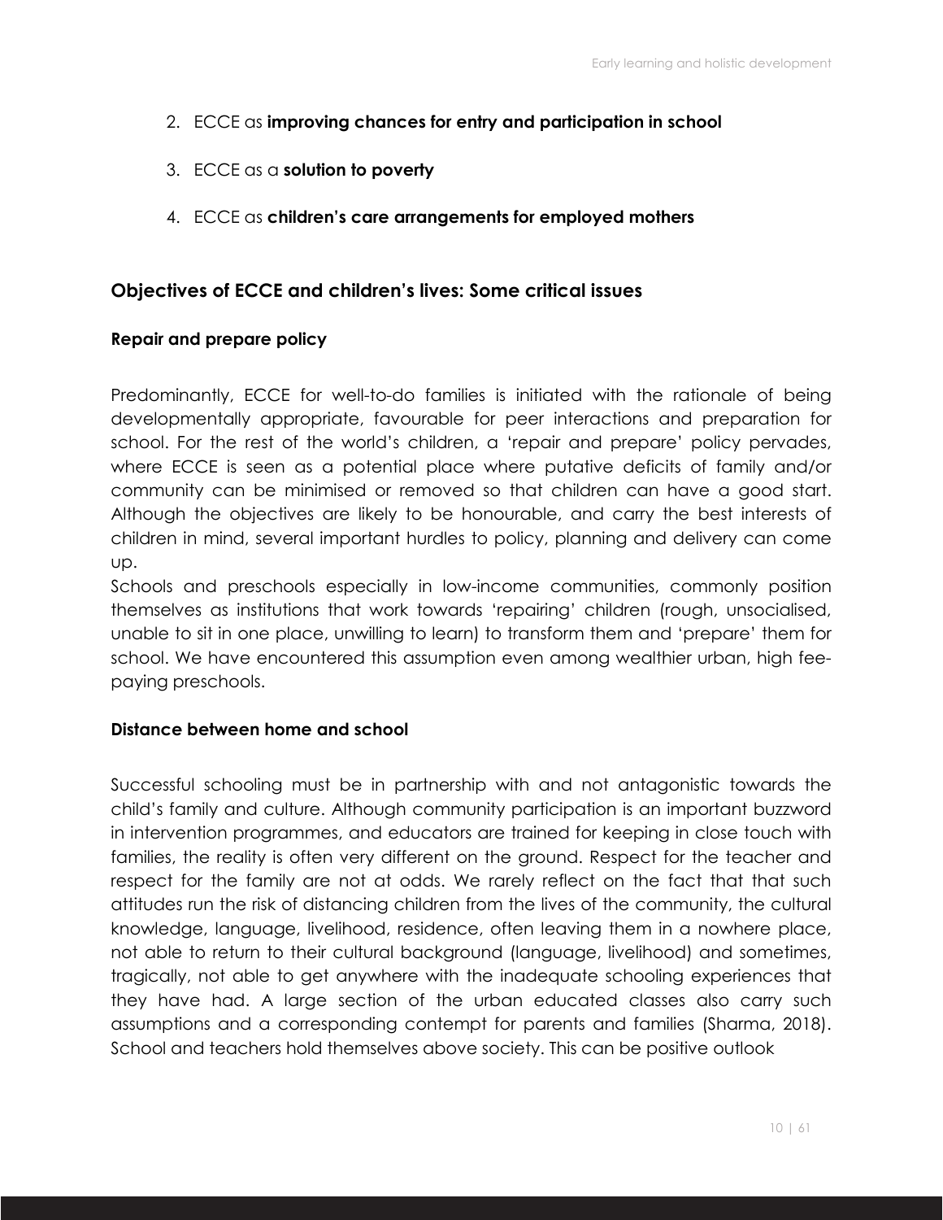2. ECCE as **improving chances for entry and participation in school**

3. ECCE as a **solution to poverty**

4. ECCE as **children's care arrangements for employed mothers**

## Objectives of ECCE and children's lives: Some critical issues

### Repair and prepare policy

Predominantly, ECCE for well-to-do families is initiated with the rationale of being developmentally appropriate, favourable for peer interactions and preparation for school. For the rest of the world's children, a 'repair and prepare' policy pervades, where ECCE is seen as a potential place where putative deficits of family and/or community can be minimised or removed so that children can have a good start. Although the objectives are likely to be honourable, and carry the best interests of children in mind, several important hurdles to policy, planning and delivery can come up.

Schools and preschools especially in low-income communities, commonly position themselves as institutions that work towards 'repairing' children (rough, unsocialised, unable to sit in one place, unwilling to learn) to transform them and 'prepare' them for school. We have encountered this assumption even among wealthier urban, high fee-paying preschools.

### Distance between home and school

Successful schooling must be in partnership with and not antagonistic towards the child's family and culture. Although community participation is an important buzzword in intervention programmes, and educators are trained for keeping in close touch with families, the reality is often very different on the ground. Respect for the teacher and respect for the family are not at odds. We rarely reflect on the fact that that such attitudes run the risk of distancing children from the lives of the community, the cultural knowledge, language, livelihood, residence, often leaving them in a nowhere place, not able to return to their cultural background (language, livelihood) and sometimes, tragically, not able to get anywhere with the inadequate schooling experiences that they have had. A large section of the urban educated classes also carry such assumptions and a corresponding contempt for parents and families (Sharma, 2018). School and teachers hold themselves above society. This can be positive outlook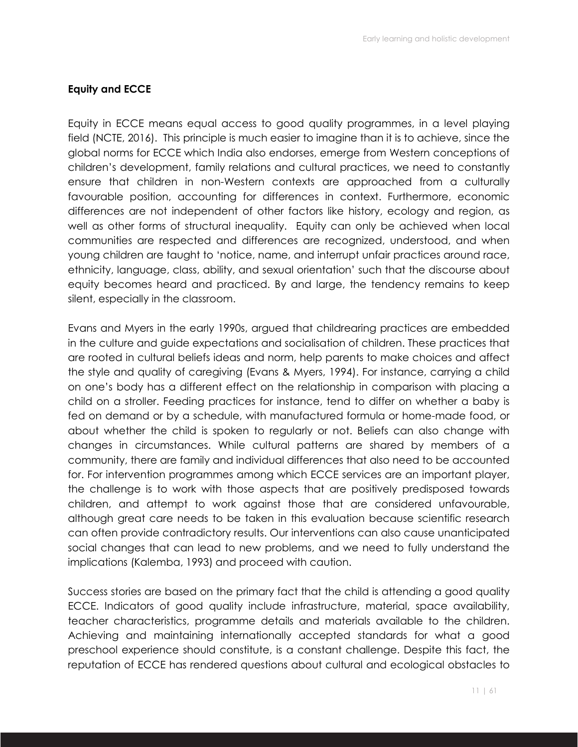**Equity and ECCE**

Equity in ECCE means equal access to good quality programmes, in a level playing field (NCTE, 2016). This principle is much easier to imagine than it is to achieve, since the global norms for ECCE which India also endorses, emerge from Western conceptions of children's development, family relations and cultural practices, we need to constantly ensure that children in non-Western contexts are approached from a culturally favourable position, accounting for differences in context. Furthermore, economic differences are not independent of other factors like history, ecology and region, as well as other forms of structural inequality. Equity can only be achieved when local communities are respected and differences are recognized, understood, and when young children are taught to 'notice, name, and interrupt unfair practices around race, ethnicity, language, class, ability, and sexual orientation' such that the discourse about equity becomes heard and practiced. By and large, the tendency remains to keep silent, especially in the classroom.

Evans and Myers in the early 1990s, argued that childrearing practices are embedded in the culture and guide expectations and socialisation of children. These practices that are rooted in cultural beliefs ideas and norm, help parents to make choices and affect the style and quality of caregiving (Evans & Myers, 1994). For instance, carrying a child on one's body has a different effect on the relationship in comparison with placing a child on a stroller. Feeding practices for instance, tend to differ on whether a baby is fed on demand or by a schedule, with manufactured formula or home-made food, or about whether the child is spoken to regularly or not. Beliefs can also change with changes in circumstances. While cultural patterns are shared by members of a community, there are family and individual differences that also need to be accounted for. For intervention programmes among which ECCE services are an important player, the challenge is to work with those aspects that are positively predisposed towards children, and attempt to work against those that are considered unfavourable, although great care needs to be taken in this evaluation because scientific research can often provide contradictory results. Our interventions can also cause unanticipated social changes that can lead to new problems, and we need to fully understand the implications (Kalemba, 1993) and proceed with caution.

Success stories are based on the primary fact that the child is attending a good quality ECCE. Indicators of good quality include infrastructure, material, space availability, teacher characteristics, programme details and materials available to the children. Achieving and maintaining internationally accepted standards for what a good preschool experience should constitute, is a constant challenge. Despite this fact, the reputation of ECCE has rendered questions about cultural and ecological obstacles to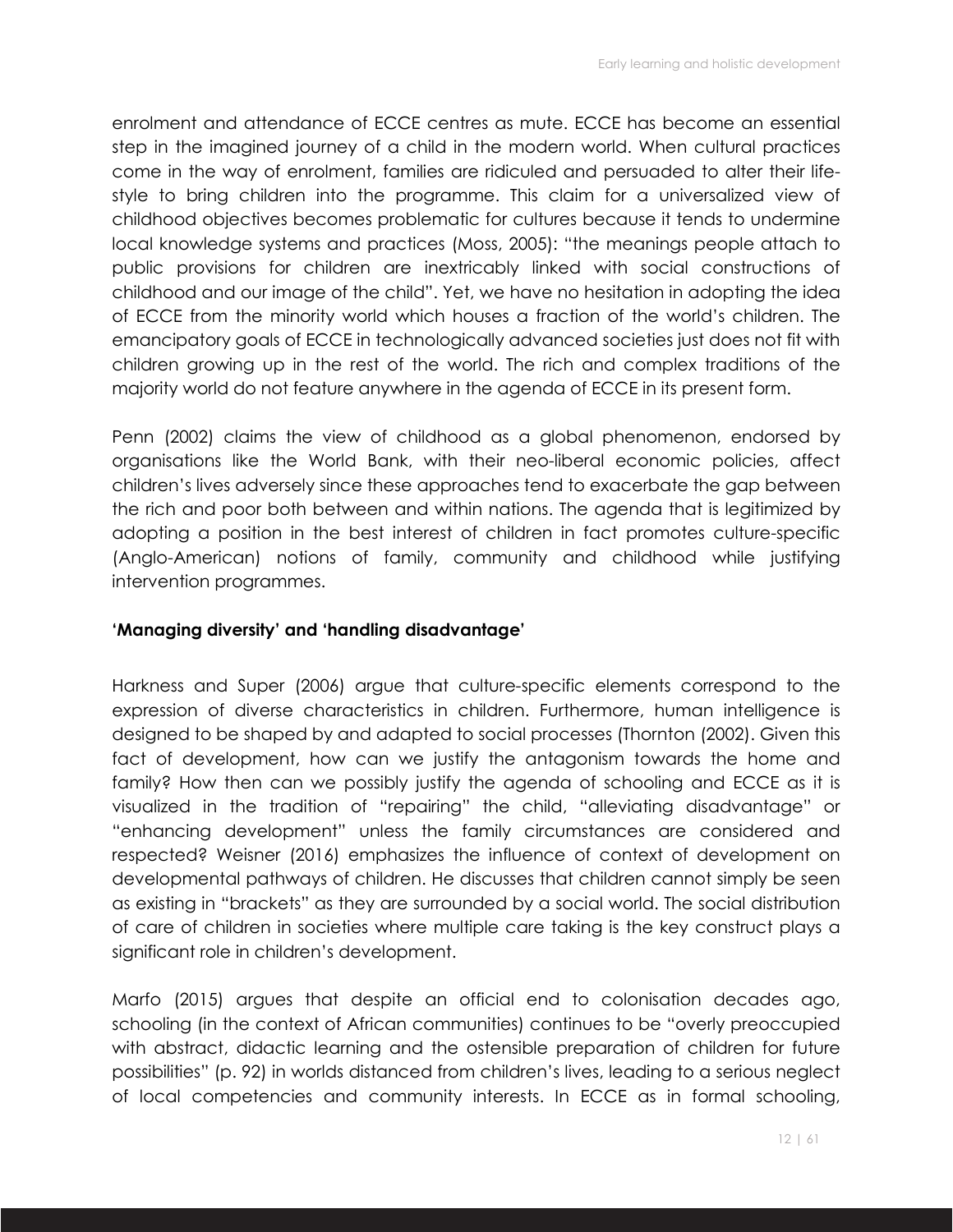enrolment and attendance of ECCE centres as mute. ECCE has become an essential step in the imagined journey of a child in the modern world. When cultural practices come in the way of enrolment, families are ridiculed and persuaded to alter their life-style to bring children into the programme. This claim for a universalized view of childhood objectives becomes problematic for cultures because it tends to undermine local knowledge systems and practices (Moss, 2005): "the meanings people attach to public provisions for children are inextricably linked with social constructions of childhood and our image of the child". Yet, we have no hesitation in adopting the idea of ECCE from the minority world which houses a fraction of the world's children. The emancipatory goals of ECCE in technologically advanced societies just does not fit with children growing up in the rest of the world. The rich and complex traditions of the majority world do not feature anywhere in the agenda of ECCE in its present form.

Penn (2002) claims the view of childhood as a global phenomenon, endorsed by organisations like the World Bank, with their neo-liberal economic policies, affect children's lives adversely since these approaches tend to exacerbate the gap between the rich and poor both between and within nations. The agenda that is legitimized by adopting a position in the best interest of children in fact promotes culture-specific (Anglo-American) notions of family, community and childhood while justifying intervention programmes.

**'Managing diversity' and 'handling disadvantage'**

Harkness and Super (2006) argue that culture-specific elements correspond to the expression of diverse characteristics in children. Furthermore, human intelligence is designed to be shaped by and adapted to social processes (Thornton (2002). Given this fact of development, how can we justify the antagonism towards the home and family? How then can we possibly justify the agenda of schooling and ECCE as it is visualized in the tradition of "repairing" the child, "alleviating disadvantage" or "enhancing development" unless the family circumstances are considered and respected? Weisner (2016) emphasizes the influence of context of development on developmental pathways of children. He discusses that children cannot simply be seen as existing in "brackets" as they are surrounded by a social world. The social distribution of care of children in societies where multiple care taking is the key construct plays a significant role in children's development.

Marfo (2015) argues that despite an official end to colonisation decades ago, schooling (in the context of African communities) continues to be "overly preoccupied with abstract, didactic learning and the ostensible preparation of children for future possibilities" (p. 92) in worlds distanced from children's lives, leading to a serious neglect of local competencies and community interests. In ECCE as in formal schooling,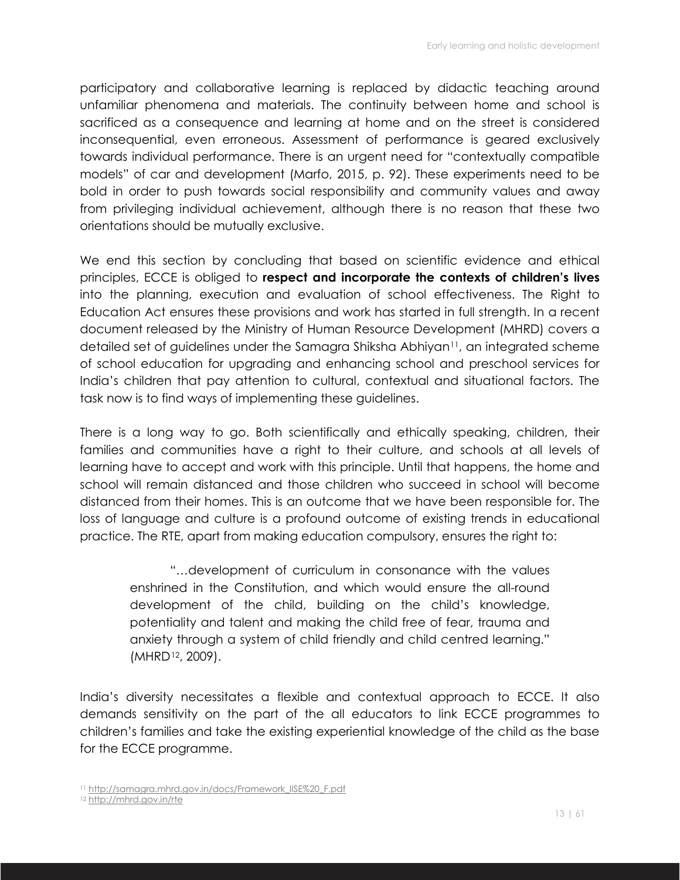participatory and collaborative learning is replaced by didactic teaching around unfamiliar phenomena and materials. The continuity between home and school is sacrificed as a consequence and learning at home and on the street is considered inconsequential, even erroneous. Assessment of performance is geared exclusively towards individual performance. There is an urgent need for "contextually compatible models" of car and development (Marfo, 2015, p. 92). These experiments need to be bold in order to push towards social responsibility and community values and away from privileging individual achievement, although there is no reason that these two orientations should be mutually exclusive.

We end this section by concluding that based on scientific evidence and ethical principles, ECCE is obliged to **respect and incorporate the contexts of children's lives** into the planning, execution and evaluation of school effectiveness. The Right to Education Act ensures these provisions and work has started in full strength. In a recent document released by the Ministry of Human Resource Development (MHRD) covers a detailed set of guidelines under the Samagra Shiksha Abhiyan[11], an integrated scheme of school education for upgrading and enhancing school and preschool services for India's children that pay attention to cultural, contextual and situational factors. The task now is to find ways of implementing these guidelines.

There is a long way to go. Both scientifically and ethically speaking, children, their families and communities have a right to their culture, and schools at all levels of learning have to accept and work with this principle. Until that happens, the home and school will remain distanced and those children who succeed in school will become distanced from their homes. This is an outcome that we have been responsible for. The loss of language and culture is a profound outcome of existing trends in educational practice. The RTE, apart from making education compulsory, ensures the right to:

> "…development of curriculum in consonance with the values enshrined in the Constitution, and which would ensure the all-round development of the child, building on the child's knowledge, potentiality and talent and making the child free of fear, trauma and anxiety through a system of child friendly and child centred learning." (MHRD[12], 2009).

India's diversity necessitates a flexible and contextual approach to ECCE. It also demands sensitivity on the part of the all educators to link ECCE programmes to children's families and take the existing experiential knowledge of the child as the base for the ECCE programme.

[11] http://samagra.mhrd.gov.in/docs/Framework_IISE%20_F.pdf
[12] http://mhrd.gov.in/rte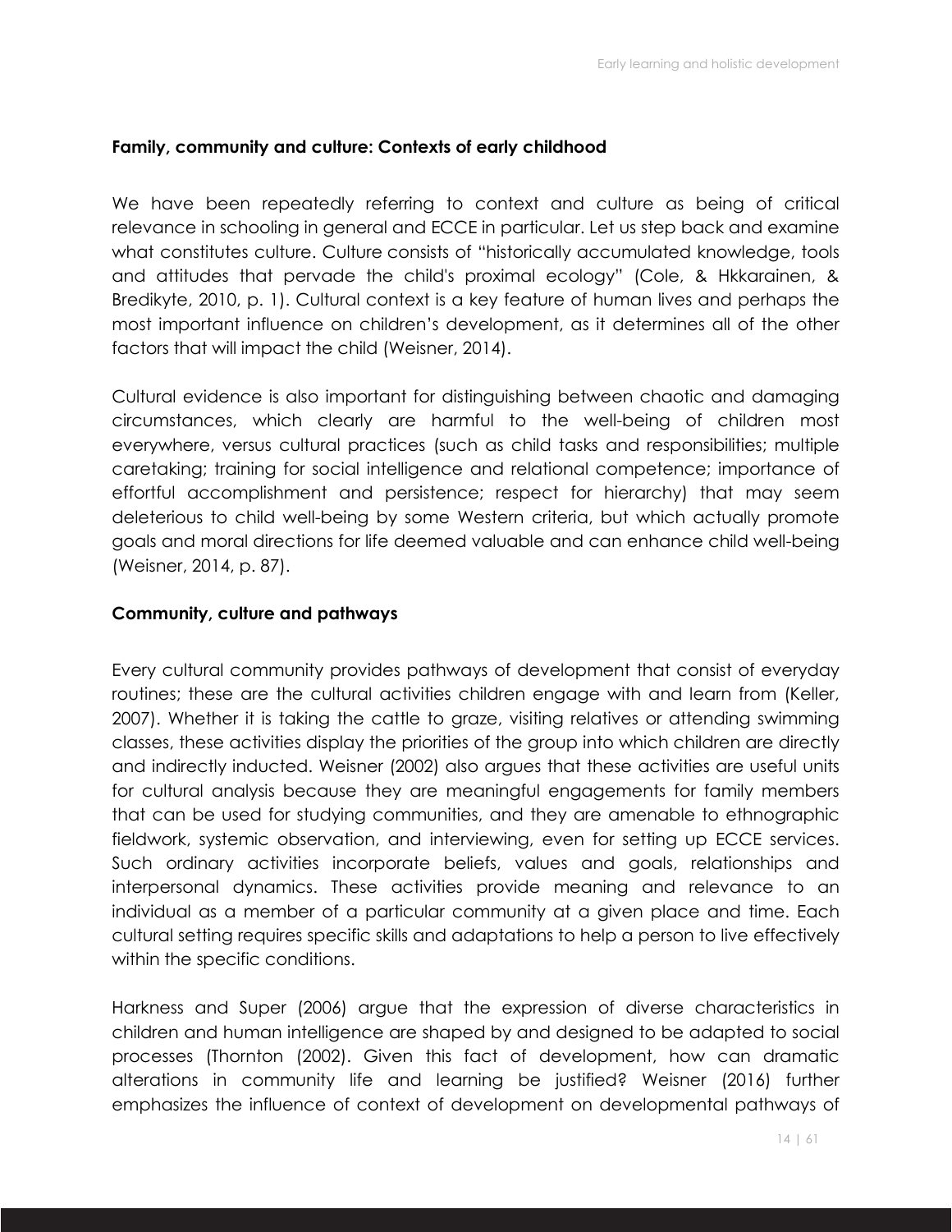## Family, community and culture: Contexts of early childhood

We have been repeatedly referring to context and culture as being of critical relevance in schooling in general and ECCE in particular. Let us step back and examine what constitutes culture. Culture consists of "historically accumulated knowledge, tools and attitudes that pervade the child's proximal ecology" (Cole, & Hkkarainen, & Bredikyte, 2010, p. 1). Cultural context is a key feature of human lives and perhaps the most important influence on children's development, as it determines all of the other factors that will impact the child (Weisner, 2014).

Cultural evidence is also important for distinguishing between chaotic and damaging circumstances, which clearly are harmful to the well-being of children most everywhere, versus cultural practices (such as child tasks and responsibilities; multiple caretaking; training for social intelligence and relational competence; importance of effortful accomplishment and persistence; respect for hierarchy) that may seem deleterious to child well-being by some Western criteria, but which actually promote goals and moral directions for life deemed valuable and can enhance child well-being (Weisner, 2014, p. 87).

## Community, culture and pathways

Every cultural community provides pathways of development that consist of everyday routines; these are the cultural activities children engage with and learn from (Keller, 2007). Whether it is taking the cattle to graze, visiting relatives or attending swimming classes, these activities display the priorities of the group into which children are directly and indirectly inducted. Weisner (2002) also argues that these activities are useful units for cultural analysis because they are meaningful engagements for family members that can be used for studying communities, and they are amenable to ethnographic fieldwork, systemic observation, and interviewing, even for setting up ECCE services. Such ordinary activities incorporate beliefs, values and goals, relationships and interpersonal dynamics. These activities provide meaning and relevance to an individual as a member of a particular community at a given place and time. Each cultural setting requires specific skills and adaptations to help a person to live effectively within the specific conditions.

Harkness and Super (2006) argue that the expression of diverse characteristics in children and human intelligence are shaped by and designed to be adapted to social processes (Thornton (2002). Given this fact of development, how can dramatic alterations in community life and learning be justified? Weisner (2016) further emphasizes the influence of context of development on developmental pathways of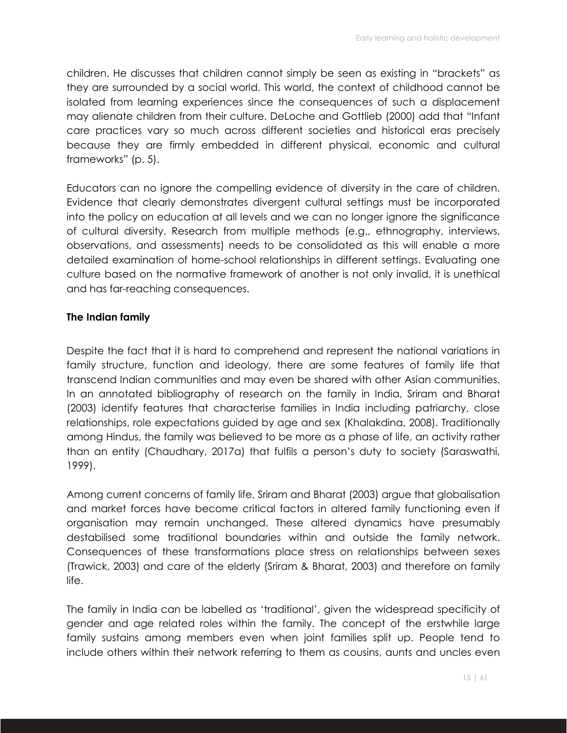children. He discusses that children cannot simply be seen as existing in "brackets" as they are surrounded by a social world. This world, the context of childhood cannot be isolated from learning experiences since the consequences of such a displacement may alienate children from their culture. DeLoche and Gottlieb (2000) add that "Infant care practices vary so much across different societies and historical eras precisely because they are firmly embedded in different physical, economic and cultural frameworks" (p. 5).

Educators can no ignore the compelling evidence of diversity in the care of children. Evidence that clearly demonstrates divergent cultural settings must be incorporated into the policy on education at all levels and we can no longer ignore the significance of cultural diversity. Research from multiple methods (e.g., ethnography, interviews, observations, and assessments) needs to be consolidated as this will enable a more detailed examination of home-school relationships in different settings. Evaluating one culture based on the normative framework of another is not only invalid, it is unethical and has far-reaching consequences.

**The Indian family**

Despite the fact that it is hard to comprehend and represent the national variations in family structure, function and ideology, there are some features of family life that transcend Indian communities and may even be shared with other Asian communities. In an annotated bibliography of research on the family in India, Sriram and Bharat (2003) identify features that characterise families in India including patriarchy, close relationships, role expectations guided by age and sex (Khalakdina, 2008). Traditionally among Hindus, the family was believed to be more as a phase of life, an activity rather than an entity (Chaudhary, 2017a) that fulfils a person's duty to society (Saraswathi, 1999).

Among current concerns of family life, Sriram and Bharat (2003) argue that globalisation and market forces have become critical factors in altered family functioning even if organisation may remain unchanged. These altered dynamics have presumably destabilised some traditional boundaries within and outside the family network. Consequences of these transformations place stress on relationships between sexes (Trawick, 2003) and care of the elderly (Sriram & Bharat, 2003) and therefore on family life.

The family in India can be labelled as 'traditional', given the widespread specificity of gender and age related roles within the family. The concept of the erstwhile large family sustains among members even when joint families split up. People tend to include others within their network referring to them as cousins, aunts and uncles even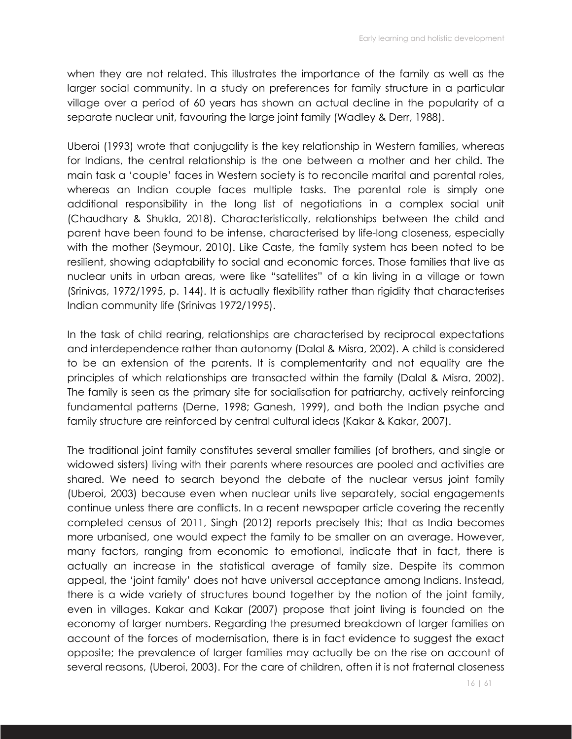when they are not related. This illustrates the importance of the family as well as the larger social community. In a study on preferences for family structure in a particular village over a period of 60 years has shown an actual decline in the popularity of a separate nuclear unit, favouring the large joint family (Wadley & Derr, 1988).

Uberoi (1993) wrote that conjugality is the key relationship in Western families, whereas for Indians, the central relationship is the one between a mother and her child. The main task a 'couple' faces in Western society is to reconcile marital and parental roles, whereas an Indian couple faces multiple tasks. The parental role is simply one additional responsibility in the long list of negotiations in a complex social unit (Chaudhary & Shukla, 2018). Characteristically, relationships between the child and parent have been found to be intense, characterised by life-long closeness, especially with the mother (Seymour, 2010). Like Caste, the family system has been noted to be resilient, showing adaptability to social and economic forces. Those families that live as nuclear units in urban areas, were like "satellites" of a kin living in a village or town (Srinivas, 1972/1995, p. 144). It is actually flexibility rather than rigidity that characterises Indian community life (Srinivas 1972/1995).

In the task of child rearing, relationships are characterised by reciprocal expectations and interdependence rather than autonomy (Dalal & Misra, 2002). A child is considered to be an extension of the parents. It is complementarity and not equality are the principles of which relationships are transacted within the family (Dalal & Misra, 2002). The family is seen as the primary site for socialisation for patriarchy, actively reinforcing fundamental patterns (Derne, 1998; Ganesh, 1999), and both the Indian psyche and family structure are reinforced by central cultural ideas (Kakar & Kakar, 2007).

The traditional joint family constitutes several smaller families (of brothers, and single or widowed sisters) living with their parents where resources are pooled and activities are shared. We need to search beyond the debate of the nuclear versus joint family (Uberoi, 2003) because even when nuclear units live separately, social engagements continue unless there are conflicts. In a recent newspaper article covering the recently completed census of 2011, Singh (2012) reports precisely this; that as India becomes more urbanised, one would expect the family to be smaller on an average. However, many factors, ranging from economic to emotional, indicate that in fact, there is actually an increase in the statistical average of family size. Despite its common appeal, the 'joint family' does not have universal acceptance among Indians. Instead, there is a wide variety of structures bound together by the notion of the joint family, even in villages. Kakar and Kakar (2007) propose that joint living is founded on the economy of larger numbers. Regarding the presumed breakdown of larger families on account of the forces of modernisation, there is in fact evidence to suggest the exact opposite; the prevalence of larger families may actually be on the rise on account of several reasons, (Uberoi, 2003). For the care of children, often it is not fraternal closeness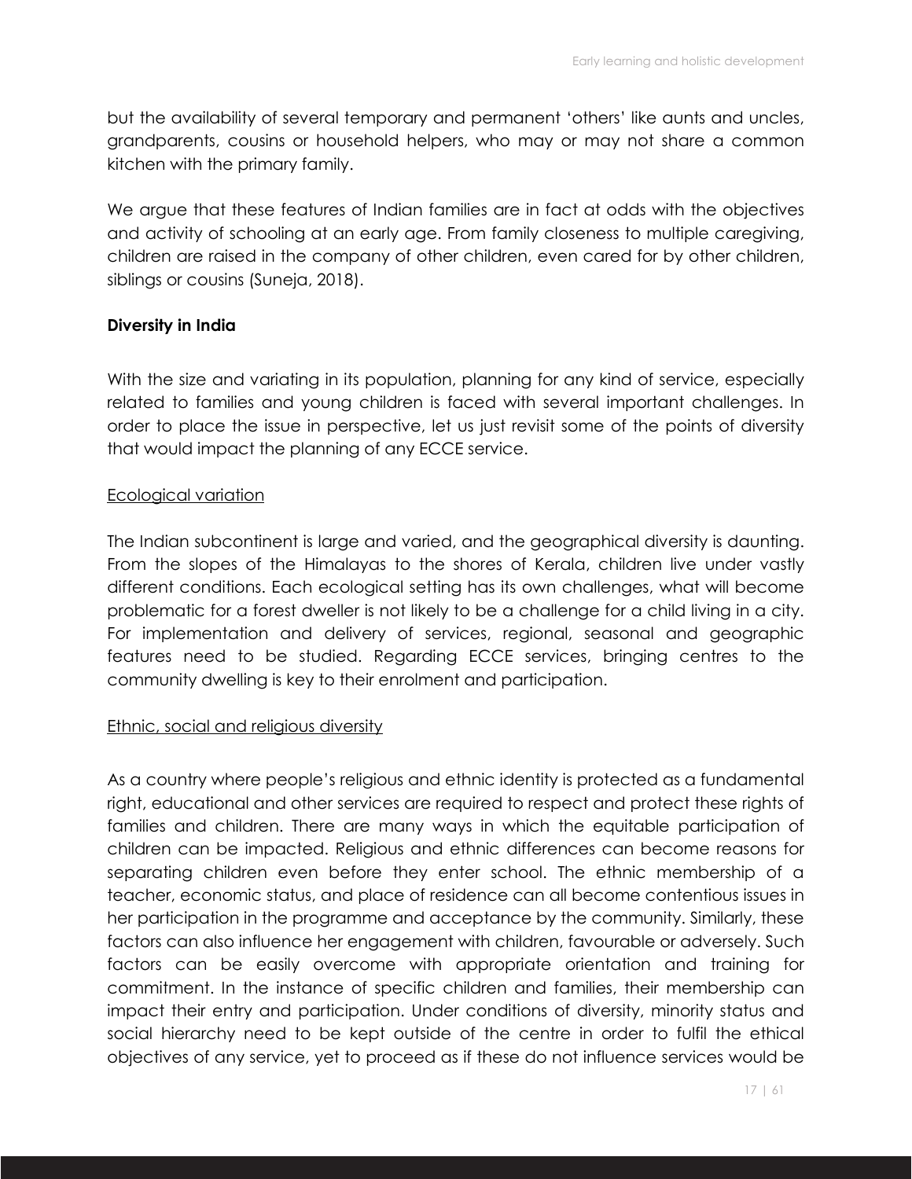but the availability of several temporary and permanent 'others' like aunts and uncles, grandparents, cousins or household helpers, who may or may not share a common kitchen with the primary family.

We argue that these features of Indian families are in fact at odds with the objectives and activity of schooling at an early age. From family closeness to multiple caregiving, children are raised in the company of other children, even cared for by other children, siblings or cousins (Suneja, 2018).

**Diversity in India**

With the size and variating in its population, planning for any kind of service, especially related to families and young children is faced with several important challenges. In order to place the issue in perspective, let us just revisit some of the points of diversity that would impact the planning of any ECCE service.

<u>Ecological variation</u>

The Indian subcontinent is large and varied, and the geographical diversity is daunting. From the slopes of the Himalayas to the shores of Kerala, children live under vastly different conditions. Each ecological setting has its own challenges, what will become problematic for a forest dweller is not likely to be a challenge for a child living in a city. For implementation and delivery of services, regional, seasonal and geographic features need to be studied. Regarding ECCE services, bringing centres to the community dwelling is key to their enrolment and participation.

<u>Ethnic, social and religious diversity</u>

As a country where people's religious and ethnic identity is protected as a fundamental right, educational and other services are required to respect and protect these rights of families and children. There are many ways in which the equitable participation of children can be impacted. Religious and ethnic differences can become reasons for separating children even before they enter school. The ethnic membership of a teacher, economic status, and place of residence can all become contentious issues in her participation in the programme and acceptance by the community. Similarly, these factors can also influence her engagement with children, favourable or adversely. Such factors can be easily overcome with appropriate orientation and training for commitment. In the instance of specific children and families, their membership can impact their entry and participation. Under conditions of diversity, minority status and social hierarchy need to be kept outside of the centre in order to fulfil the ethical objectives of any service, yet to proceed as if these do not influence services would be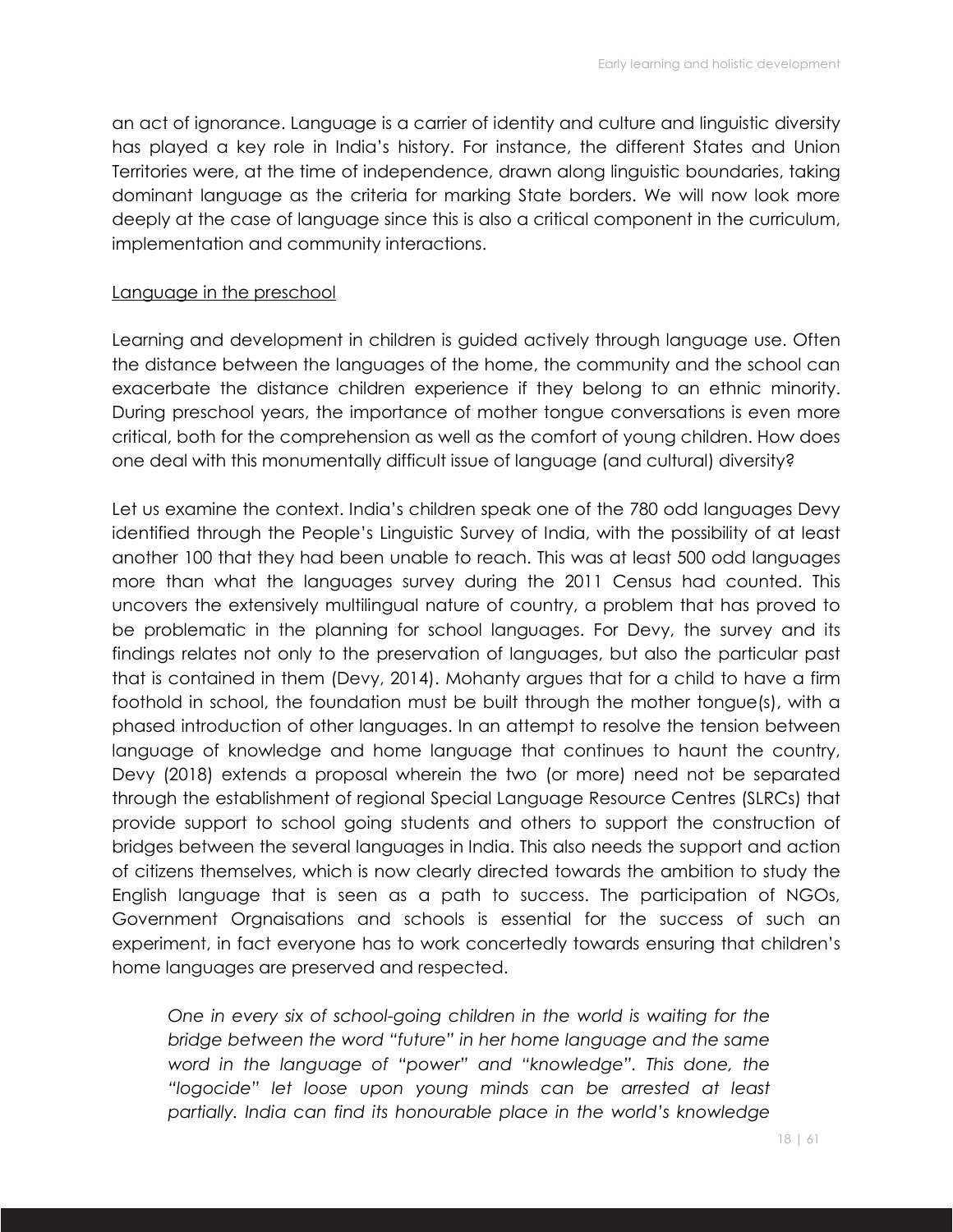an act of ignorance. Language is a carrier of identity and culture and linguistic diversity has played a key role in India's history. For instance, the different States and Union Territories were, at the time of independence, drawn along linguistic boundaries, taking dominant language as the criteria for marking State borders. We will now look more deeply at the case of language since this is also a critical component in the curriculum, implementation and community interactions.

<u>Language in the preschool</u>

Learning and development in children is guided actively through language use. Often the distance between the languages of the home, the community and the school can exacerbate the distance children experience if they belong to an ethnic minority. During preschool years, the importance of mother tongue conversations is even more critical, both for the comprehension as well as the comfort of young children. How does one deal with this monumentally difficult issue of language (and cultural) diversity?

Let us examine the context. India's children speak one of the 780 odd languages Devy identified through the People's Linguistic Survey of India, with the possibility of at least another 100 that they had been unable to reach. This was at least 500 odd languages more than what the languages survey during the 2011 Census had counted. This uncovers the extensively multilingual nature of country, a problem that has proved to be problematic in the planning for school languages. For Devy, the survey and its findings relates not only to the preservation of languages, but also the particular past that is contained in them (Devy, 2014). Mohanty argues that for a child to have a firm foothold in school, the foundation must be built through the mother tongue(s), with a phased introduction of other languages. In an attempt to resolve the tension between language of knowledge and home language that continues to haunt the country, Devy (2018) extends a proposal wherein the two (or more) need not be separated through the establishment of regional Special Language Resource Centres (SLRCs) that provide support to school going students and others to support the construction of bridges between the several languages in India. This also needs the support and action of citizens themselves, which is now clearly directed towards the ambition to study the English language that is seen as a path to success. The participation of NGOs, Government Orgnaisations and schools is essential for the success of such an experiment, in fact everyone has to work concertedly towards ensuring that children's home languages are preserved and respected.

> *One in every six of school-going children in the world is waiting for the bridge between the word "future" in her home language and the same word in the language of "power" and "knowledge". This done, the "logocide" let loose upon young minds can be arrested at least partially. India can find its honourable place in the world's knowledge*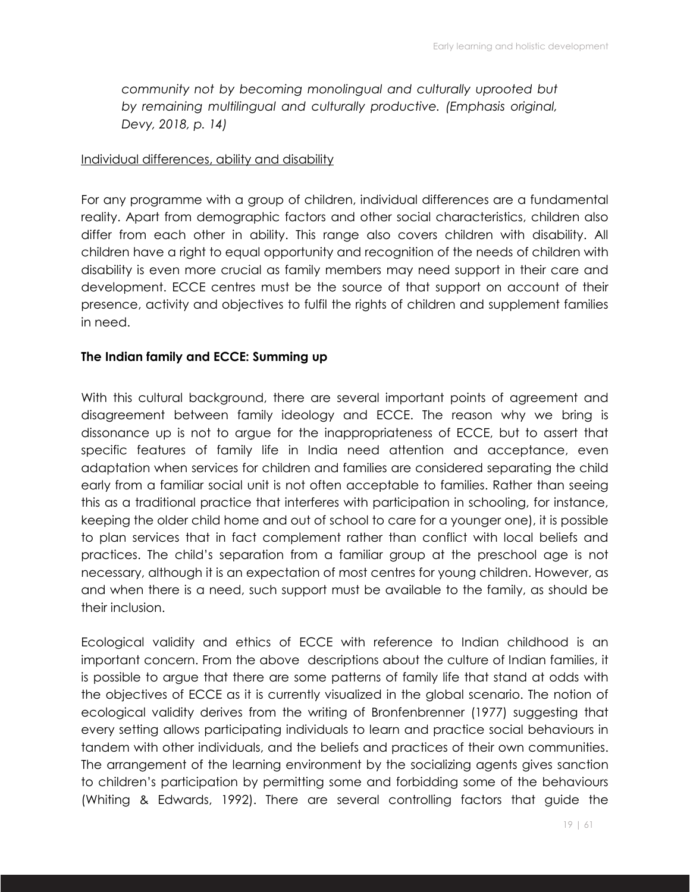*community not by becoming monolingual and culturally uprooted but by remaining multilingual and culturally productive. (Emphasis original, Devy, 2018, p. 14)*

<u>Individual differences, ability and disability</u>

For any programme with a group of children, individual differences are a fundamental reality. Apart from demographic factors and other social characteristics, children also differ from each other in ability. This range also covers children with disability. All children have a right to equal opportunity and recognition of the needs of children with disability is even more crucial as family members may need support in their care and development. ECCE centres must be the source of that support on account of their presence, activity and objectives to fulfil the rights of children and supplement families in need.

**The Indian family and ECCE: Summing up**

With this cultural background, there are several important points of agreement and disagreement between family ideology and ECCE. The reason why we bring is dissonance up is not to argue for the inappropriateness of ECCE, but to assert that specific features of family life in India need attention and acceptance, even adaptation when services for children and families are considered separating the child early from a familiar social unit is not often acceptable to families. Rather than seeing this as a traditional practice that interferes with participation in schooling, for instance, keeping the older child home and out of school to care for a younger one), it is possible to plan services that in fact complement rather than conflict with local beliefs and practices. The child's separation from a familiar group at the preschool age is not necessary, although it is an expectation of most centres for young children. However, as and when there is a need, such support must be available to the family, as should be their inclusion.

Ecological validity and ethics of ECCE with reference to Indian childhood is an important concern. From the above descriptions about the culture of Indian families, it is possible to argue that there are some patterns of family life that stand at odds with the objectives of ECCE as it is currently visualized in the global scenario. The notion of ecological validity derives from the writing of Bronfenbrenner (1977) suggesting that every setting allows participating individuals to learn and practice social behaviours in tandem with other individuals, and the beliefs and practices of their own communities. The arrangement of the learning environment by the socializing agents gives sanction to children's participation by permitting some and forbidding some of the behaviours (Whiting & Edwards, 1992). There are several controlling factors that guide the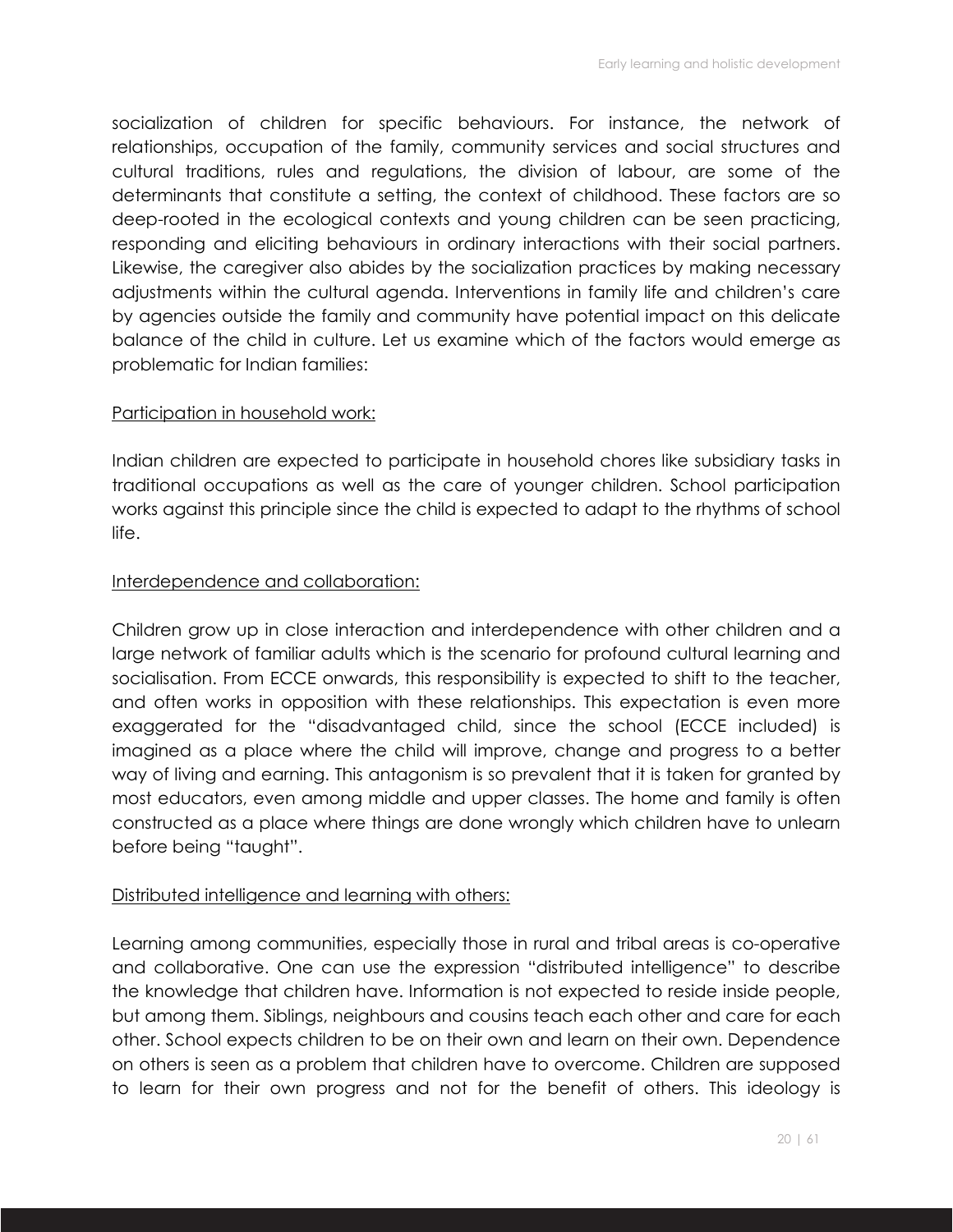socialization of children for specific behaviours. For instance, the network of relationships, occupation of the family, community services and social structures and cultural traditions, rules and regulations, the division of labour, are some of the determinants that constitute a setting, the context of childhood. These factors are so deep-rooted in the ecological contexts and young children can be seen practicing, responding and eliciting behaviours in ordinary interactions with their social partners. Likewise, the caregiver also abides by the socialization practices by making necessary adjustments within the cultural agenda. Interventions in family life and children's care by agencies outside the family and community have potential impact on this delicate balance of the child in culture. Let us examine which of the factors would emerge as problematic for Indian families:

<u>Participation in household work:</u>

Indian children are expected to participate in household chores like subsidiary tasks in traditional occupations as well as the care of younger children. School participation works against this principle since the child is expected to adapt to the rhythms of school life.

<u>Interdependence and collaboration:</u>

Children grow up in close interaction and interdependence with other children and a large network of familiar adults which is the scenario for profound cultural learning and socialisation. From ECCE onwards, this responsibility is expected to shift to the teacher, and often works in opposition with these relationships. This expectation is even more exaggerated for the "disadvantaged child, since the school (ECCE included) is imagined as a place where the child will improve, change and progress to a better way of living and earning. This antagonism is so prevalent that it is taken for granted by most educators, even among middle and upper classes. The home and family is often constructed as a place where things are done wrongly which children have to unlearn before being "taught".

<u>Distributed intelligence and learning with others:</u>

Learning among communities, especially those in rural and tribal areas is co-operative and collaborative. One can use the expression "distributed intelligence" to describe the knowledge that children have. Information is not expected to reside inside people, but among them. Siblings, neighbours and cousins teach each other and care for each other. School expects children to be on their own and learn on their own. Dependence on others is seen as a problem that children have to overcome. Children are supposed to learn for their own progress and not for the benefit of others. This ideology is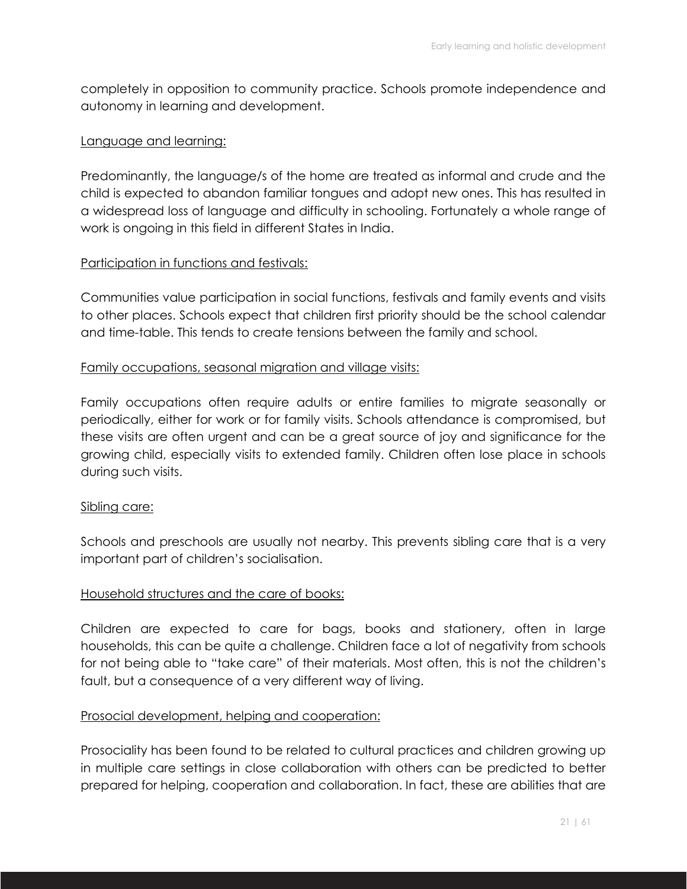completely in opposition to community practice. Schools promote independence and autonomy in learning and development.

<u>Language and learning:</u>

Predominantly, the language/s of the home are treated as informal and crude and the child is expected to abandon familiar tongues and adopt new ones. This has resulted in a widespread loss of language and difficulty in schooling. Fortunately a whole range of work is ongoing in this field in different States in India.

<u>Participation in functions and festivals:</u>

Communities value participation in social functions, festivals and family events and visits to other places. Schools expect that children first priority should be the school calendar and time-table. This tends to create tensions between the family and school.

<u>Family occupations, seasonal migration and village visits:</u>

Family occupations often require adults or entire families to migrate seasonally or periodically, either for work or for family visits. Schools attendance is compromised, but these visits are often urgent and can be a great source of joy and significance for the growing child, especially visits to extended family. Children often lose place in schools during such visits.

<u>Sibling care:</u>

Schools and preschools are usually not nearby. This prevents sibling care that is a very important part of children's socialisation.

<u>Household structures and the care of books:</u>

Children are expected to care for bags, books and stationery, often in large households, this can be quite a challenge. Children face a lot of negativity from schools for not being able to "take care" of their materials. Most often, this is not the children's fault, but a consequence of a very different way of living.

<u>Prosocial development, helping and cooperation:</u>

Prosociality has been found to be related to cultural practices and children growing up in multiple care settings in close collaboration with others can be predicted to better prepared for helping, cooperation and collaboration. In fact, these are abilities that are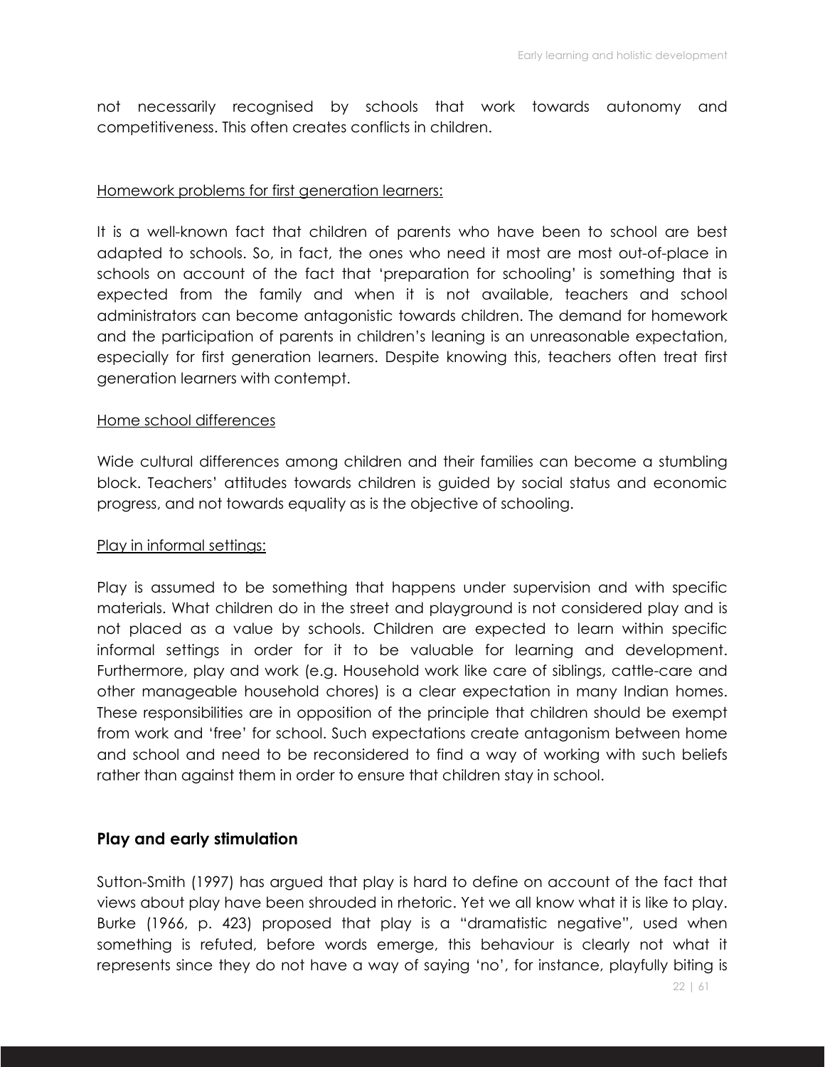not necessarily recognised by schools that work towards autonomy and competitiveness. This often creates conflicts in children.

Homework problems for first generation learners:

It is a well-known fact that children of parents who have been to school are best adapted to schools. So, in fact, the ones who need it most are most out-of-place in schools on account of the fact that 'preparation for schooling' is something that is expected from the family and when it is not available, teachers and school administrators can become antagonistic towards children. The demand for homework and the participation of parents in children's leaning is an unreasonable expectation, especially for first generation learners. Despite knowing this, teachers often treat first generation learners with contempt.

Home school differences

Wide cultural differences among children and their families can become a stumbling block. Teachers' attitudes towards children is guided by social status and economic progress, and not towards equality as is the objective of schooling.

Play in informal settings:

Play is assumed to be something that happens under supervision and with specific materials. What children do in the street and playground is not considered play and is not placed as a value by schools. Children are expected to learn within specific informal settings in order for it to be valuable for learning and development. Furthermore, play and work (e.g. Household work like care of siblings, cattle-care and other manageable household chores) is a clear expectation in many Indian homes. These responsibilities are in opposition of the principle that children should be exempt from work and 'free' for school. Such expectations create antagonism between home and school and need to be reconsidered to find a way of working with such beliefs rather than against them in order to ensure that children stay in school.

## Play and early stimulation

Sutton-Smith (1997) has argued that play is hard to define on account of the fact that views about play have been shrouded in rhetoric. Yet we all know what it is like to play. Burke (1966, p. 423) proposed that play is a "dramatistic negative", used when something is refuted, before words emerge, this behaviour is clearly not what it represents since they do not have a way of saying 'no', for instance, playfully biting is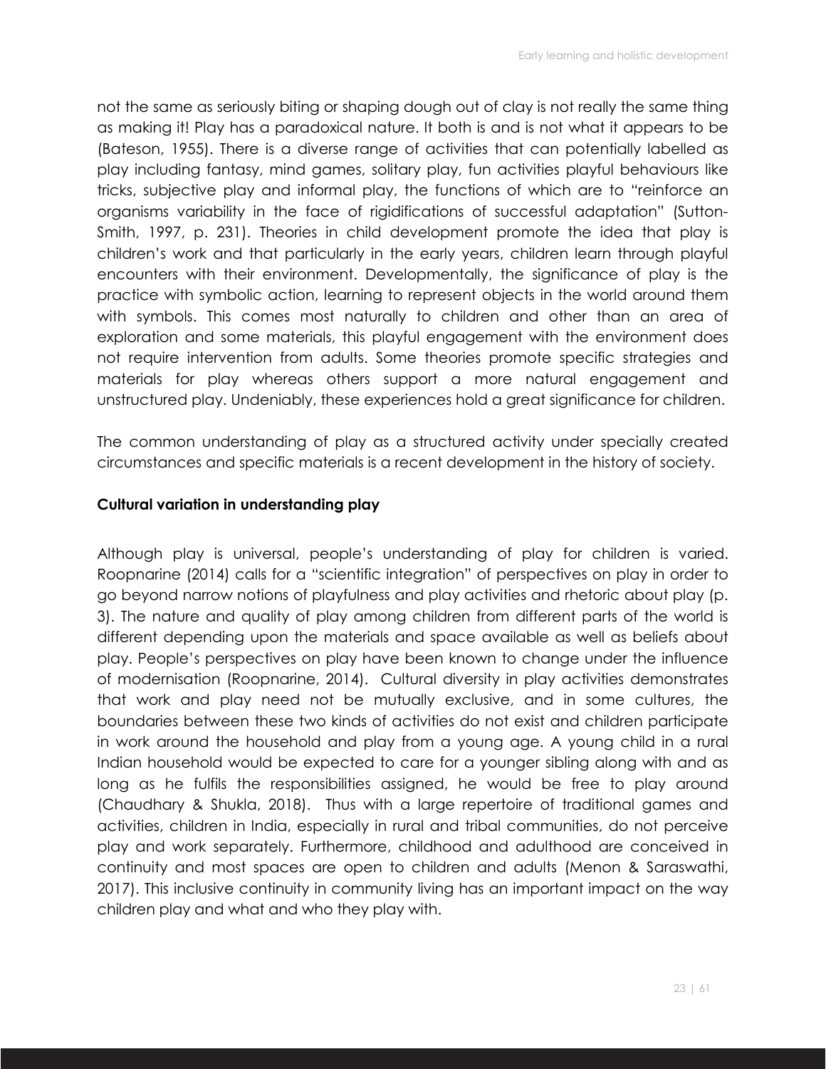not the same as seriously biting or shaping dough out of clay is not really the same thing as making it! Play has a paradoxical nature. It both is and is not what it appears to be (Bateson, 1955). There is a diverse range of activities that can potentially labelled as play including fantasy, mind games, solitary play, fun activities playful behaviours like tricks, subjective play and informal play, the functions of which are to "reinforce an organisms variability in the face of rigidifications of successful adaptation" (Sutton-Smith, 1997, p. 231). Theories in child development promote the idea that play is children's work and that particularly in the early years, children learn through playful encounters with their environment. Developmentally, the significance of play is the practice with symbolic action, learning to represent objects in the world around them with symbols. This comes most naturally to children and other than an area of exploration and some materials, this playful engagement with the environment does not require intervention from adults. Some theories promote specific strategies and materials for play whereas others support a more natural engagement and unstructured play. Undeniably, these experiences hold a great significance for children.

The common understanding of play as a structured activity under specially created circumstances and specific materials is a recent development in the history of society.

**Cultural variation in understanding play**

Although play is universal, people's understanding of play for children is varied. Roopnarine (2014) calls for a "scientific integration" of perspectives on play in order to go beyond narrow notions of playfulness and play activities and rhetoric about play (p. 3). The nature and quality of play among children from different parts of the world is different depending upon the materials and space available as well as beliefs about play. People's perspectives on play have been known to change under the influence of modernisation (Roopnarine, 2014). Cultural diversity in play activities demonstrates that work and play need not be mutually exclusive, and in some cultures, the boundaries between these two kinds of activities do not exist and children participate in work around the household and play from a young age. A young child in a rural Indian household would be expected to care for a younger sibling along with and as long as he fulfils the responsibilities assigned, he would be free to play around (Chaudhary & Shukla, 2018). Thus with a large repertoire of traditional games and activities, children in India, especially in rural and tribal communities, do not perceive play and work separately. Furthermore, childhood and adulthood are conceived in continuity and most spaces are open to children and adults (Menon & Saraswathi, 2017). This inclusive continuity in community living has an important impact on the way children play and what and who they play with.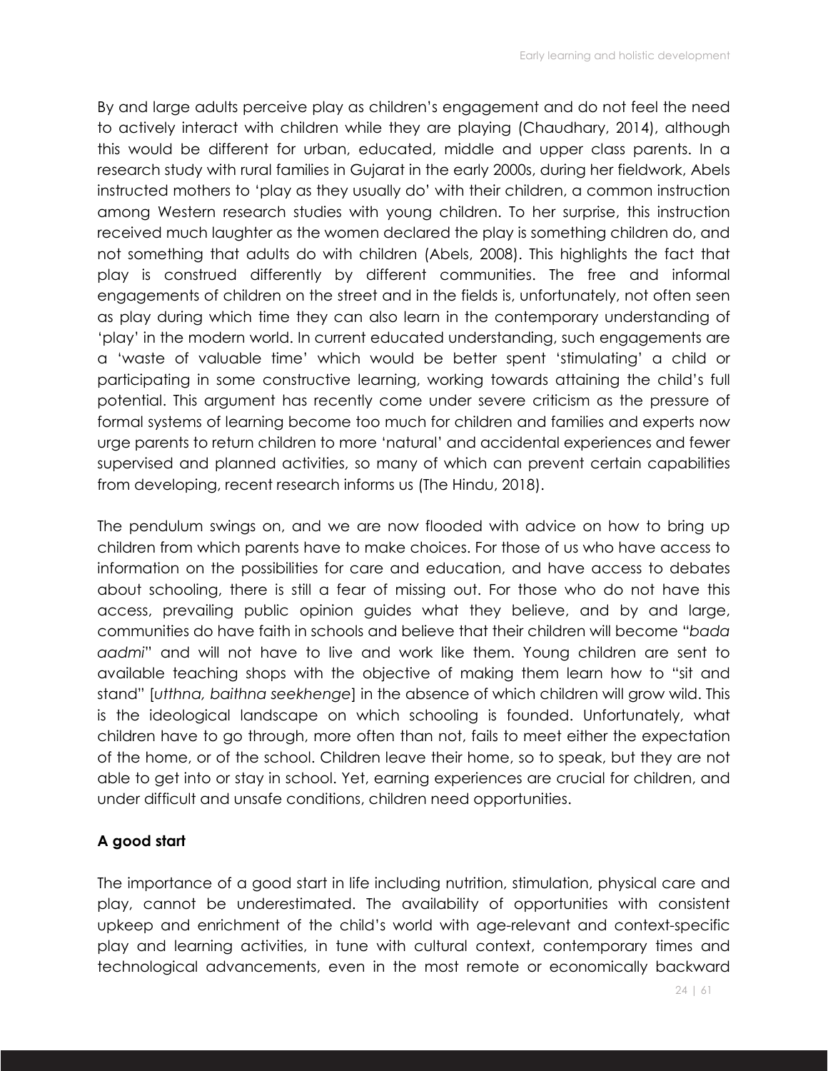By and large adults perceive play as children's engagement and do not feel the need to actively interact with children while they are playing (Chaudhary, 2014), although this would be different for urban, educated, middle and upper class parents. In a research study with rural families in Gujarat in the early 2000s, during her fieldwork, Abels instructed mothers to 'play as they usually do' with their children, a common instruction among Western research studies with young children. To her surprise, this instruction received much laughter as the women declared the play is something children do, and not something that adults do with children (Abels, 2008). This highlights the fact that play is construed differently by different communities. The free and informal engagements of children on the street and in the fields is, unfortunately, not often seen as play during which time they can also learn in the contemporary understanding of 'play' in the modern world. In current educated understanding, such engagements are a 'waste of valuable time' which would be better spent 'stimulating' a child or participating in some constructive learning, working towards attaining the child's full potential. This argument has recently come under severe criticism as the pressure of formal systems of learning become too much for children and families and experts now urge parents to return children to more 'natural' and accidental experiences and fewer supervised and planned activities, so many of which can prevent certain capabilities from developing, recent research informs us (The Hindu, 2018).

The pendulum swings on, and we are now flooded with advice on how to bring up children from which parents have to make choices. For those of us who have access to information on the possibilities for care and education, and have access to debates about schooling, there is still a fear of missing out. For those who do not have this access, prevailing public opinion guides what they believe, and by and large, communities do have faith in schools and believe that their children will become "*bada aadmi*" and will not have to live and work like them. Young children are sent to available teaching shops with the objective of making them learn how to "sit and stand" [*utthna, baithna seekhenge*] in the absence of which children will grow wild. This is the ideological landscape on which schooling is founded. Unfortunately, what children have to go through, more often than not, fails to meet either the expectation of the home, or of the school. Children leave their home, so to speak, but they are not able to get into or stay in school. Yet, earning experiences are crucial for children, and under difficult and unsafe conditions, children need opportunities.

**A good start**

The importance of a good start in life including nutrition, stimulation, physical care and play, cannot be underestimated. The availability of opportunities with consistent upkeep and enrichment of the child's world with age-relevant and context-specific play and learning activities, in tune with cultural context, contemporary times and technological advancements, even in the most remote or economically backward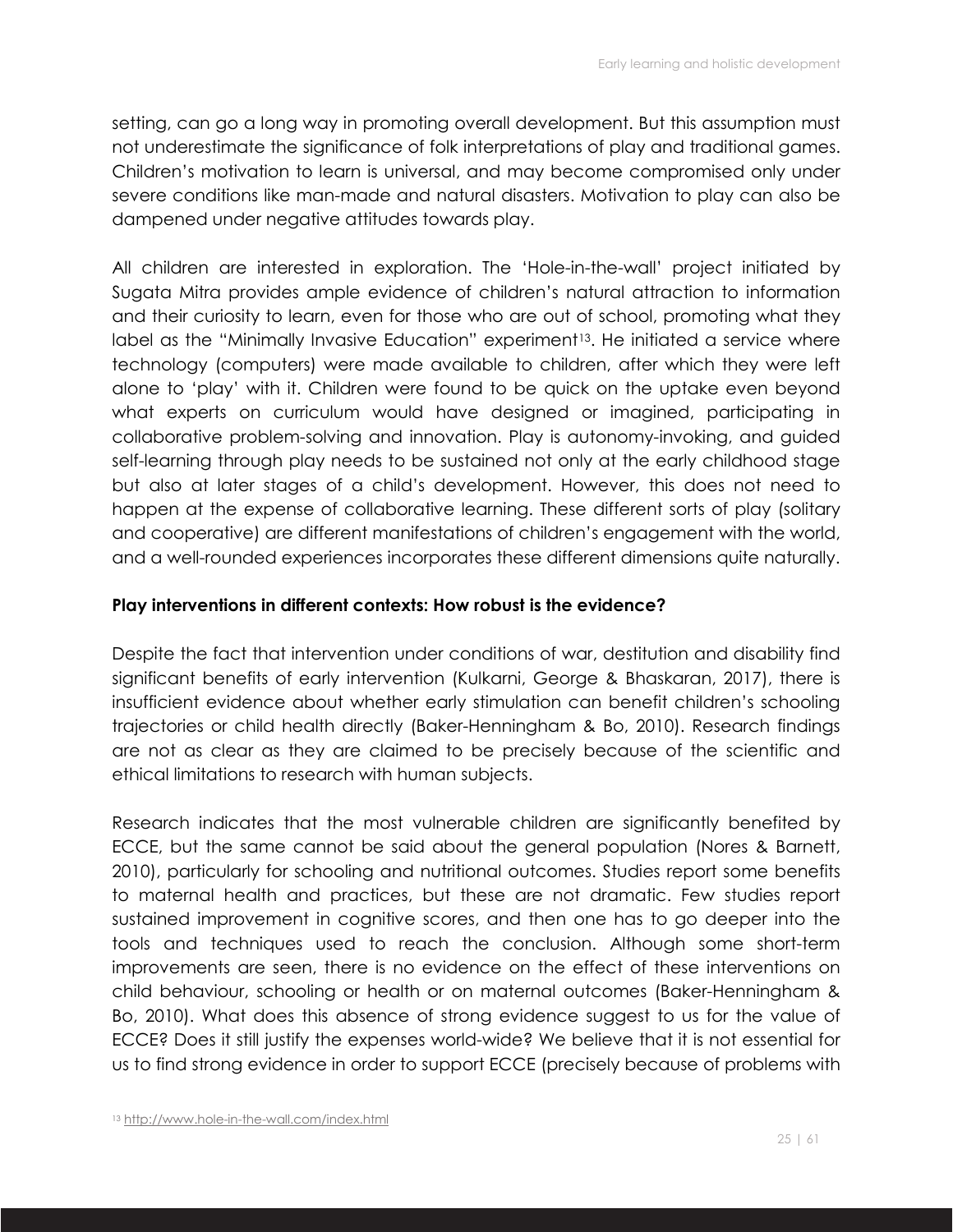setting, can go a long way in promoting overall development. But this assumption must not underestimate the significance of folk interpretations of play and traditional games. Children's motivation to learn is universal, and may become compromised only under severe conditions like man-made and natural disasters. Motivation to play can also be dampened under negative attitudes towards play.

All children are interested in exploration. The 'Hole-in-the-wall' project initiated by Sugata Mitra provides ample evidence of children's natural attraction to information and their curiosity to learn, even for those who are out of school, promoting what they label as the "Minimally Invasive Education" experiment[13]. He initiated a service where technology (computers) were made available to children, after which they were left alone to 'play' with it. Children were found to be quick on the uptake even beyond what experts on curriculum would have designed or imagined, participating in collaborative problem-solving and innovation. Play is autonomy-invoking, and guided self-learning through play needs to be sustained not only at the early childhood stage but also at later stages of a child's development. However, this does not need to happen at the expense of collaborative learning. These different sorts of play (solitary and cooperative) are different manifestations of children's engagement with the world, and a well-rounded experiences incorporates these different dimensions quite naturally.

**Play interventions in different contexts: How robust is the evidence?**

Despite the fact that intervention under conditions of war, destitution and disability find significant benefits of early intervention (Kulkarni, George & Bhaskaran, 2017), there is insufficient evidence about whether early stimulation can benefit children's schooling trajectories or child health directly (Baker-Henningham & Bo, 2010). Research findings are not as clear as they are claimed to be precisely because of the scientific and ethical limitations to research with human subjects.

Research indicates that the most vulnerable children are significantly benefited by ECCE, but the same cannot be said about the general population (Nores & Barnett, 2010), particularly for schooling and nutritional outcomes. Studies report some benefits to maternal health and practices, but these are not dramatic. Few studies report sustained improvement in cognitive scores, and then one has to go deeper into the tools and techniques used to reach the conclusion. Although some short-term improvements are seen, there is no evidence on the effect of these interventions on child behaviour, schooling or health or on maternal outcomes (Baker-Henningham & Bo, 2010). What does this absence of strong evidence suggest to us for the value of ECCE? Does it still justify the expenses world-wide? We believe that it is not essential for us to find strong evidence in order to support ECCE (precisely because of problems with

[13] http://www.hole-in-the-wall.com/index.html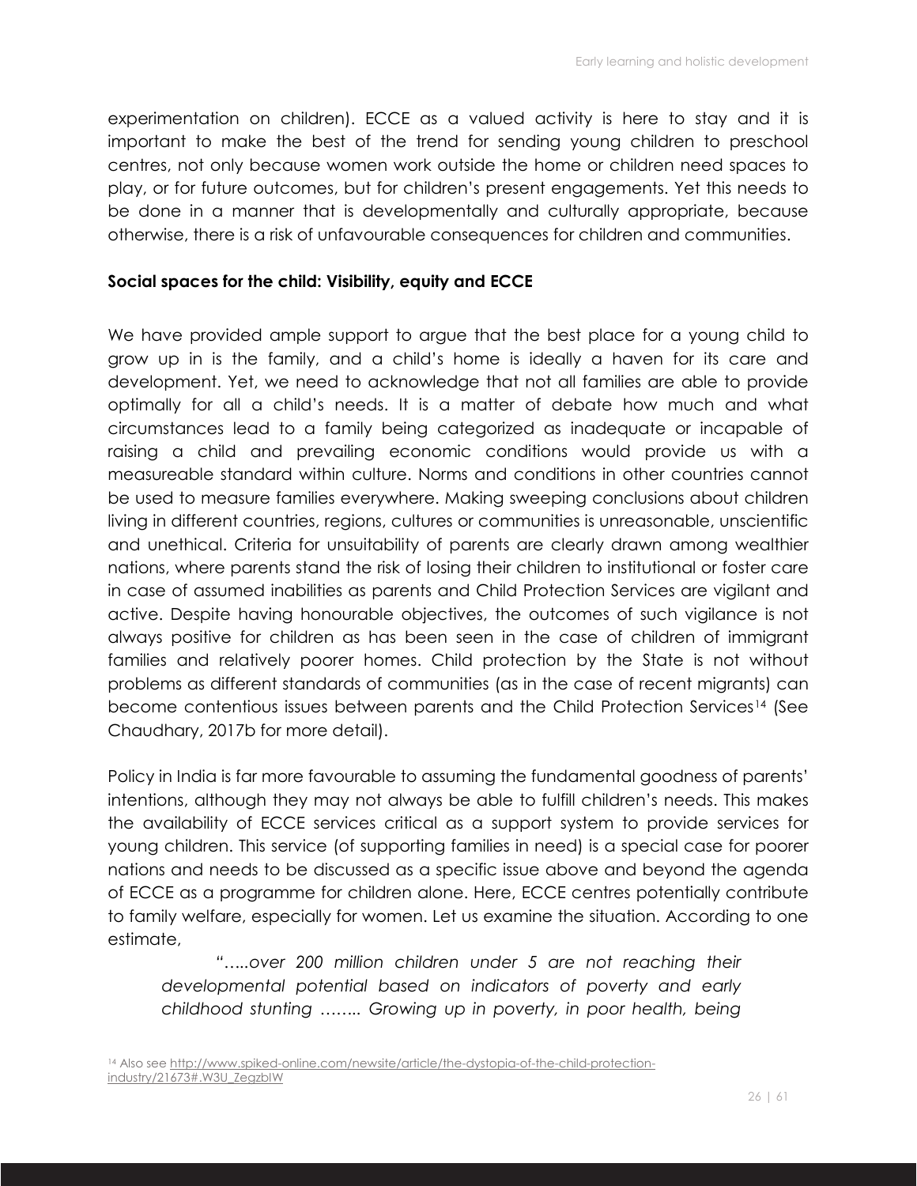experimentation on children). ECCE as a valued activity is here to stay and it is important to make the best of the trend for sending young children to preschool centres, not only because women work outside the home or children need spaces to play, or for future outcomes, but for children's present engagements. Yet this needs to be done in a manner that is developmentally and culturally appropriate, because otherwise, there is a risk of unfavourable consequences for children and communities.

**Social spaces for the child: Visibility, equity and ECCE**

We have provided ample support to argue that the best place for a young child to grow up in is the family, and a child's home is ideally a haven for its care and development. Yet, we need to acknowledge that not all families are able to provide optimally for all a child's needs. It is a matter of debate how much and what circumstances lead to a family being categorized as inadequate or incapable of raising a child and prevailing economic conditions would provide us with a measureable standard within culture. Norms and conditions in other countries cannot be used to measure families everywhere. Making sweeping conclusions about children living in different countries, regions, cultures or communities is unreasonable, unscientific and unethical. Criteria for unsuitability of parents are clearly drawn among wealthier nations, where parents stand the risk of losing their children to institutional or foster care in case of assumed inabilities as parents and Child Protection Services are vigilant and active. Despite having honourable objectives, the outcomes of such vigilance is not always positive for children as has been seen in the case of children of immigrant families and relatively poorer homes. Child protection by the State is not without problems as different standards of communities (as in the case of recent migrants) can become contentious issues between parents and the Child Protection Services[14] (See Chaudhary, 2017b for more detail).

Policy in India is far more favourable to assuming the fundamental goodness of parents' intentions, although they may not always be able to fulfill children's needs. This makes the availability of ECCE services critical as a support system to provide services for young children. This service (of supporting families in need) is a special case for poorer nations and needs to be discussed as a specific issue above and beyond the agenda of ECCE as a programme for children alone. Here, ECCE centres potentially contribute to family welfare, especially for women. Let us examine the situation. According to one estimate,

> *"…..over 200 million children under 5 are not reaching their developmental potential based on indicators of poverty and early childhood stunting …….. Growing up in poverty, in poor health, being*

[14] Also see http://www.spiked-online.com/newsite/article/the-dystopia-of-the-child-protection-industry/21673#.W3U_ZegzbIW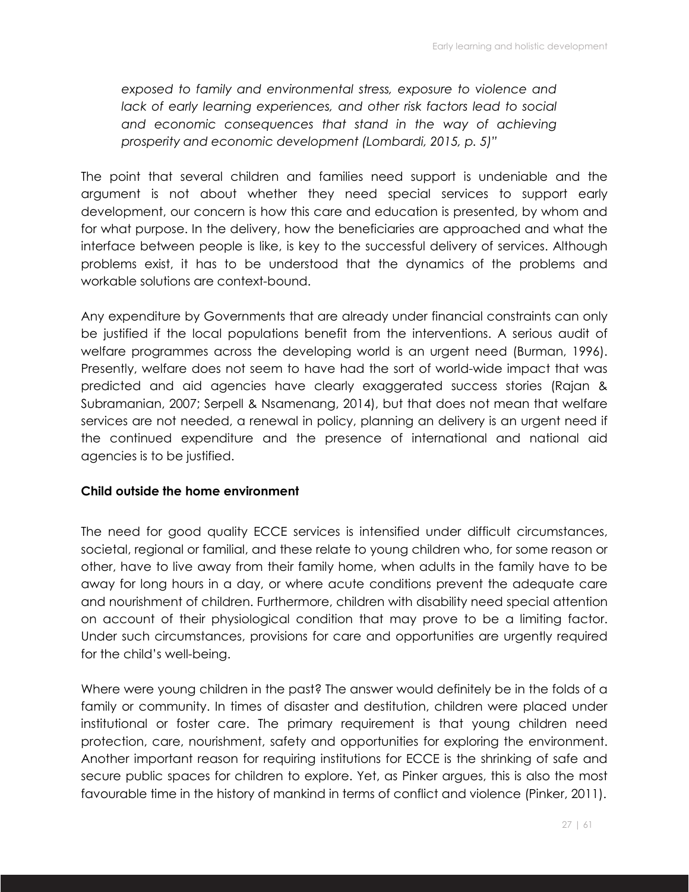*exposed to family and environmental stress, exposure to violence and lack of early learning experiences, and other risk factors lead to social and economic consequences that stand in the way of achieving prosperity and economic development (Lombardi, 2015, p. 5)"*

The point that several children and families need support is undeniable and the argument is not about whether they need special services to support early development, our concern is how this care and education is presented, by whom and for what purpose. In the delivery, how the beneficiaries are approached and what the interface between people is like, is key to the successful delivery of services. Although problems exist, it has to be understood that the dynamics of the problems and workable solutions are context-bound.

Any expenditure by Governments that are already under financial constraints can only be justified if the local populations benefit from the interventions. A serious audit of welfare programmes across the developing world is an urgent need (Burman, 1996). Presently, welfare does not seem to have had the sort of world-wide impact that was predicted and aid agencies have clearly exaggerated success stories (Rajan & Subramanian, 2007; Serpell & Nsamenang, 2014), but that does not mean that welfare services are not needed, a renewal in policy, planning an delivery is an urgent need if the continued expenditure and the presence of international and national aid agencies is to be justified.

**Child outside the home environment**

The need for good quality ECCE services is intensified under difficult circumstances, societal, regional or familial, and these relate to young children who, for some reason or other, have to live away from their family home, when adults in the family have to be away for long hours in a day, or where acute conditions prevent the adequate care and nourishment of children. Furthermore, children with disability need special attention on account of their physiological condition that may prove to be a limiting factor. Under such circumstances, provisions for care and opportunities are urgently required for the child's well-being.

Where were young children in the past? The answer would definitely be in the folds of a family or community. In times of disaster and destitution, children were placed under institutional or foster care. The primary requirement is that young children need protection, care, nourishment, safety and opportunities for exploring the environment. Another important reason for requiring institutions for ECCE is the shrinking of safe and secure public spaces for children to explore. Yet, as Pinker argues, this is also the most favourable time in the history of mankind in terms of conflict and violence (Pinker, 2011).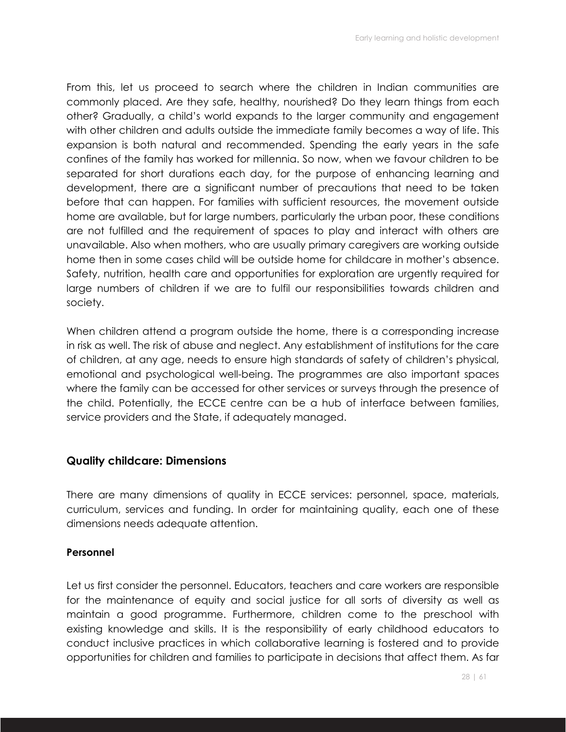From this, let us proceed to search where the children in Indian communities are commonly placed. Are they safe, healthy, nourished? Do they learn things from each other? Gradually, a child's world expands to the larger community and engagement with other children and adults outside the immediate family becomes a way of life. This expansion is both natural and recommended. Spending the early years in the safe confines of the family has worked for millennia. So now, when we favour children to be separated for short durations each day, for the purpose of enhancing learning and development, there are a significant number of precautions that need to be taken before that can happen. For families with sufficient resources, the movement outside home are available, but for large numbers, particularly the urban poor, these conditions are not fulfilled and the requirement of spaces to play and interact with others are unavailable. Also when mothers, who are usually primary caregivers are working outside home then in some cases child will be outside home for childcare in mother's absence. Safety, nutrition, health care and opportunities for exploration are urgently required for large numbers of children if we are to fulfil our responsibilities towards children and society.

When children attend a program outside the home, there is a corresponding increase in risk as well. The risk of abuse and neglect. Any establishment of institutions for the care of children, at any age, needs to ensure high standards of safety of children's physical, emotional and psychological well-being. The programmes are also important spaces where the family can be accessed for other services or surveys through the presence of the child. Potentially, the ECCE centre can be a hub of interface between families, service providers and the State, if adequately managed.

### Quality childcare: Dimensions

There are many dimensions of quality in ECCE services: personnel, space, materials, curriculum, services and funding. In order for maintaining quality, each one of these dimensions needs adequate attention.

#### Personnel

Let us first consider the personnel. Educators, teachers and care workers are responsible for the maintenance of equity and social justice for all sorts of diversity as well as maintain a good programme. Furthermore, children come to the preschool with existing knowledge and skills. It is the responsibility of early childhood educators to conduct inclusive practices in which collaborative learning is fostered and to provide opportunities for children and families to participate in decisions that affect them. As far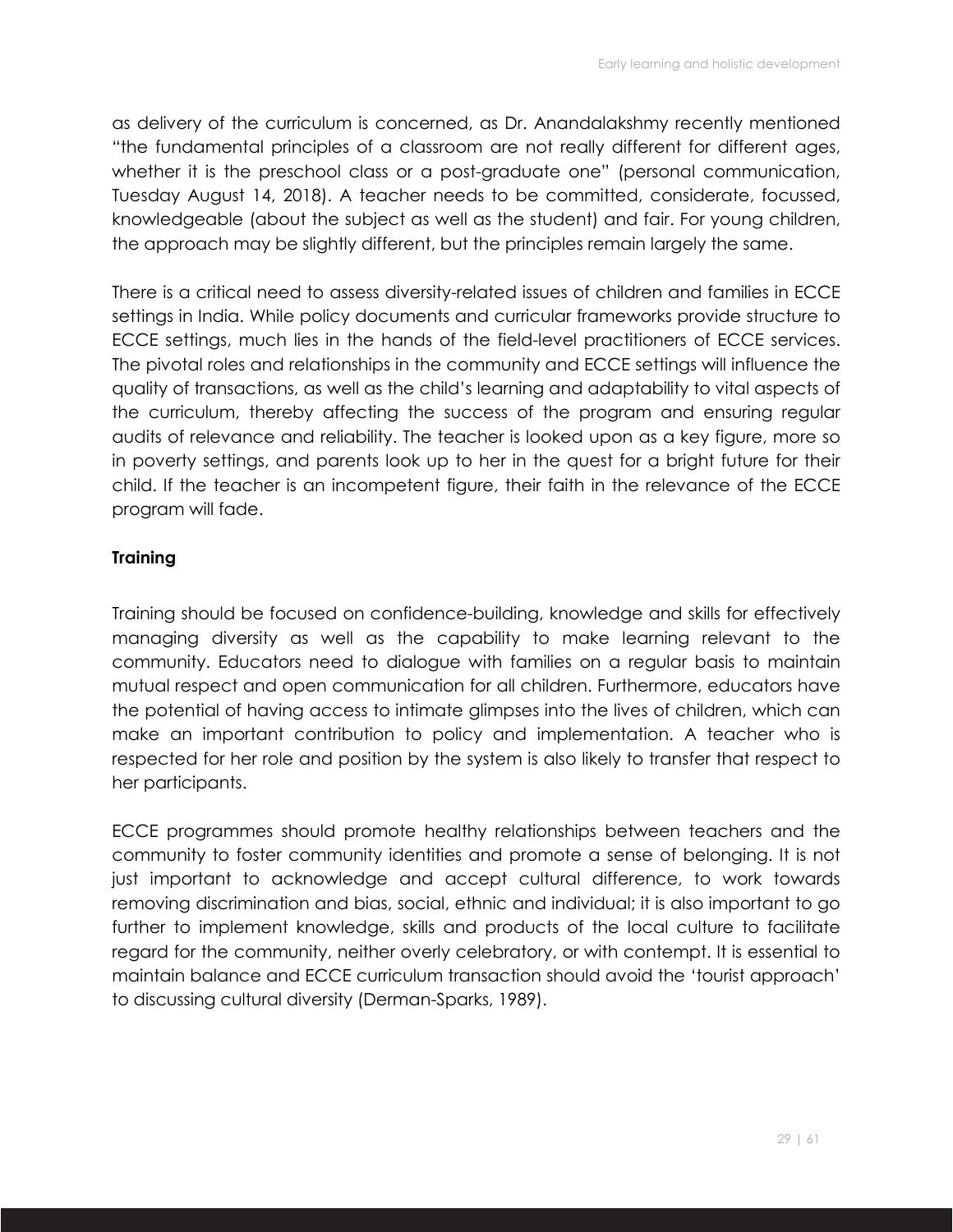as delivery of the curriculum is concerned, as Dr. Anandalakshmy recently mentioned "the fundamental principles of a classroom are not really different for different ages, whether it is the preschool class or a post-graduate one" (personal communication, Tuesday August 14, 2018). A teacher needs to be committed, considerate, focussed, knowledgeable (about the subject as well as the student) and fair. For young children, the approach may be slightly different, but the principles remain largely the same.

There is a critical need to assess diversity-related issues of children and families in ECCE settings in India. While policy documents and curricular frameworks provide structure to ECCE settings, much lies in the hands of the field-level practitioners of ECCE services. The pivotal roles and relationships in the community and ECCE settings will influence the quality of transactions, as well as the child's learning and adaptability to vital aspects of the curriculum, thereby affecting the success of the program and ensuring regular audits of relevance and reliability. The teacher is looked upon as a key figure, more so in poverty settings, and parents look up to her in the quest for a bright future for their child. If the teacher is an incompetent figure, their faith in the relevance of the ECCE program will fade.

**Training**

Training should be focused on confidence-building, knowledge and skills for effectively managing diversity as well as the capability to make learning relevant to the community. Educators need to dialogue with families on a regular basis to maintain mutual respect and open communication for all children. Furthermore, educators have the potential of having access to intimate glimpses into the lives of children, which can make an important contribution to policy and implementation. A teacher who is respected for her role and position by the system is also likely to transfer that respect to her participants.

ECCE programmes should promote healthy relationships between teachers and the community to foster community identities and promote a sense of belonging. It is not just important to acknowledge and accept cultural difference, to work towards removing discrimination and bias, social, ethnic and individual; it is also important to go further to implement knowledge, skills and products of the local culture to facilitate regard for the community, neither overly celebratory, or with contempt. It is essential to maintain balance and ECCE curriculum transaction should avoid the 'tourist approach' to discussing cultural diversity (Derman-Sparks, 1989).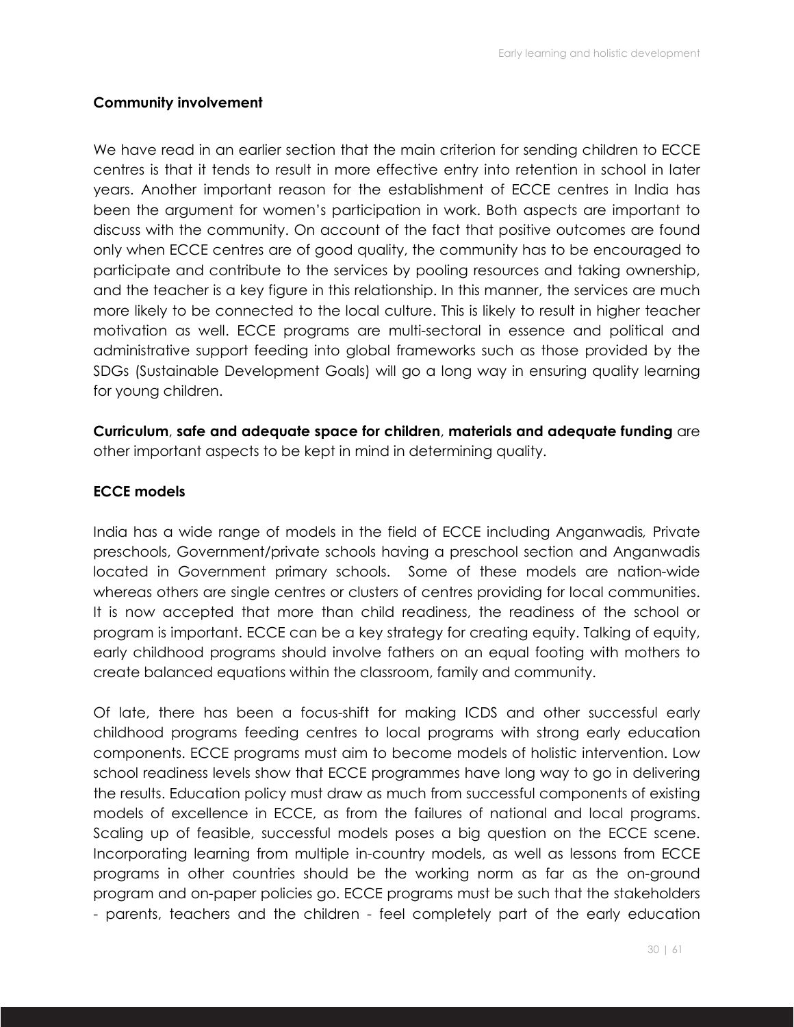### Community involvement

We have read in an earlier section that the main criterion for sending children to ECCE centres is that it tends to result in more effective entry into retention in school in later years. Another important reason for the establishment of ECCE centres in India has been the argument for women's participation in work. Both aspects are important to discuss with the community. On account of the fact that positive outcomes are found only when ECCE centres are of good quality, the community has to be encouraged to participate and contribute to the services by pooling resources and taking ownership, and the teacher is a key figure in this relationship. In this manner, the services are much more likely to be connected to the local culture. This is likely to result in higher teacher motivation as well. ECCE programs are multi-sectoral in essence and political and administrative support feeding into global frameworks such as those provided by the SDGs (Sustainable Development Goals) will go a long way in ensuring quality learning for young children.

**Curriculum**, **safe and adequate space for children**, **materials and adequate funding** are other important aspects to be kept in mind in determining quality.

### ECCE models

India has a wide range of models in the field of ECCE including Anganwadis, Private preschools, Government/private schools having a preschool section and Anganwadis located in Government primary schools. Some of these models are nation-wide whereas others are single centres or clusters of centres providing for local communities. It is now accepted that more than child readiness, the readiness of the school or program is important. ECCE can be a key strategy for creating equity. Talking of equity, early childhood programs should involve fathers on an equal footing with mothers to create balanced equations within the classroom, family and community.

Of late, there has been a focus-shift for making ICDS and other successful early childhood programs feeding centres to local programs with strong early education components. ECCE programs must aim to become models of holistic intervention. Low school readiness levels show that ECCE programmes have long way to go in delivering the results. Education policy must draw as much from successful components of existing models of excellence in ECCE, as from the failures of national and local programs. Scaling up of feasible, successful models poses a big question on the ECCE scene. Incorporating learning from multiple in-country models, as well as lessons from ECCE programs in other countries should be the working norm as far as the on-ground program and on-paper policies go. ECCE programs must be such that the stakeholders - parents, teachers and the children - feel completely part of the early education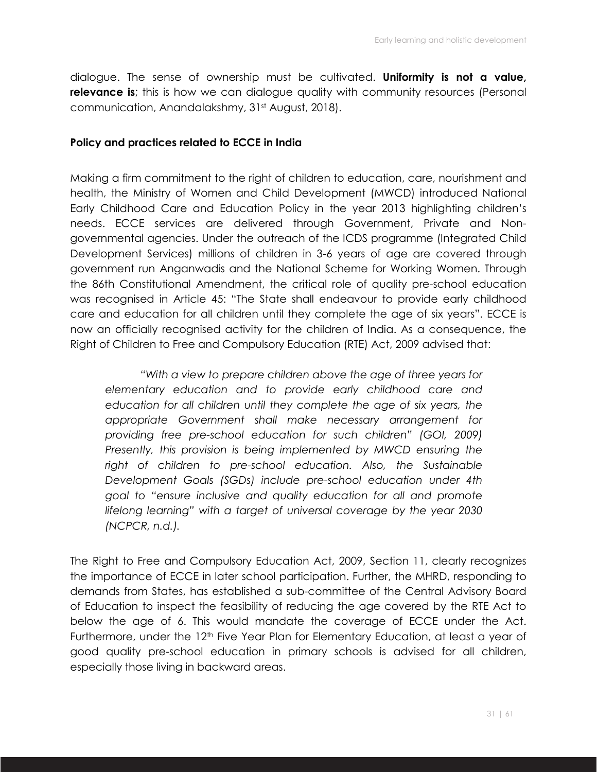dialogue. The sense of ownership must be cultivated. **Uniformity is not a value, relevance is**; this is how we can dialogue quality with community resources (Personal communication, Anandalakshmy, 31st August, 2018).

**Policy and practices related to ECCE in India**

Making a firm commitment to the right of children to education, care, nourishment and health, the Ministry of Women and Child Development (MWCD) introduced National Early Childhood Care and Education Policy in the year 2013 highlighting children's needs. ECCE services are delivered through Government, Private and Non-governmental agencies. Under the outreach of the ICDS programme (Integrated Child Development Services) millions of children in 3-6 years of age are covered through government run Anganwadis and the National Scheme for Working Women. Through the 86th Constitutional Amendment, the critical role of quality pre-school education was recognised in Article 45: "The State shall endeavour to provide early childhood care and education for all children until they complete the age of six years". ECCE is now an officially recognised activity for the children of India. As a consequence, the Right of Children to Free and Compulsory Education (RTE) Act, 2009 advised that:

> *"With a view to prepare children above the age of three years for elementary education and to provide early childhood care and education for all children until they complete the age of six years, the appropriate Government shall make necessary arrangement for providing free pre-school education for such children" (GOI, 2009) Presently, this provision is being implemented by MWCD ensuring the right of children to pre-school education. Also, the Sustainable Development Goals (SGDs) include pre-school education under 4th goal to "ensure inclusive and quality education for all and promote lifelong learning" with a target of universal coverage by the year 2030 (NCPCR, n.d.).*

The Right to Free and Compulsory Education Act, 2009, Section 11, clearly recognizes the importance of ECCE in later school participation. Further, the MHRD, responding to demands from States, has established a sub-committee of the Central Advisory Board of Education to inspect the feasibility of reducing the age covered by the RTE Act to below the age of 6. This would mandate the coverage of ECCE under the Act. Furthermore, under the 12th Five Year Plan for Elementary Education, at least a year of good quality pre-school education in primary schools is advised for all children, especially those living in backward areas.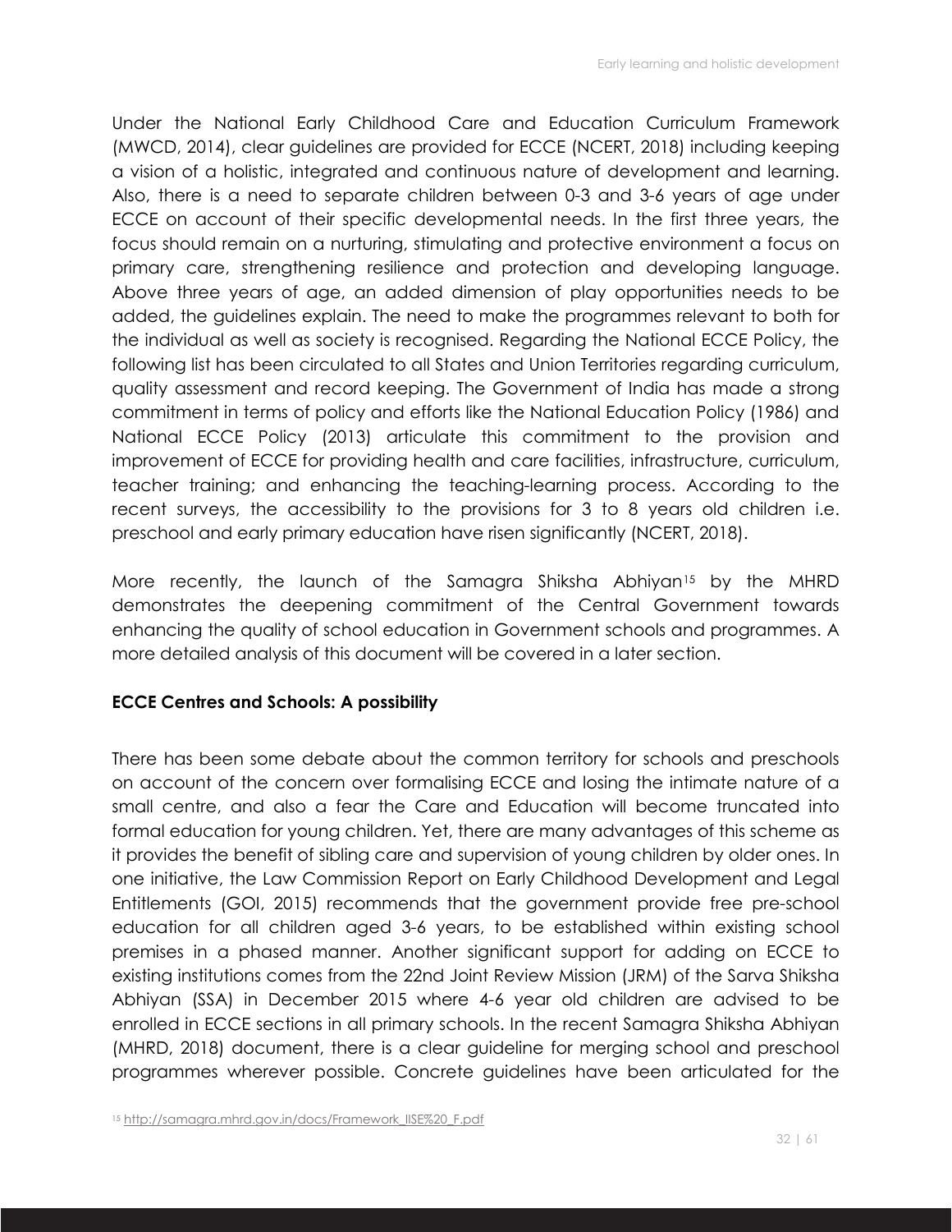Under the National Early Childhood Care and Education Curriculum Framework (MWCD, 2014), clear guidelines are provided for ECCE (NCERT, 2018) including keeping a vision of a holistic, integrated and continuous nature of development and learning. Also, there is a need to separate children between 0-3 and 3-6 years of age under ECCE on account of their specific developmental needs. In the first three years, the focus should remain on a nurturing, stimulating and protective environment a focus on primary care, strengthening resilience and protection and developing language. Above three years of age, an added dimension of play opportunities needs to be added, the guidelines explain. The need to make the programmes relevant to both for the individual as well as society is recognised. Regarding the National ECCE Policy, the following list has been circulated to all States and Union Territories regarding curriculum, quality assessment and record keeping. The Government of India has made a strong commitment in terms of policy and efforts like the National Education Policy (1986) and National ECCE Policy (2013) articulate this commitment to the provision and improvement of ECCE for providing health and care facilities, infrastructure, curriculum, teacher training; and enhancing the teaching-learning process. According to the recent surveys, the accessibility to the provisions for 3 to 8 years old children i.e. preschool and early primary education have risen significantly (NCERT, 2018).

More recently, the launch of the Samagra Shiksha Abhiyan[15] by the MHRD demonstrates the deepening commitment of the Central Government towards enhancing the quality of school education in Government schools and programmes. A more detailed analysis of this document will be covered in a later section.

**ECCE Centres and Schools: A possibility**

There has been some debate about the common territory for schools and preschools on account of the concern over formalising ECCE and losing the intimate nature of a small centre, and also a fear the Care and Education will become truncated into formal education for young children. Yet, there are many advantages of this scheme as it provides the benefit of sibling care and supervision of young children by older ones. In one initiative, the Law Commission Report on Early Childhood Development and Legal Entitlements (GOI, 2015) recommends that the government provide free pre-school education for all children aged 3-6 years, to be established within existing school premises in a phased manner. Another significant support for adding on ECCE to existing institutions comes from the 22nd Joint Review Mission (JRM) of the Sarva Shiksha Abhiyan (SSA) in December 2015 where 4-6 year old children are advised to be enrolled in ECCE sections in all primary schools. In the recent Samagra Shiksha Abhiyan (MHRD, 2018) document, there is a clear guideline for merging school and preschool programmes wherever possible. Concrete guidelines have been articulated for the

[15] http://samagra.mhrd.gov.in/docs/Framework_IISE%20_F.pdf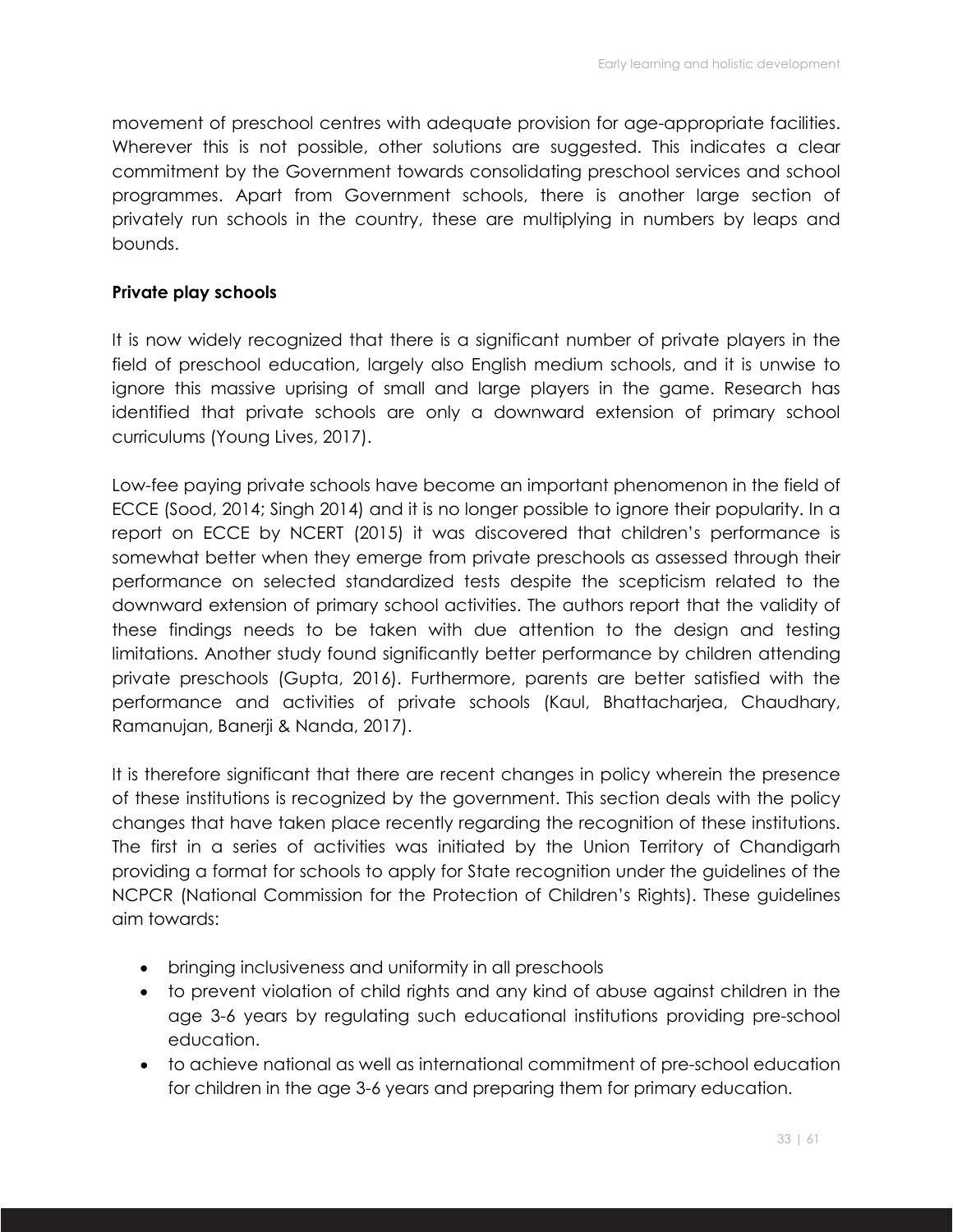movement of preschool centres with adequate provision for age-appropriate facilities. Wherever this is not possible, other solutions are suggested. This indicates a clear commitment by the Government towards consolidating preschool services and school programmes. Apart from Government schools, there is another large section of privately run schools in the country, these are multiplying in numbers by leaps and bounds.

**Private play schools**

It is now widely recognized that there is a significant number of private players in the field of preschool education, largely also English medium schools, and it is unwise to ignore this massive uprising of small and large players in the game. Research has identified that private schools are only a downward extension of primary school curriculums (Young Lives, 2017).

Low-fee paying private schools have become an important phenomenon in the field of ECCE (Sood, 2014; Singh 2014) and it is no longer possible to ignore their popularity. In a report on ECCE by NCERT (2015) it was discovered that children's performance is somewhat better when they emerge from private preschools as assessed through their performance on selected standardized tests despite the scepticism related to the downward extension of primary school activities. The authors report that the validity of these findings needs to be taken with due attention to the design and testing limitations. Another study found significantly better performance by children attending private preschools (Gupta, 2016). Furthermore, parents are better satisfied with the performance and activities of private schools (Kaul, Bhattacharjea, Chaudhary, Ramanujan, Banerji & Nanda, 2017).

It is therefore significant that there are recent changes in policy wherein the presence of these institutions is recognized by the government. This section deals with the policy changes that have taken place recently regarding the recognition of these institutions. The first in a series of activities was initiated by the Union Territory of Chandigarh providing a format for schools to apply for State recognition under the guidelines of the NCPCR (National Commission for the Protection of Children's Rights). These guidelines aim towards:

- bringing inclusiveness and uniformity in all preschools
- to prevent violation of child rights and any kind of abuse against children in the age 3-6 years by regulating such educational institutions providing pre-school education.
- to achieve national as well as international commitment of pre-school education for children in the age 3-6 years and preparing them for primary education.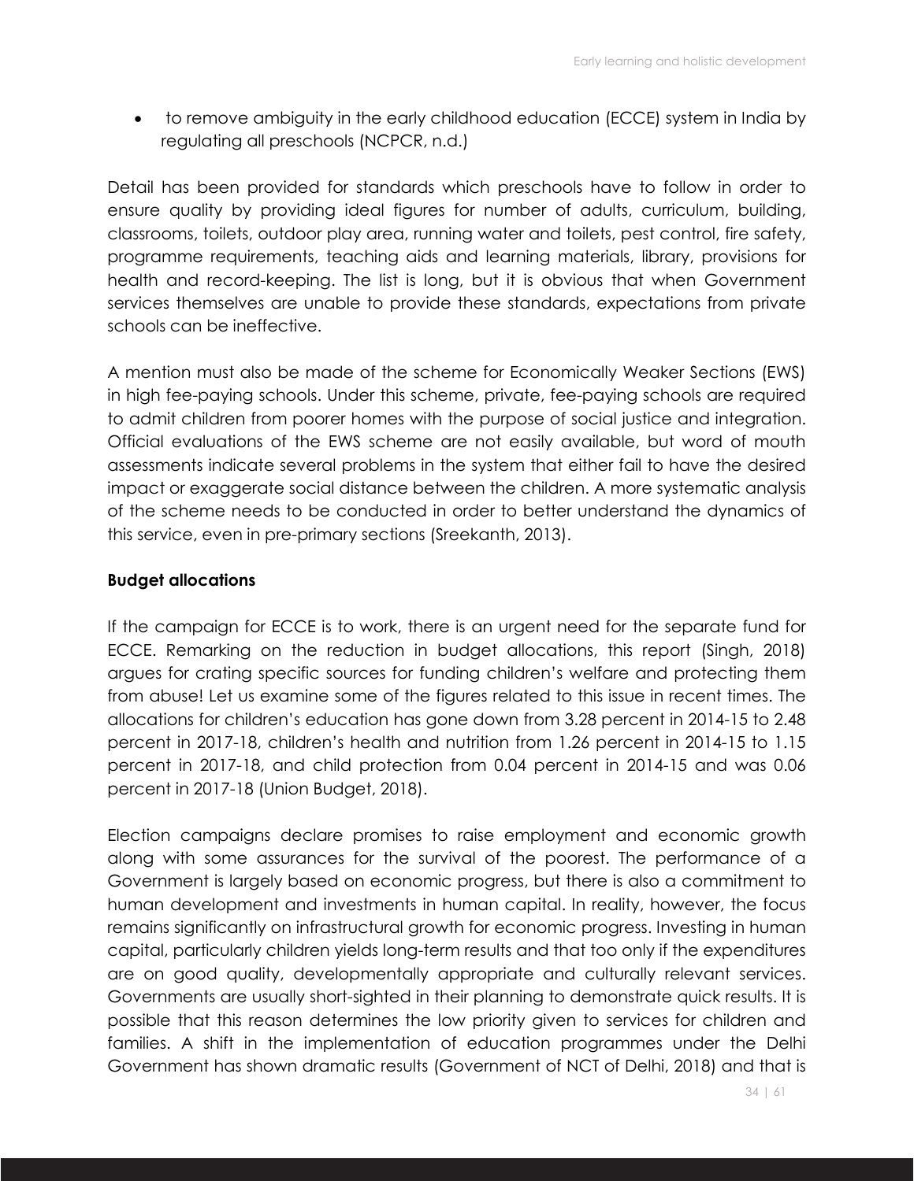- to remove ambiguity in the early childhood education (ECCE) system in India by regulating all preschools (NCPCR, n.d.)

Detail has been provided for standards which preschools have to follow in order to ensure quality by providing ideal figures for number of adults, curriculum, building, classrooms, toilets, outdoor play area, running water and toilets, pest control, fire safety, programme requirements, teaching aids and learning materials, library, provisions for health and record-keeping. The list is long, but it is obvious that when Government services themselves are unable to provide these standards, expectations from private schools can be ineffective.

A mention must also be made of the scheme for Economically Weaker Sections (EWS) in high fee-paying schools. Under this scheme, private, fee-paying schools are required to admit children from poorer homes with the purpose of social justice and integration. Official evaluations of the EWS scheme are not easily available, but word of mouth assessments indicate several problems in the system that either fail to have the desired impact or exaggerate social distance between the children. A more systematic analysis of the scheme needs to be conducted in order to better understand the dynamics of this service, even in pre-primary sections (Sreekanth, 2013).

**Budget allocations**

If the campaign for ECCE is to work, there is an urgent need for the separate fund for ECCE. Remarking on the reduction in budget allocations, this report (Singh, 2018) argues for crating specific sources for funding children's welfare and protecting them from abuse! Let us examine some of the figures related to this issue in recent times. The allocations for children's education has gone down from 3.28 percent in 2014-15 to 2.48 percent in 2017-18, children's health and nutrition from 1.26 percent in 2014-15 to 1.15 percent in 2017-18, and child protection from 0.04 percent in 2014-15 and was 0.06 percent in 2017-18 (Union Budget, 2018).

Election campaigns declare promises to raise employment and economic growth along with some assurances for the survival of the poorest. The performance of a Government is largely based on economic progress, but there is also a commitment to human development and investments in human capital. In reality, however, the focus remains significantly on infrastructural growth for economic progress. Investing in human capital, particularly children yields long-term results and that too only if the expenditures are on good quality, developmentally appropriate and culturally relevant services. Governments are usually short-sighted in their planning to demonstrate quick results. It is possible that this reason determines the low priority given to services for children and families. A shift in the implementation of education programmes under the Delhi Government has shown dramatic results (Government of NCT of Delhi, 2018) and that is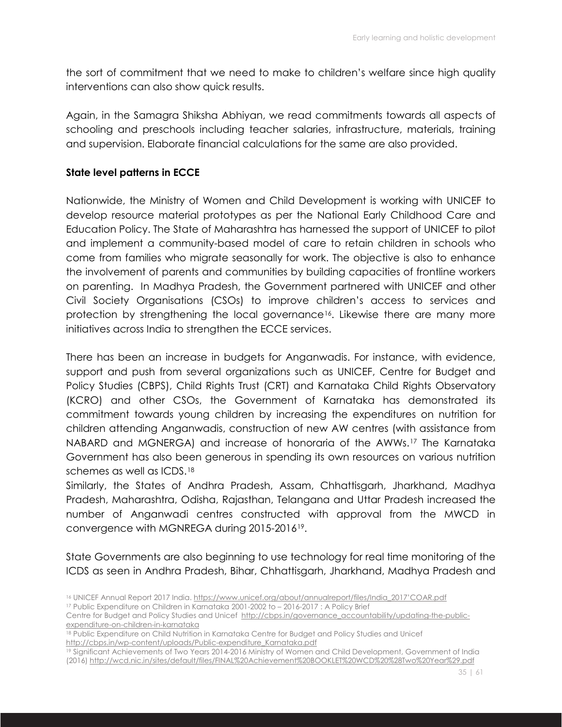the sort of commitment that we need to make to children's welfare since high quality interventions can also show quick results.

Again, in the Samagra Shiksha Abhiyan, we read commitments towards all aspects of schooling and preschools including teacher salaries, infrastructure, materials, training and supervision. Elaborate financial calculations for the same are also provided.

**State level patterns in ECCE**

Nationwide, the Ministry of Women and Child Development is working with UNICEF to develop resource material prototypes as per the National Early Childhood Care and Education Policy. The State of Maharashtra has harnessed the support of UNICEF to pilot and implement a community-based model of care to retain children in schools who come from families who migrate seasonally for work. The objective is also to enhance the involvement of parents and communities by building capacities of frontline workers on parenting. In Madhya Pradesh, the Government partnered with UNICEF and other Civil Society Organisations (CSOs) to improve children's access to services and protection by strengthening the local governance[16]. Likewise there are many more initiatives across India to strengthen the ECCE services.

There has been an increase in budgets for Anganwadis. For instance, with evidence, support and push from several organizations such as UNICEF, Centre for Budget and Policy Studies (CBPS), Child Rights Trust (CRT) and Karnataka Child Rights Observatory (KCRO) and other CSOs, the Government of Karnataka has demonstrated its commitment towards young children by increasing the expenditures on nutrition for children attending Anganwadis, construction of new AW centres (with assistance from NABARD and MGNERGA) and increase of honoraria of the AWWs.[17] The Karnataka Government has also been generous in spending its own resources on various nutrition schemes as well as ICDS.[18]

Similarly, the States of Andhra Pradesh, Assam, Chhattisgarh, Jharkhand, Madhya Pradesh, Maharashtra, Odisha, Rajasthan, Telangana and Uttar Pradesh increased the number of Anganwadi centres constructed with approval from the MWCD in convergence with MGNREGA during 2015-2016[19].

State Governments are also beginning to use technology for real time monitoring of the ICDS as seen in Andhra Pradesh, Bihar, Chhattisgarh, Jharkhand, Madhya Pradesh and

[16] UNICEF Annual Report 2017 India. https://www.unicef.org/about/annualreport/files/India_2017'COAR.pdf

[17] Public Expenditure on Children in Karnataka 2001-2002 to – 2016-2017 : A Policy Brief
Centre for Budget and Policy Studies and Unicef http://cbps.in/governance_accountability/updating-the-public-expenditure-on-children-in-karnataka

[18] Public Expenditure on Child Nutrition in Karnataka Centre for Budget and Policy Studies and Unicef http://cbps.in/wp-content/uploads/Public-expenditure_Karnataka.pdf

[19] Significant Achievements of Two Years 2014-2016 Ministry of Women and Child Development, Government of India (2016) http://wcd.nic.in/sites/default/files/FINAL%20Achievement%20BOOKLET%20WCD%20%28Two%20Year%29.pdf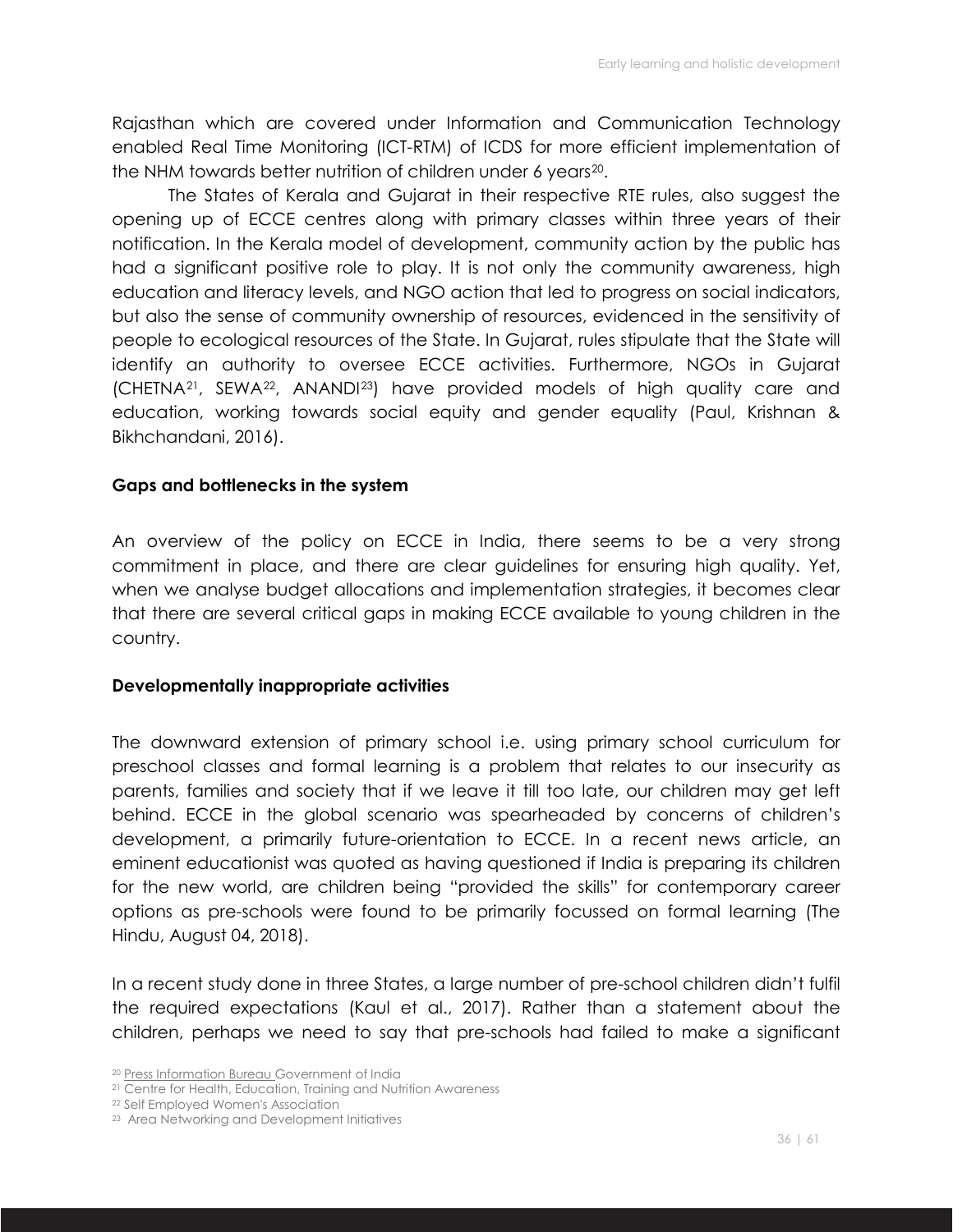Rajasthan which are covered under Information and Communication Technology enabled Real Time Monitoring (ICT-RTM) of ICDS for more efficient implementation of the NHM towards better nutrition of children under 6 years[20].

The States of Kerala and Gujarat in their respective RTE rules, also suggest the opening up of ECCE centres along with primary classes within three years of their notification. In the Kerala model of development, community action by the public has had a significant positive role to play. It is not only the community awareness, high education and literacy levels, and NGO action that led to progress on social indicators, but also the sense of community ownership of resources, evidenced in the sensitivity of people to ecological resources of the State. In Gujarat, rules stipulate that the State will identify an authority to oversee ECCE activities. Furthermore, NGOs in Gujarat (CHETNA[21], SEWA[22], ANANDI[23]) have provided models of high quality care and education, working towards social equity and gender equality (Paul, Krishnan & Bikhchandani, 2016).

**Gaps and bottlenecks in the system**

An overview of the policy on ECCE in India, there seems to be a very strong commitment in place, and there are clear guidelines for ensuring high quality. Yet, when we analyse budget allocations and implementation strategies, it becomes clear that there are several critical gaps in making ECCE available to young children in the country.

**Developmentally inappropriate activities**

The downward extension of primary school i.e. using primary school curriculum for preschool classes and formal learning is a problem that relates to our insecurity as parents, families and society that if we leave it till too late, our children may get left behind. ECCE in the global scenario was spearheaded by concerns of children's development, a primarily future-orientation to ECCE. In a recent news article, an eminent educationist was quoted as having questioned if India is preparing its children for the new world, are children being "provided the skills" for contemporary career options as pre-schools were found to be primarily focussed on formal learning (The Hindu, August 04, 2018).

In a recent study done in three States, a large number of pre-school children didn't fulfil the required expectations (Kaul et al., 2017). Rather than a statement about the children, perhaps we need to say that pre-schools had failed to make a significant

[20] Press Information Bureau Government of India

[21] Centre for Health, Education, Training and Nutrition Awareness

[22] Self Employed Women's Association

[23] Area Networking and Development Initiatives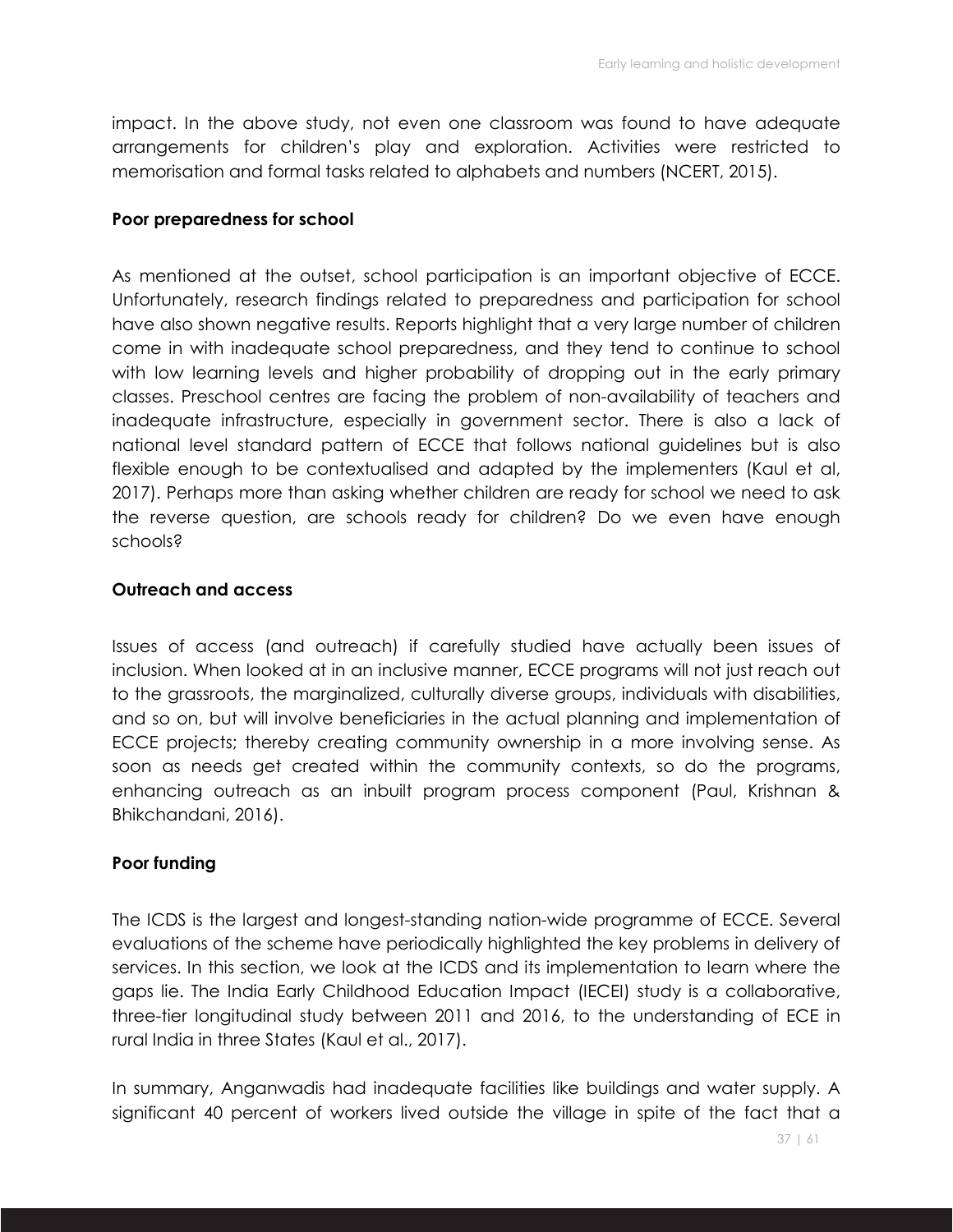impact. In the above study, not even one classroom was found to have adequate arrangements for children's play and exploration. Activities were restricted to memorisation and formal tasks related to alphabets and numbers (NCERT, 2015).

**Poor preparedness for school**

As mentioned at the outset, school participation is an important objective of ECCE. Unfortunately, research findings related to preparedness and participation for school have also shown negative results. Reports highlight that a very large number of children come in with inadequate school preparedness, and they tend to continue to school with low learning levels and higher probability of dropping out in the early primary classes. Preschool centres are facing the problem of non-availability of teachers and inadequate infrastructure, especially in government sector. There is also a lack of national level standard pattern of ECCE that follows national guidelines but is also flexible enough to be contextualised and adapted by the implementers (Kaul et al, 2017). Perhaps more than asking whether children are ready for school we need to ask the reverse question, are schools ready for children? Do we even have enough schools?

**Outreach and access**

Issues of access (and outreach) if carefully studied have actually been issues of inclusion. When looked at in an inclusive manner, ECCE programs will not just reach out to the grassroots, the marginalized, culturally diverse groups, individuals with disabilities, and so on, but will involve beneficiaries in the actual planning and implementation of ECCE projects; thereby creating community ownership in a more involving sense. As soon as needs get created within the community contexts, so do the programs, enhancing outreach as an inbuilt program process component (Paul, Krishnan & Bhikchandani, 2016).

**Poor funding**

The ICDS is the largest and longest-standing nation-wide programme of ECCE. Several evaluations of the scheme have periodically highlighted the key problems in delivery of services. In this section, we look at the ICDS and its implementation to learn where the gaps lie. The India Early Childhood Education Impact (IECEI) study is a collaborative, three-tier longitudinal study between 2011 and 2016, to the understanding of ECE in rural India in three States (Kaul et al., 2017).

In summary, Anganwadis had inadequate facilities like buildings and water supply. A significant 40 percent of workers lived outside the village in spite of the fact that a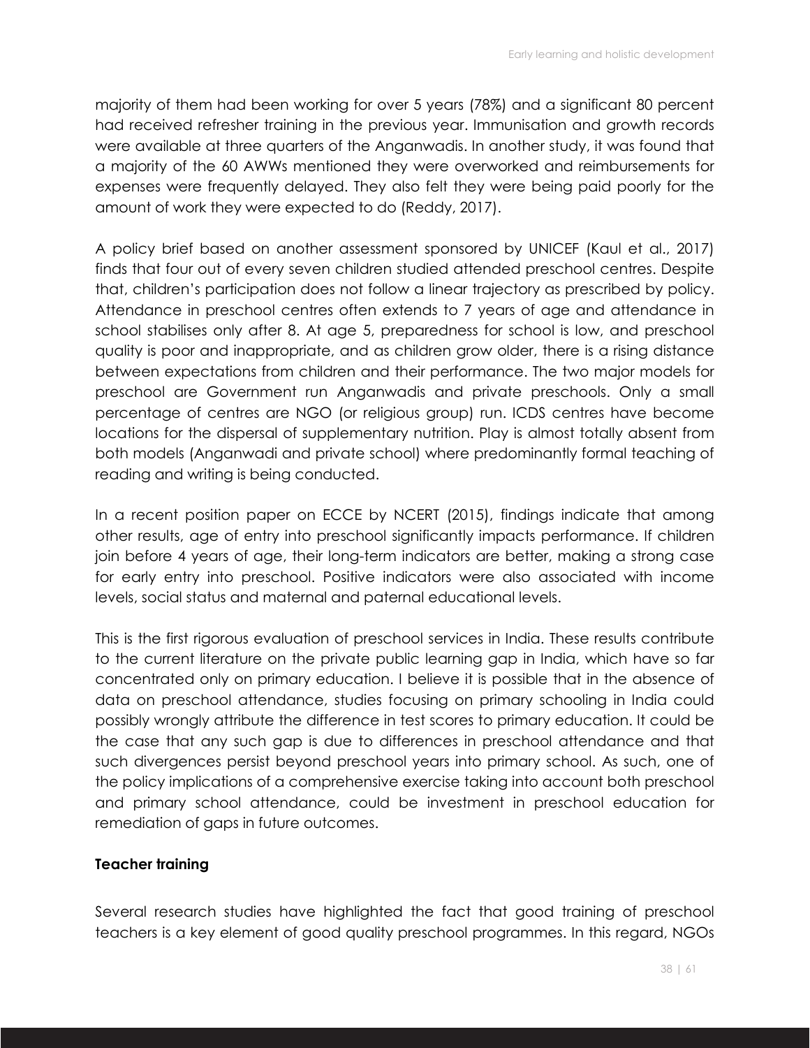majority of them had been working for over 5 years (78%) and a significant 80 percent had received refresher training in the previous year. Immunisation and growth records were available at three quarters of the Anganwadis. In another study, it was found that a majority of the 60 AWWs mentioned they were overworked and reimbursements for expenses were frequently delayed. They also felt they were being paid poorly for the amount of work they were expected to do (Reddy, 2017).

A policy brief based on another assessment sponsored by UNICEF (Kaul et al., 2017) finds that four out of every seven children studied attended preschool centres. Despite that, children's participation does not follow a linear trajectory as prescribed by policy. Attendance in preschool centres often extends to 7 years of age and attendance in school stabilises only after 8. At age 5, preparedness for school is low, and preschool quality is poor and inappropriate, and as children grow older, there is a rising distance between expectations from children and their performance. The two major models for preschool are Government run Anganwadis and private preschools. Only a small percentage of centres are NGO (or religious group) run. ICDS centres have become locations for the dispersal of supplementary nutrition. Play is almost totally absent from both models (Anganwadi and private school) where predominantly formal teaching of reading and writing is being conducted.

In a recent position paper on ECCE by NCERT (2015), findings indicate that among other results, age of entry into preschool significantly impacts performance. If children join before 4 years of age, their long-term indicators are better, making a strong case for early entry into preschool. Positive indicators were also associated with income levels, social status and maternal and paternal educational levels.

This is the first rigorous evaluation of preschool services in India. These results contribute to the current literature on the private public learning gap in India, which have so far concentrated only on primary education. I believe it is possible that in the absence of data on preschool attendance, studies focusing on primary schooling in India could possibly wrongly attribute the difference in test scores to primary education. It could be the case that any such gap is due to differences in preschool attendance and that such divergences persist beyond preschool years into primary school. As such, one of the policy implications of a comprehensive exercise taking into account both preschool and primary school attendance, could be investment in preschool education for remediation of gaps in future outcomes.

**Teacher training**

Several research studies have highlighted the fact that good training of preschool teachers is a key element of good quality preschool programmes. In this regard, NGOs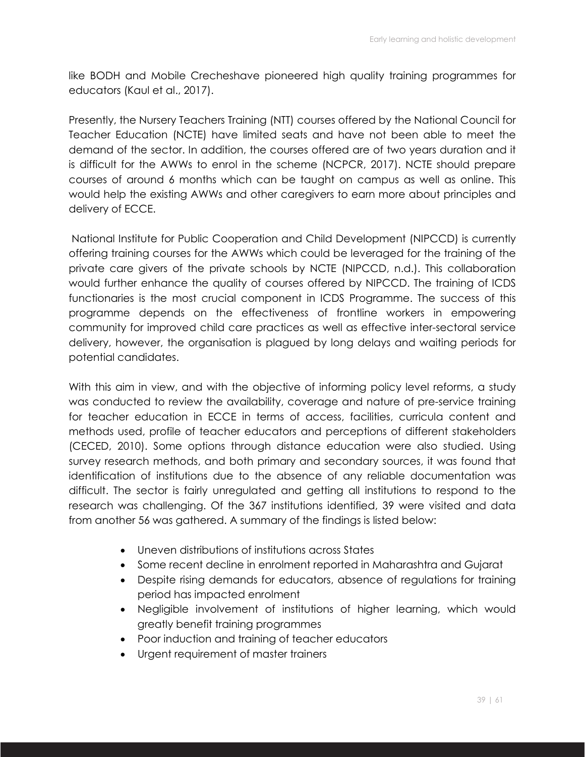like BODH and Mobile Crecheshave pioneered high quality training programmes for educators (Kaul et al., 2017).

Presently, the Nursery Teachers Training (NTT) courses offered by the National Council for Teacher Education (NCTE) have limited seats and have not been able to meet the demand of the sector. In addition, the courses offered are of two years duration and it is difficult for the AWWs to enrol in the scheme (NCPCR, 2017). NCTE should prepare courses of around 6 months which can be taught on campus as well as online. This would help the existing AWWs and other caregivers to earn more about principles and delivery of ECCE.

National Institute for Public Cooperation and Child Development (NIPCCD) is currently offering training courses for the AWWs which could be leveraged for the training of the private care givers of the private schools by NCTE (NIPCCD, n.d.). This collaboration would further enhance the quality of courses offered by NIPCCD. The training of ICDS functionaries is the most crucial component in ICDS Programme. The success of this programme depends on the effectiveness of frontline workers in empowering community for improved child care practices as well as effective inter-sectoral service delivery, however, the organisation is plagued by long delays and waiting periods for potential candidates.

With this aim in view, and with the objective of informing policy level reforms, a study was conducted to review the availability, coverage and nature of pre-service training for teacher education in ECCE in terms of access, facilities, curricula content and methods used, profile of teacher educators and perceptions of different stakeholders (CECED, 2010). Some options through distance education were also studied. Using survey research methods, and both primary and secondary sources, it was found that identification of institutions due to the absence of any reliable documentation was difficult. The sector is fairly unregulated and getting all institutions to respond to the research was challenging. Of the 367 institutions identified, 39 were visited and data from another 56 was gathered. A summary of the findings is listed below:

- Uneven distributions of institutions across States
- Some recent decline in enrolment reported in Maharashtra and Gujarat
- Despite rising demands for educators, absence of regulations for training period has impacted enrolment
- Negligible involvement of institutions of higher learning, which would greatly benefit training programmes
- Poor induction and training of teacher educators
- Urgent requirement of master trainers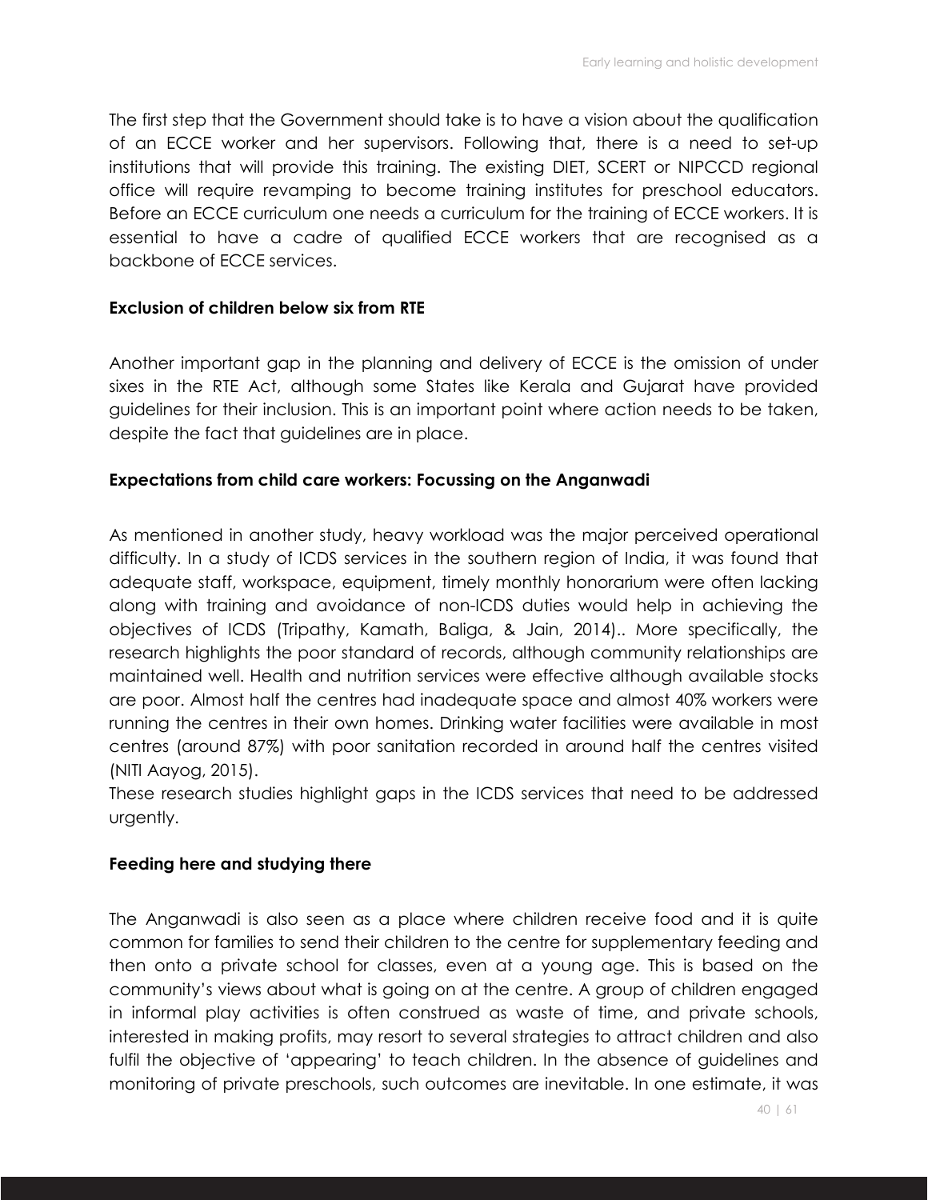The first step that the Government should take is to have a vision about the qualification of an ECCE worker and her supervisors. Following that, there is a need to set-up institutions that will provide this training. The existing DIET, SCERT or NIPCCD regional office will require revamping to become training institutes for preschool educators. Before an ECCE curriculum one needs a curriculum for the training of ECCE workers. It is essential to have a cadre of qualified ECCE workers that are recognised as a backbone of ECCE services.

**Exclusion of children below six from RTE**

Another important gap in the planning and delivery of ECCE is the omission of under sixes in the RTE Act, although some States like Kerala and Gujarat have provided guidelines for their inclusion. This is an important point where action needs to be taken, despite the fact that guidelines are in place.

**Expectations from child care workers: Focussing on the Anganwadi**

As mentioned in another study, heavy workload was the major perceived operational difficulty. In a study of ICDS services in the southern region of India, it was found that adequate staff, workspace, equipment, timely monthly honorarium were often lacking along with training and avoidance of non-ICDS duties would help in achieving the objectives of ICDS (Tripathy, Kamath, Baliga, & Jain, 2014).. More specifically, the research highlights the poor standard of records, although community relationships are maintained well. Health and nutrition services were effective although available stocks are poor. Almost half the centres had inadequate space and almost 40% workers were running the centres in their own homes. Drinking water facilities were available in most centres (around 87%) with poor sanitation recorded in around half the centres visited (NITI Aayog, 2015).

These research studies highlight gaps in the ICDS services that need to be addressed urgently.

**Feeding here and studying there**

The Anganwadi is also seen as a place where children receive food and it is quite common for families to send their children to the centre for supplementary feeding and then onto a private school for classes, even at a young age. This is based on the community's views about what is going on at the centre. A group of children engaged in informal play activities is often construed as waste of time, and private schools, interested in making profits, may resort to several strategies to attract children and also fulfil the objective of 'appearing' to teach children. In the absence of guidelines and monitoring of private preschools, such outcomes are inevitable. In one estimate, it was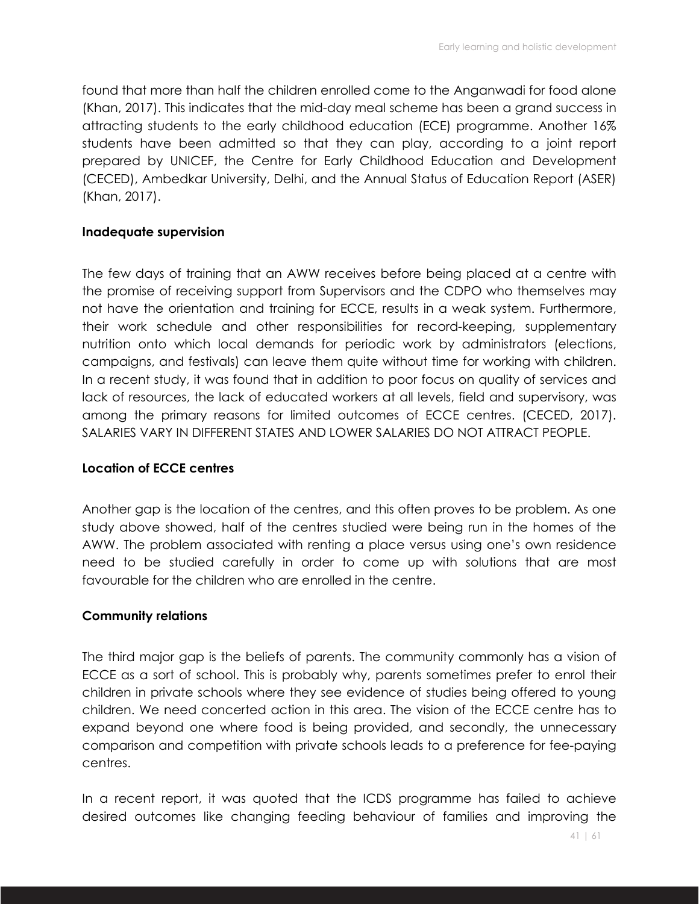found that more than half the children enrolled come to the Anganwadi for food alone (Khan, 2017). This indicates that the mid-day meal scheme has been a grand success in attracting students to the early childhood education (ECE) programme. Another 16% students have been admitted so that they can play, according to a joint report prepared by UNICEF, the Centre for Early Childhood Education and Development (CECED), Ambedkar University, Delhi, and the Annual Status of Education Report (ASER) (Khan, 2017).

**Inadequate supervision**

The few days of training that an AWW receives before being placed at a centre with the promise of receiving support from Supervisors and the CDPO who themselves may not have the orientation and training for ECCE, results in a weak system. Furthermore, their work schedule and other responsibilities for record-keeping, supplementary nutrition onto which local demands for periodic work by administrators (elections, campaigns, and festivals) can leave them quite without time for working with children. In a recent study, it was found that in addition to poor focus on quality of services and lack of resources, the lack of educated workers at all levels, field and supervisory, was among the primary reasons for limited outcomes of ECCE centres. (CECED, 2017). SALARIES VARY IN DIFFERENT STATES AND LOWER SALARIES DO NOT ATTRACT PEOPLE.

**Location of ECCE centres**

Another gap is the location of the centres, and this often proves to be problem. As one study above showed, half of the centres studied were being run in the homes of the AWW. The problem associated with renting a place versus using one's own residence need to be studied carefully in order to come up with solutions that are most favourable for the children who are enrolled in the centre.

**Community relations**

The third major gap is the beliefs of parents. The community commonly has a vision of ECCE as a sort of school. This is probably why, parents sometimes prefer to enrol their children in private schools where they see evidence of studies being offered to young children. We need concerted action in this area. The vision of the ECCE centre has to expand beyond one where food is being provided, and secondly, the unnecessary comparison and competition with private schools leads to a preference for fee-paying centres.

In a recent report, it was quoted that the ICDS programme has failed to achieve desired outcomes like changing feeding behaviour of families and improving the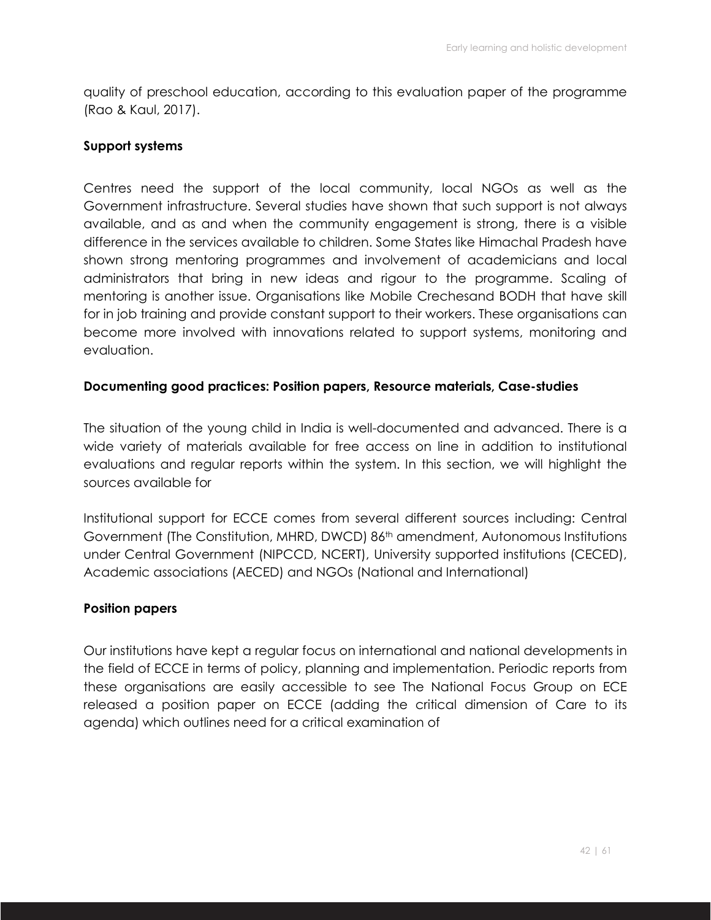quality of preschool education, according to this evaluation paper of the programme (Rao & Kaul, 2017).

**Support systems**

Centres need the support of the local community, local NGOs as well as the Government infrastructure. Several studies have shown that such support is not always available, and as and when the community engagement is strong, there is a visible difference in the services available to children. Some States like Himachal Pradesh have shown strong mentoring programmes and involvement of academicians and local administrators that bring in new ideas and rigour to the programme. Scaling of mentoring is another issue. Organisations like Mobile Crechesand BODH that have skill for in job training and provide constant support to their workers. These organisations can become more involved with innovations related to support systems, monitoring and evaluation.

**Documenting good practices: Position papers, Resource materials, Case-studies**

The situation of the young child in India is well-documented and advanced. There is a wide variety of materials available for free access on line in addition to institutional evaluations and regular reports within the system. In this section, we will highlight the sources available for

Institutional support for ECCE comes from several different sources including: Central Government (The Constitution, MHRD, DWCD) 86th amendment, Autonomous Institutions under Central Government (NIPCCD, NCERT), University supported institutions (CECED), Academic associations (AECED) and NGOs (National and International)

**Position papers**

Our institutions have kept a regular focus on international and national developments in the field of ECCE in terms of policy, planning and implementation. Periodic reports from these organisations are easily accessible to see The National Focus Group on ECE released a position paper on ECCE (adding the critical dimension of Care to its agenda) which outlines need for a critical examination of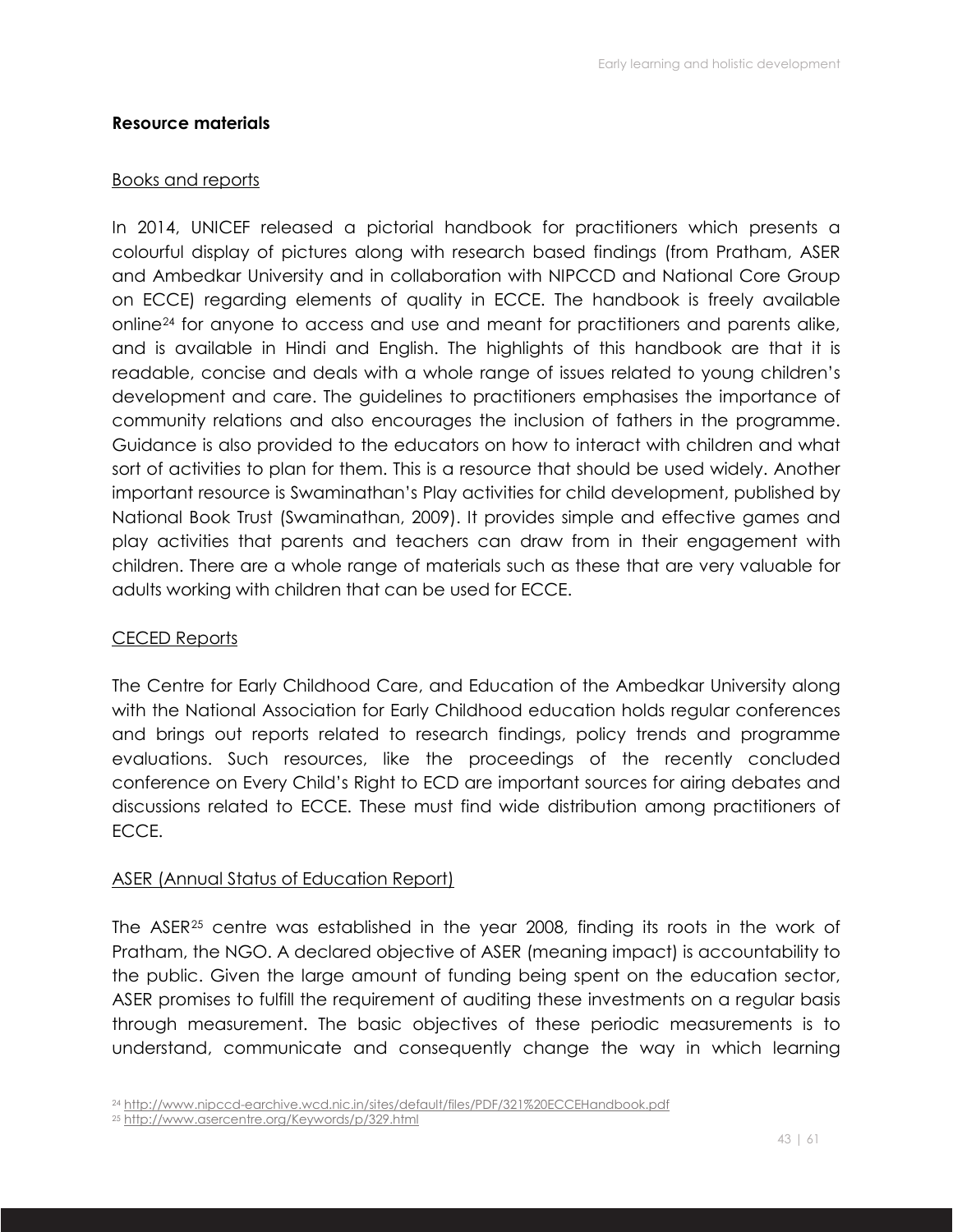**Resource materials**

Books and reports

In 2014, UNICEF released a pictorial handbook for practitioners which presents a colourful display of pictures along with research based findings (from Pratham, ASER and Ambedkar University and in collaboration with NIPCCD and National Core Group on ECCE) regarding elements of quality in ECCE. The handbook is freely available online[24] for anyone to access and use and meant for practitioners and parents alike, and is available in Hindi and English. The highlights of this handbook are that it is readable, concise and deals with a whole range of issues related to young children's development and care. The guidelines to practitioners emphasises the importance of community relations and also encourages the inclusion of fathers in the programme. Guidance is also provided to the educators on how to interact with children and what sort of activities to plan for them. This is a resource that should be used widely. Another important resource is Swaminathan's Play activities for child development, published by National Book Trust (Swaminathan, 2009). It provides simple and effective games and play activities that parents and teachers can draw from in their engagement with children. There are a whole range of materials such as these that are very valuable for adults working with children that can be used for ECCE.

CECED Reports

The Centre for Early Childhood Care, and Education of the Ambedkar University along with the National Association for Early Childhood education holds regular conferences and brings out reports related to research findings, policy trends and programme evaluations. Such resources, like the proceedings of the recently concluded conference on Every Child's Right to ECD are important sources for airing debates and discussions related to ECCE. These must find wide distribution among practitioners of ECCE.

ASER (Annual Status of Education Report)

The ASER[25] centre was established in the year 2008, finding its roots in the work of Pratham, the NGO. A declared objective of ASER (meaning impact) is accountability to the public. Given the large amount of funding being spent on the education sector, ASER promises to fulfill the requirement of auditing these investments on a regular basis through measurement. The basic objectives of these periodic measurements is to understand, communicate and consequently change the way in which learning

[24] http://www.nipccd-earchive.wcd.nic.in/sites/default/files/PDF/321%20ECCEHandbook.pdf

[25] http://www.asercentre.org/Keywords/p/329.html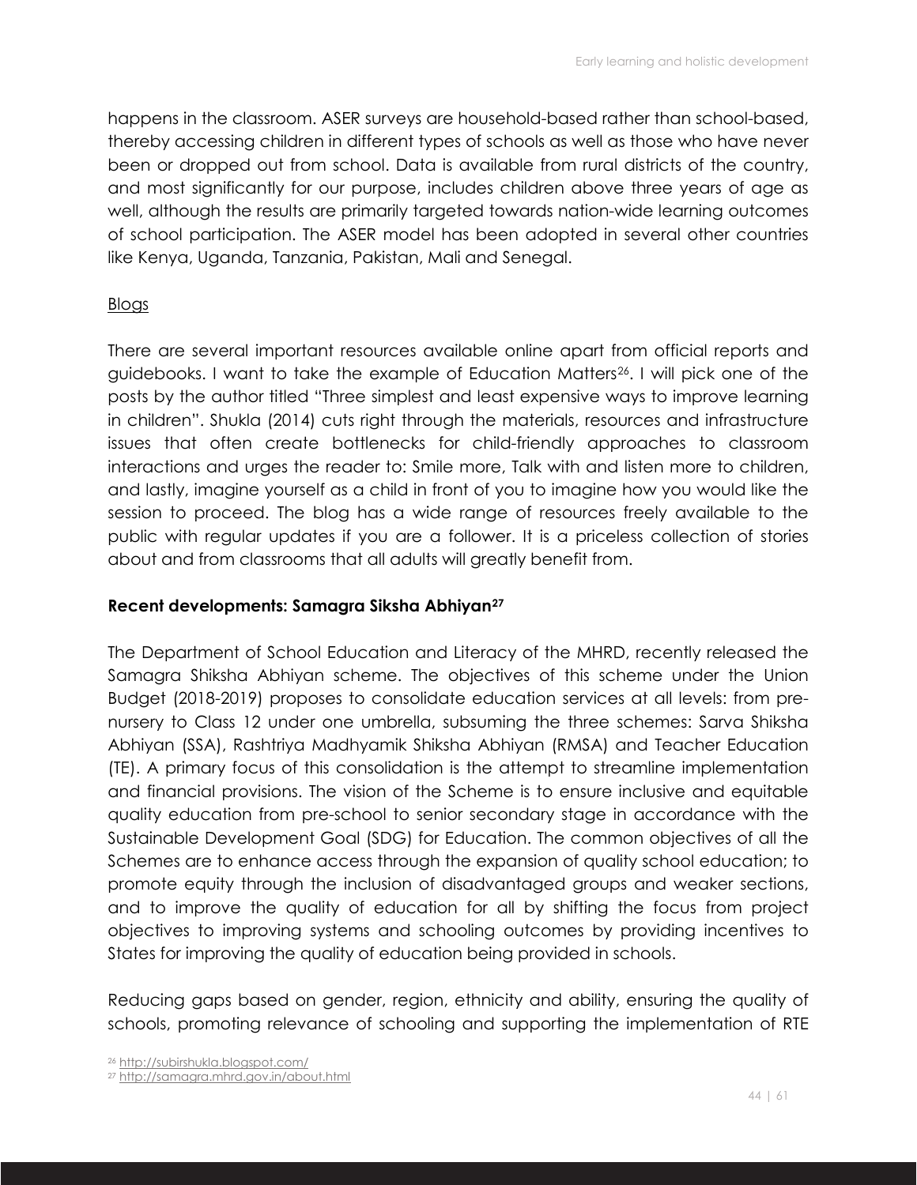happens in the classroom. ASER surveys are household-based rather than school-based, thereby accessing children in different types of schools as well as those who have never been or dropped out from school. Data is available from rural districts of the country, and most significantly for our purpose, includes children above three years of age as well, although the results are primarily targeted towards nation-wide learning outcomes of school participation. The ASER model has been adopted in several other countries like Kenya, Uganda, Tanzania, Pakistan, Mali and Senegal.

Blogs

There are several important resources available online apart from official reports and guidebooks. I want to take the example of Education Matters[26]. I will pick one of the posts by the author titled "Three simplest and least expensive ways to improve learning in children". Shukla (2014) cuts right through the materials, resources and infrastructure issues that often create bottlenecks for child-friendly approaches to classroom interactions and urges the reader to: Smile more, Talk with and listen more to children, and lastly, imagine yourself as a child in front of you to imagine how you would like the session to proceed. The blog has a wide range of resources freely available to the public with regular updates if you are a follower. It is a priceless collection of stories about and from classrooms that all adults will greatly benefit from.

**Recent developments: Samagra Siksha Abhiyan[27]**

The Department of School Education and Literacy of the MHRD, recently released the Samagra Shiksha Abhiyan scheme. The objectives of this scheme under the Union Budget (2018-2019) proposes to consolidate education services at all levels: from pre-nursery to Class 12 under one umbrella, subsuming the three schemes: Sarva Shiksha Abhiyan (SSA), Rashtriya Madhyamik Shiksha Abhiyan (RMSA) and Teacher Education (TE). A primary focus of this consolidation is the attempt to streamline implementation and financial provisions. The vision of the Scheme is to ensure inclusive and equitable quality education from pre-school to senior secondary stage in accordance with the Sustainable Development Goal (SDG) for Education. The common objectives of all the Schemes are to enhance access through the expansion of quality school education; to promote equity through the inclusion of disadvantaged groups and weaker sections, and to improve the quality of education for all by shifting the focus from project objectives to improving systems and schooling outcomes by providing incentives to States for improving the quality of education being provided in schools.

Reducing gaps based on gender, region, ethnicity and ability, ensuring the quality of schools, promoting relevance of schooling and supporting the implementation of RTE

[26] http://subirshukla.blogspot.com/

[27] http://samagra.mhrd.gov.in/about.html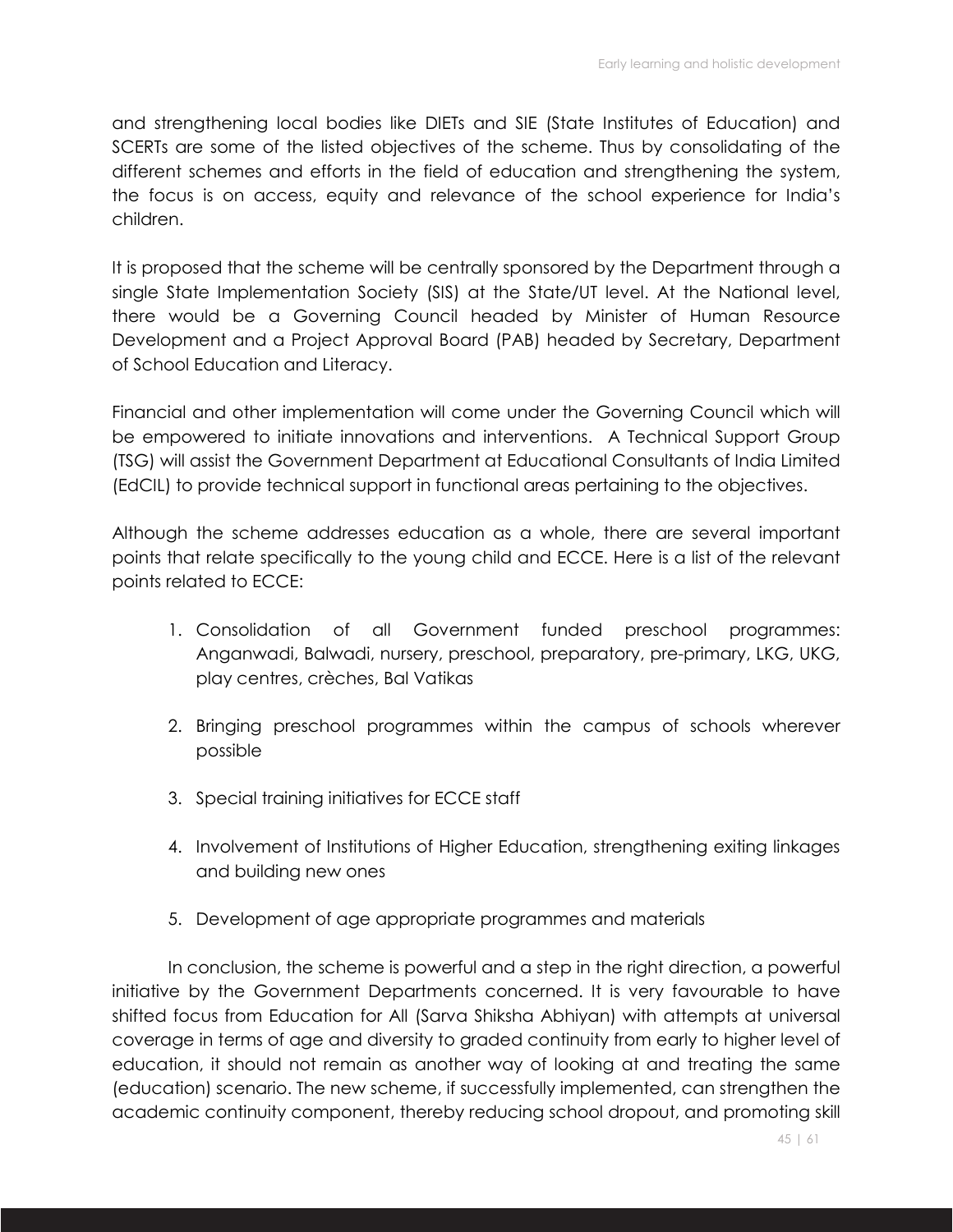and strengthening local bodies like DIETs and SIE (State Institutes of Education) and SCERTs are some of the listed objectives of the scheme. Thus by consolidating of the different schemes and efforts in the field of education and strengthening the system, the focus is on access, equity and relevance of the school experience for India's children.

It is proposed that the scheme will be centrally sponsored by the Department through a single State Implementation Society (SIS) at the State/UT level. At the National level, there would be a Governing Council headed by Minister of Human Resource Development and a Project Approval Board (PAB) headed by Secretary, Department of School Education and Literacy.

Financial and other implementation will come under the Governing Council which will be empowered to initiate innovations and interventions. A Technical Support Group (TSG) will assist the Government Department at Educational Consultants of India Limited (EdCIL) to provide technical support in functional areas pertaining to the objectives.

Although the scheme addresses education as a whole, there are several important points that relate specifically to the young child and ECCE. Here is a list of the relevant points related to ECCE:

1. Consolidation of all Government funded preschool programmes: Anganwadi, Balwadi, nursery, preschool, preparatory, pre-primary, LKG, UKG, play centres, crèches, Bal Vatikas

2. Bringing preschool programmes within the campus of schools wherever possible

3. Special training initiatives for ECCE staff

4. Involvement of Institutions of Higher Education, strengthening exiting linkages and building new ones

5. Development of age appropriate programmes and materials

In conclusion, the scheme is powerful and a step in the right direction, a powerful initiative by the Government Departments concerned. It is very favourable to have shifted focus from Education for All (Sarva Shiksha Abhiyan) with attempts at universal coverage in terms of age and diversity to graded continuity from early to higher level of education, it should not remain as another way of looking at and treating the same (education) scenario. The new scheme, if successfully implemented, can strengthen the academic continuity component, thereby reducing school dropout, and promoting skill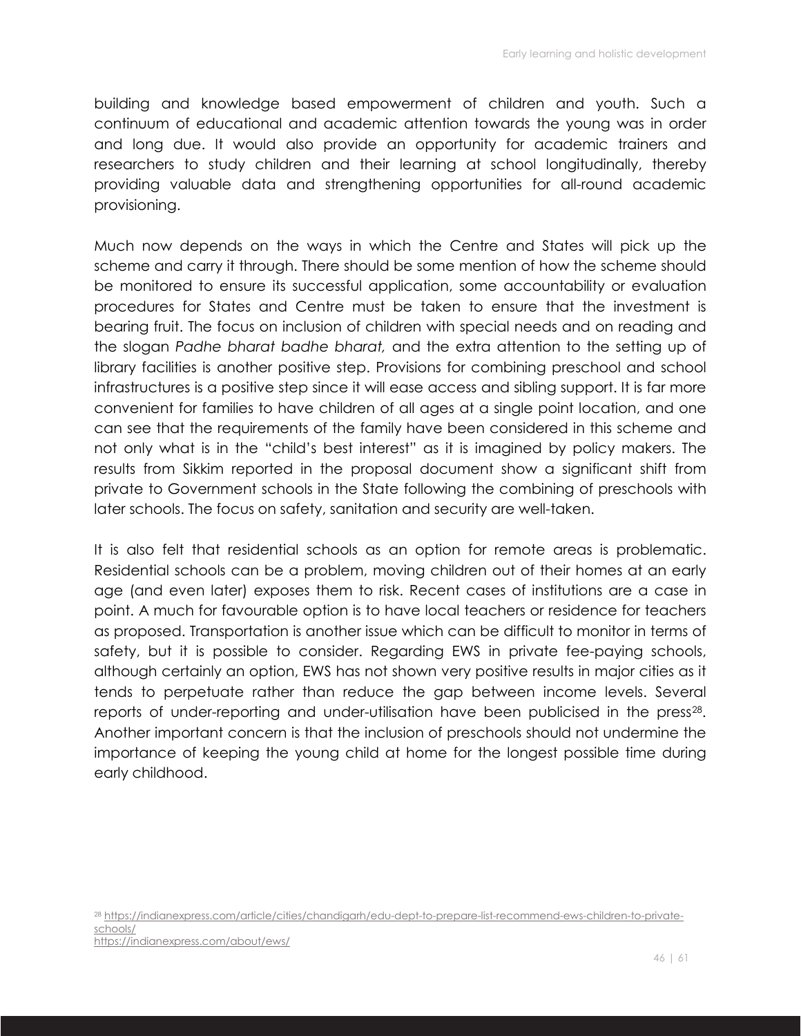building and knowledge based empowerment of children and youth. Such a continuum of educational and academic attention towards the young was in order and long due. It would also provide an opportunity for academic trainers and researchers to study children and their learning at school longitudinally, thereby providing valuable data and strengthening opportunities for all-round academic provisioning.

Much now depends on the ways in which the Centre and States will pick up the scheme and carry it through. There should be some mention of how the scheme should be monitored to ensure its successful application, some accountability or evaluation procedures for States and Centre must be taken to ensure that the investment is bearing fruit. The focus on inclusion of children with special needs and on reading and the slogan *Padhe bharat badhe bharat,* and the extra attention to the setting up of library facilities is another positive step. Provisions for combining preschool and school infrastructures is a positive step since it will ease access and sibling support. It is far more convenient for families to have children of all ages at a single point location, and one can see that the requirements of the family have been considered in this scheme and not only what is in the "child's best interest" as it is imagined by policy makers. The results from Sikkim reported in the proposal document show a significant shift from private to Government schools in the State following the combining of preschools with later schools. The focus on safety, sanitation and security are well-taken.

It is also felt that residential schools as an option for remote areas is problematic. Residential schools can be a problem, moving children out of their homes at an early age (and even later) exposes them to risk. Recent cases of institutions are a case in point. A much for favourable option is to have local teachers or residence for teachers as proposed. Transportation is another issue which can be difficult to monitor in terms of safety, but it is possible to consider. Regarding EWS in private fee-paying schools, although certainly an option, EWS has not shown very positive results in major cities as it tends to perpetuate rather than reduce the gap between income levels. Several reports of under-reporting and under-utilisation have been publicised in the press[28]. Another important concern is that the inclusion of preschools should not undermine the importance of keeping the young child at home for the longest possible time during early childhood.

[28] https://indianexpress.com/article/cities/chandigarh/edu-dept-to-prepare-list-recommend-ews-children-to-private-schools/
https://indianexpress.com/about/ews/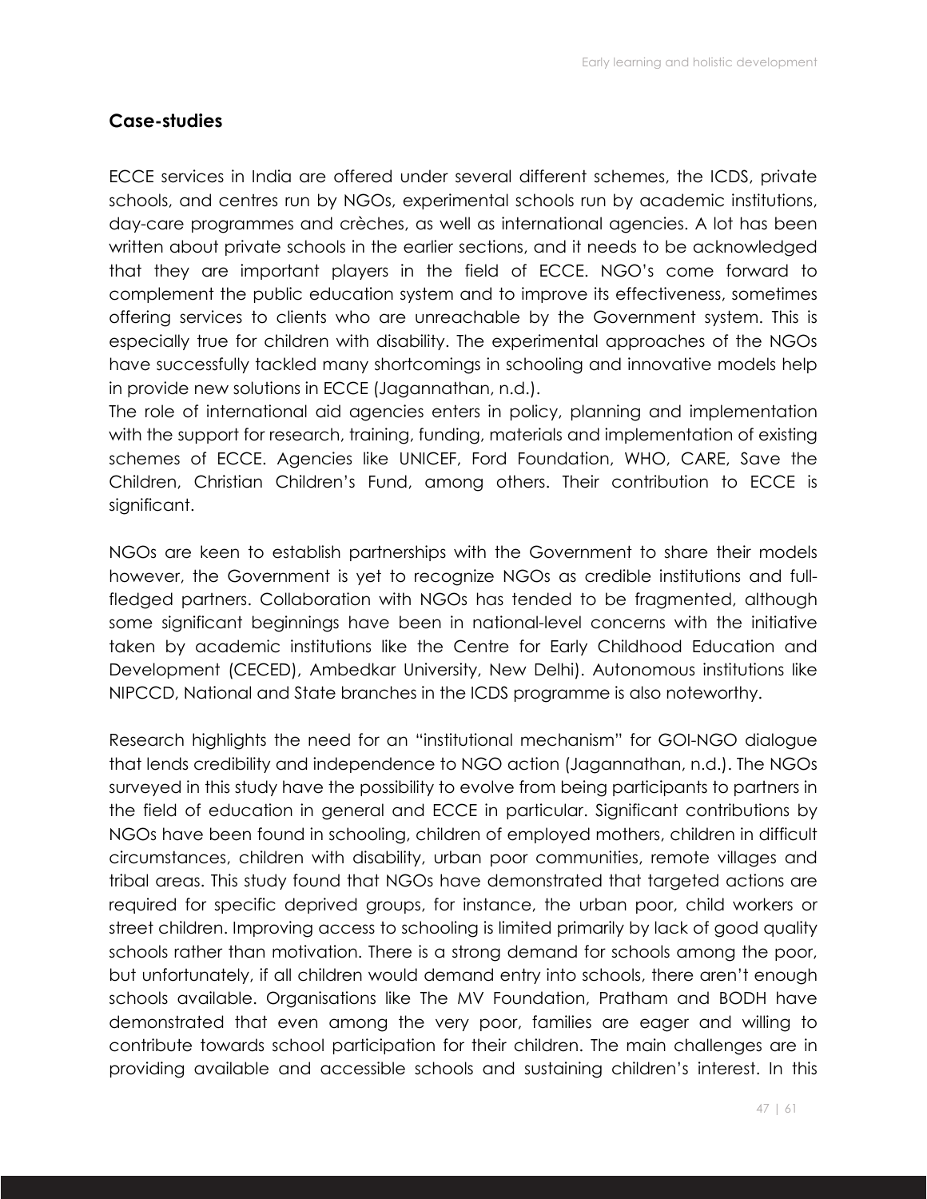## Case-studies

ECCE services in India are offered under several different schemes, the ICDS, private schools, and centres run by NGOs, experimental schools run by academic institutions, day-care programmes and crèches, as well as international agencies. A lot has been written about private schools in the earlier sections, and it needs to be acknowledged that they are important players in the field of ECCE. NGO's come forward to complement the public education system and to improve its effectiveness, sometimes offering services to clients who are unreachable by the Government system. This is especially true for children with disability. The experimental approaches of the NGOs have successfully tackled many shortcomings in schooling and innovative models help in provide new solutions in ECCE (Jagannathan, n.d.).

The role of international aid agencies enters in policy, planning and implementation with the support for research, training, funding, materials and implementation of existing schemes of ECCE. Agencies like UNICEF, Ford Foundation, WHO, CARE, Save the Children, Christian Children's Fund, among others. Their contribution to ECCE is significant.

NGOs are keen to establish partnerships with the Government to share their models however, the Government is yet to recognize NGOs as credible institutions and full-fledged partners. Collaboration with NGOs has tended to be fragmented, although some significant beginnings have been in national-level concerns with the initiative taken by academic institutions like the Centre for Early Childhood Education and Development (CECED), Ambedkar University, New Delhi). Autonomous institutions like NIPCCD, National and State branches in the ICDS programme is also noteworthy.

Research highlights the need for an "institutional mechanism" for GOI-NGO dialogue that lends credibility and independence to NGO action (Jagannathan, n.d.). The NGOs surveyed in this study have the possibility to evolve from being participants to partners in the field of education in general and ECCE in particular. Significant contributions by NGOs have been found in schooling, children of employed mothers, children in difficult circumstances, children with disability, urban poor communities, remote villages and tribal areas. This study found that NGOs have demonstrated that targeted actions are required for specific deprived groups, for instance, the urban poor, child workers or street children. Improving access to schooling is limited primarily by lack of good quality schools rather than motivation. There is a strong demand for schools among the poor, but unfortunately, if all children would demand entry into schools, there aren't enough schools available. Organisations like The MV Foundation, Pratham and BODH have demonstrated that even among the very poor, families are eager and willing to contribute towards school participation for their children. The main challenges are in providing available and accessible schools and sustaining children's interest. In this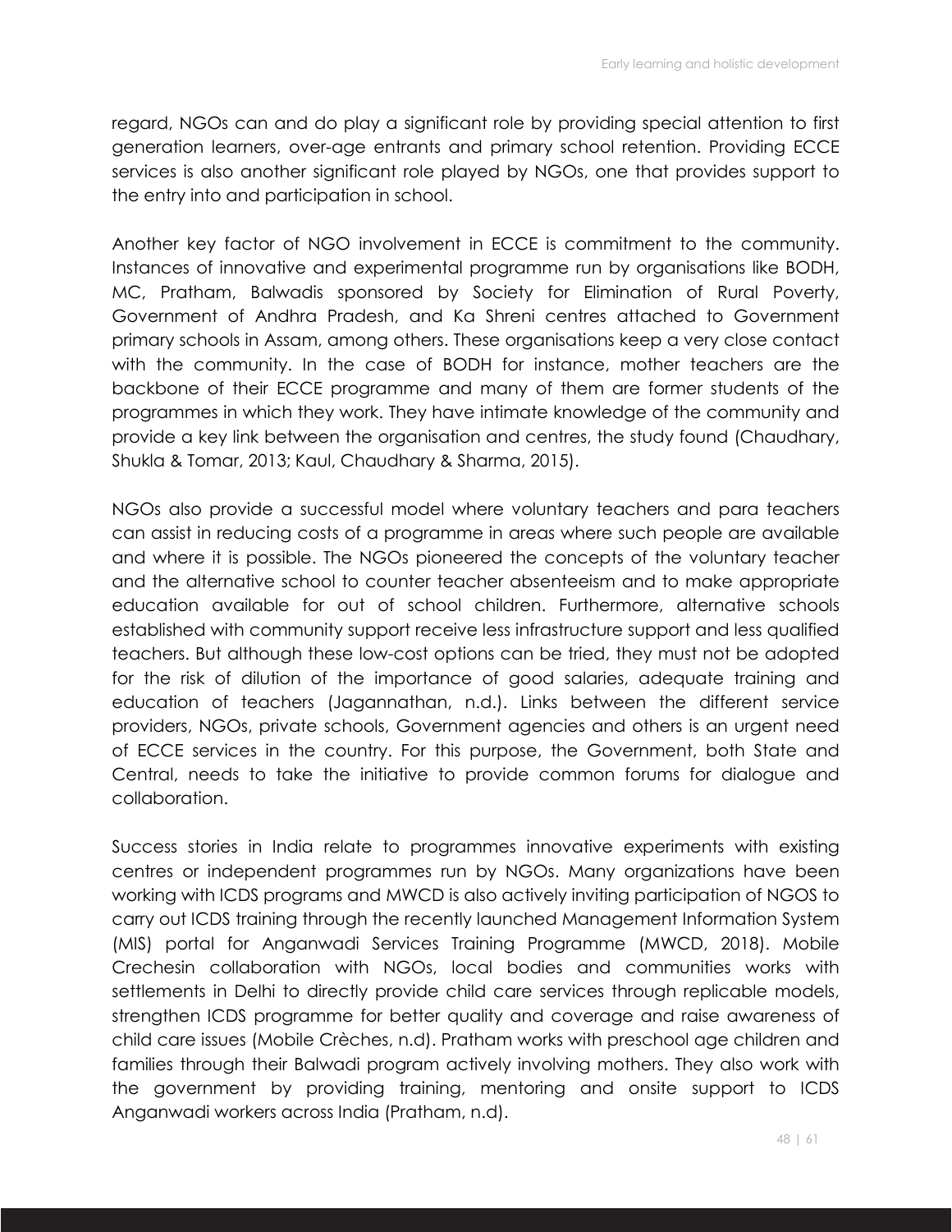regard, NGOs can and do play a significant role by providing special attention to first generation learners, over-age entrants and primary school retention. Providing ECCE services is also another significant role played by NGOs, one that provides support to the entry into and participation in school.

Another key factor of NGO involvement in ECCE is commitment to the community. Instances of innovative and experimental programme run by organisations like BODH, MC, Pratham, Balwadis sponsored by Society for Elimination of Rural Poverty, Government of Andhra Pradesh, and Ka Shreni centres attached to Government primary schools in Assam, among others. These organisations keep a very close contact with the community. In the case of BODH for instance, mother teachers are the backbone of their ECCE programme and many of them are former students of the programmes in which they work. They have intimate knowledge of the community and provide a key link between the organisation and centres, the study found (Chaudhary, Shukla & Tomar, 2013; Kaul, Chaudhary & Sharma, 2015).

NGOs also provide a successful model where voluntary teachers and para teachers can assist in reducing costs of a programme in areas where such people are available and where it is possible. The NGOs pioneered the concepts of the voluntary teacher and the alternative school to counter teacher absenteeism and to make appropriate education available for out of school children. Furthermore, alternative schools established with community support receive less infrastructure support and less qualified teachers. But although these low-cost options can be tried, they must not be adopted for the risk of dilution of the importance of good salaries, adequate training and education of teachers (Jagannathan, n.d.). Links between the different service providers, NGOs, private schools, Government agencies and others is an urgent need of ECCE services in the country. For this purpose, the Government, both State and Central, needs to take the initiative to provide common forums for dialogue and collaboration.

Success stories in India relate to programmes innovative experiments with existing centres or independent programmes run by NGOs. Many organizations have been working with ICDS programs and MWCD is also actively inviting participation of NGOS to carry out ICDS training through the recently launched Management Information System (MIS) portal for Anganwadi Services Training Programme (MWCD, 2018). Mobile Crechesin collaboration with NGOs, local bodies and communities works with settlements in Delhi to directly provide child care services through replicable models, strengthen ICDS programme for better quality and coverage and raise awareness of child care issues (Mobile Crèches, n.d). Pratham works with preschool age children and families through their Balwadi program actively involving mothers. They also work with the government by providing training, mentoring and onsite support to ICDS Anganwadi workers across India (Pratham, n.d).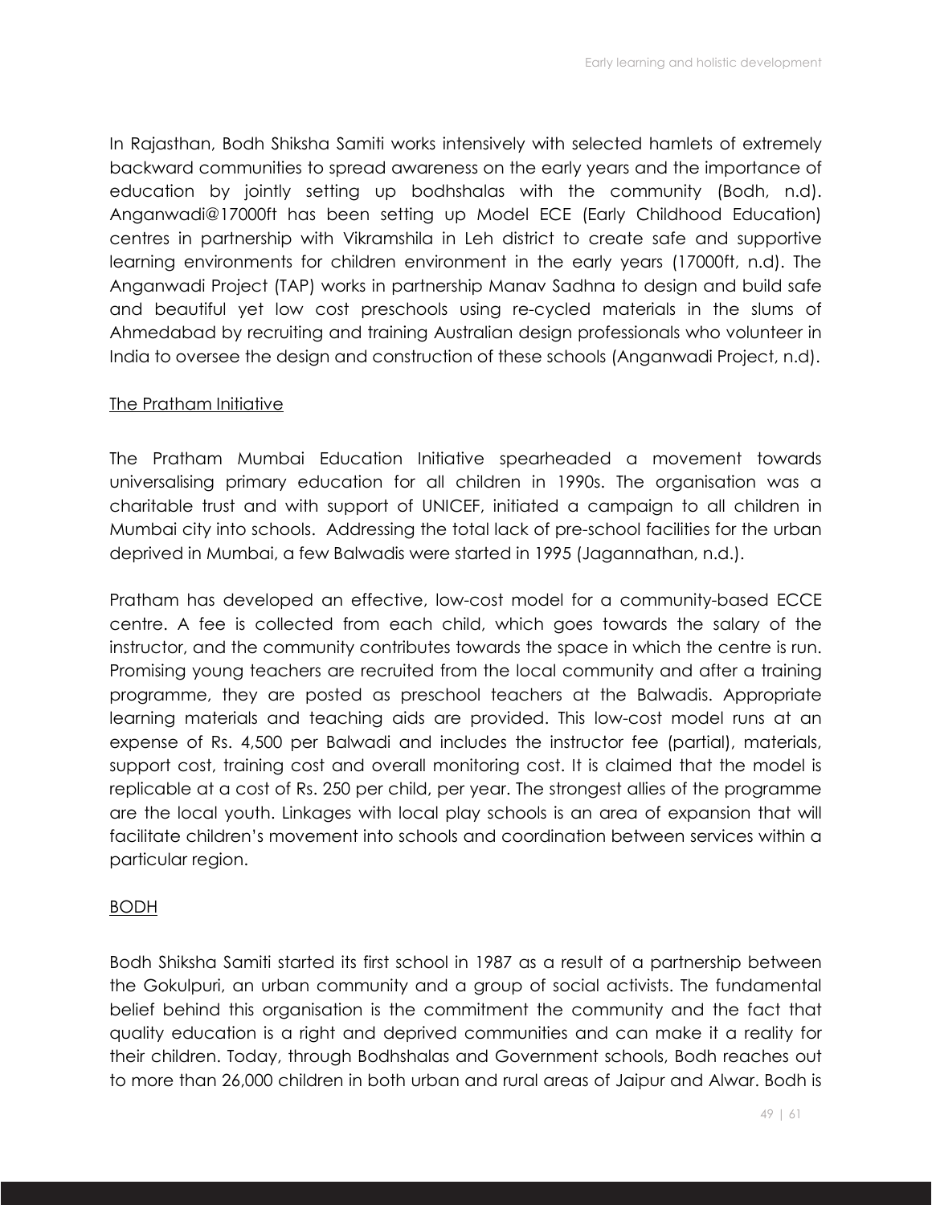In Rajasthan, Bodh Shiksha Samiti works intensively with selected hamlets of extremely backward communities to spread awareness on the early years and the importance of education by jointly setting up bodhshalas with the community (Bodh, n.d). Anganwadi@17000ft has been setting up Model ECE (Early Childhood Education) centres in partnership with Vikramshila in Leh district to create safe and supportive learning environments for children environment in the early years (17000ft, n.d). The Anganwadi Project (TAP) works in partnership Manav Sadhna to design and build safe and beautiful yet low cost preschools using re-cycled materials in the slums of Ahmedabad by recruiting and training Australian design professionals who volunteer in India to oversee the design and construction of these schools (Anganwadi Project, n.d).

<u>The Pratham Initiative</u>

The Pratham Mumbai Education Initiative spearheaded a movement towards universalising primary education for all children in 1990s. The organisation was a charitable trust and with support of UNICEF, initiated a campaign to all children in Mumbai city into schools. Addressing the total lack of pre-school facilities for the urban deprived in Mumbai, a few Balwadis were started in 1995 (Jagannathan, n.d.).

Pratham has developed an effective, low-cost model for a community-based ECCE centre. A fee is collected from each child, which goes towards the salary of the instructor, and the community contributes towards the space in which the centre is run. Promising young teachers are recruited from the local community and after a training programme, they are posted as preschool teachers at the Balwadis. Appropriate learning materials and teaching aids are provided. This low-cost model runs at an expense of Rs. 4,500 per Balwadi and includes the instructor fee (partial), materials, support cost, training cost and overall monitoring cost. It is claimed that the model is replicable at a cost of Rs. 250 per child, per year. The strongest allies of the programme are the local youth. Linkages with local play schools is an area of expansion that will facilitate children's movement into schools and coordination between services within a particular region.

<u>BODH</u>

Bodh Shiksha Samiti started its first school in 1987 as a result of a partnership between the Gokulpuri, an urban community and a group of social activists. The fundamental belief behind this organisation is the commitment the community and the fact that quality education is a right and deprived communities and can make it a reality for their children. Today, through Bodhshalas and Government schools, Bodh reaches out to more than 26,000 children in both urban and rural areas of Jaipur and Alwar. Bodh is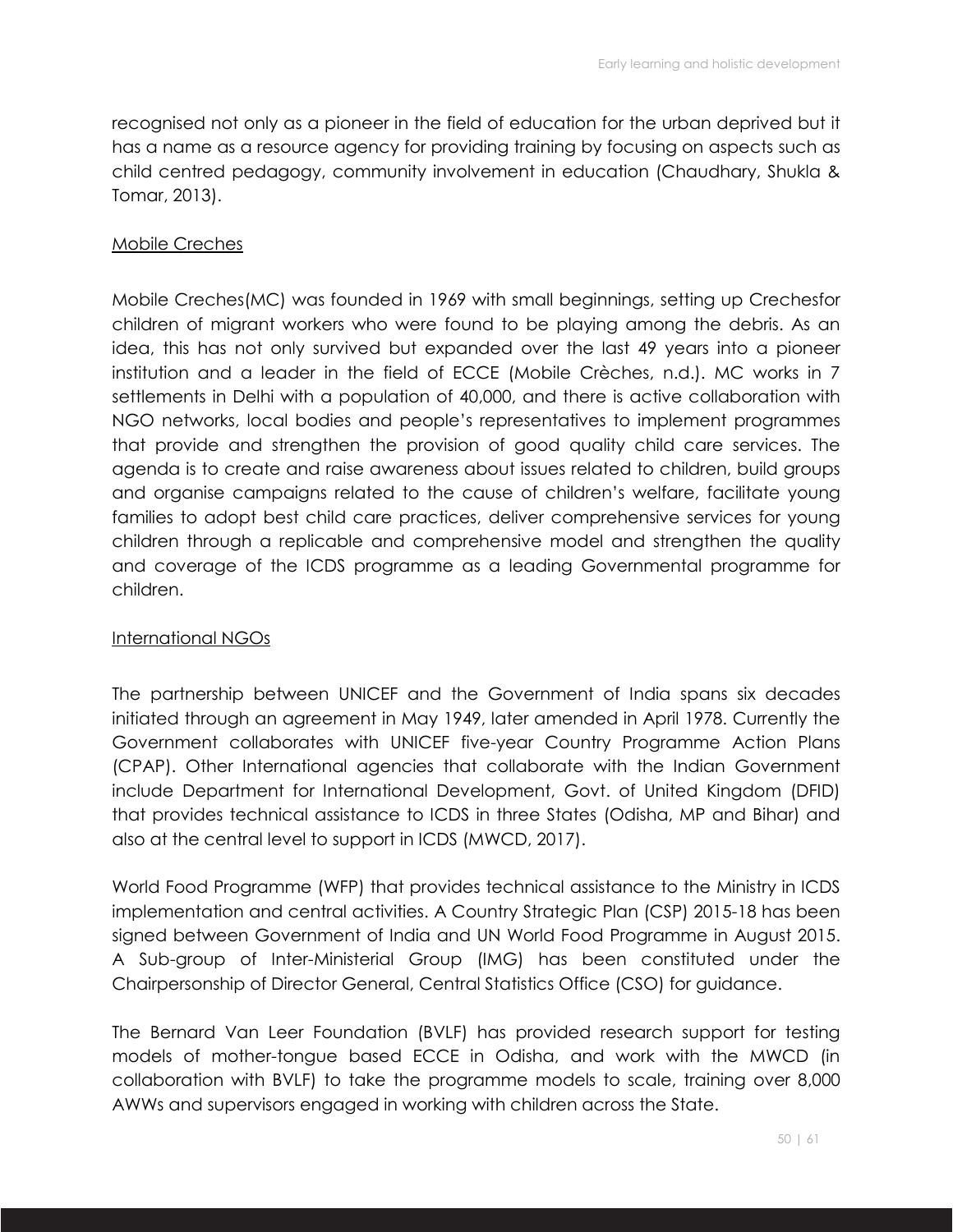recognised not only as a pioneer in the field of education for the urban deprived but it has a name as a resource agency for providing training by focusing on aspects such as child centred pedagogy, community involvement in education (Chaudhary, Shukla & Tomar, 2013).

Mobile Creches

Mobile Creches(MC) was founded in 1969 with small beginnings, setting up Crechesfor children of migrant workers who were found to be playing among the debris. As an idea, this has not only survived but expanded over the last 49 years into a pioneer institution and a leader in the field of ECCE (Mobile Crèches, n.d.). MC works in 7 settlements in Delhi with a population of 40,000, and there is active collaboration with NGO networks, local bodies and people's representatives to implement programmes that provide and strengthen the provision of good quality child care services. The agenda is to create and raise awareness about issues related to children, build groups and organise campaigns related to the cause of children's welfare, facilitate young families to adopt best child care practices, deliver comprehensive services for young children through a replicable and comprehensive model and strengthen the quality and coverage of the ICDS programme as a leading Governmental programme for children.

International NGOs

The partnership between UNICEF and the Government of India spans six decades initiated through an agreement in May 1949, later amended in April 1978. Currently the Government collaborates with UNICEF five-year Country Programme Action Plans (CPAP). Other International agencies that collaborate with the Indian Government include Department for International Development, Govt. of United Kingdom (DFID) that provides technical assistance to ICDS in three States (Odisha, MP and Bihar) and also at the central level to support in ICDS (MWCD, 2017).

World Food Programme (WFP) that provides technical assistance to the Ministry in ICDS implementation and central activities. A Country Strategic Plan (CSP) 2015-18 has been signed between Government of India and UN World Food Programme in August 2015. A Sub-group of Inter-Ministerial Group (IMG) has been constituted under the Chairpersonship of Director General, Central Statistics Office (CSO) for guidance.

The Bernard Van Leer Foundation (BVLF) has provided research support for testing models of mother-tongue based ECCE in Odisha, and work with the MWCD (in collaboration with BVLF) to take the programme models to scale, training over 8,000 AWWs and supervisors engaged in working with children across the State.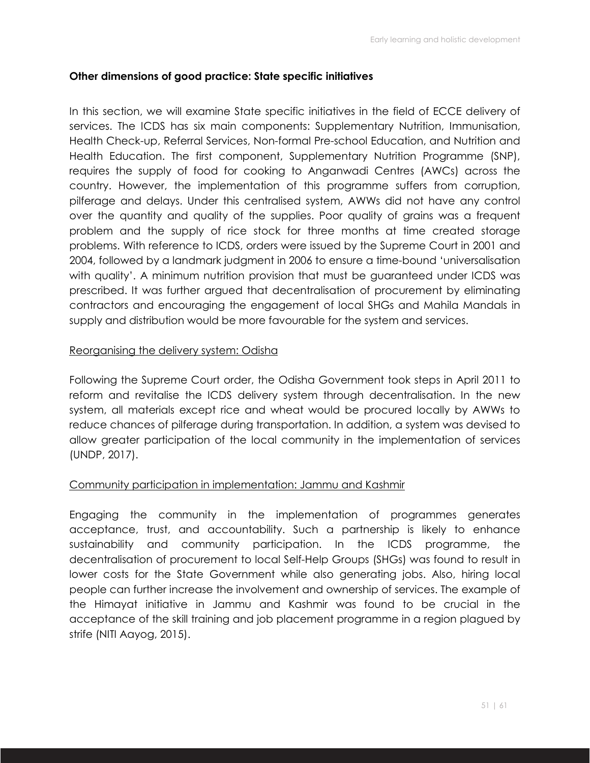### Other dimensions of good practice: State specific initiatives

In this section, we will examine State specific initiatives in the field of ECCE delivery of services. The ICDS has six main components: Supplementary Nutrition, Immunisation, Health Check-up, Referral Services, Non-formal Pre-school Education, and Nutrition and Health Education. The first component, Supplementary Nutrition Programme (SNP), requires the supply of food for cooking to Anganwadi Centres (AWCs) across the country. However, the implementation of this programme suffers from corruption, pilferage and delays. Under this centralised system, AWWs did not have any control over the quantity and quality of the supplies. Poor quality of grains was a frequent problem and the supply of rice stock for three months at time created storage problems. With reference to ICDS, orders were issued by the Supreme Court in 2001 and 2004, followed by a landmark judgment in 2006 to ensure a time-bound 'universalisation with quality'. A minimum nutrition provision that must be guaranteed under ICDS was prescribed. It was further argued that decentralisation of procurement by eliminating contractors and encouraging the engagement of local SHGs and Mahila Mandals in supply and distribution would be more favourable for the system and services.

<u>Reorganising the delivery system: Odisha</u>

Following the Supreme Court order, the Odisha Government took steps in April 2011 to reform and revitalise the ICDS delivery system through decentralisation. In the new system, all materials except rice and wheat would be procured locally by AWWs to reduce chances of pilferage during transportation. In addition, a system was devised to allow greater participation of the local community in the implementation of services (UNDP, 2017).

<u>Community participation in implementation: Jammu and Kashmir</u>

Engaging the community in the implementation of programmes generates acceptance, trust, and accountability. Such a partnership is likely to enhance sustainability and community participation. In the ICDS programme, the decentralisation of procurement to local Self-Help Groups (SHGs) was found to result in lower costs for the State Government while also generating jobs. Also, hiring local people can further increase the involvement and ownership of services. The example of the Himayat initiative in Jammu and Kashmir was found to be crucial in the acceptance of the skill training and job placement programme in a region plagued by strife (NITI Aayog, 2015).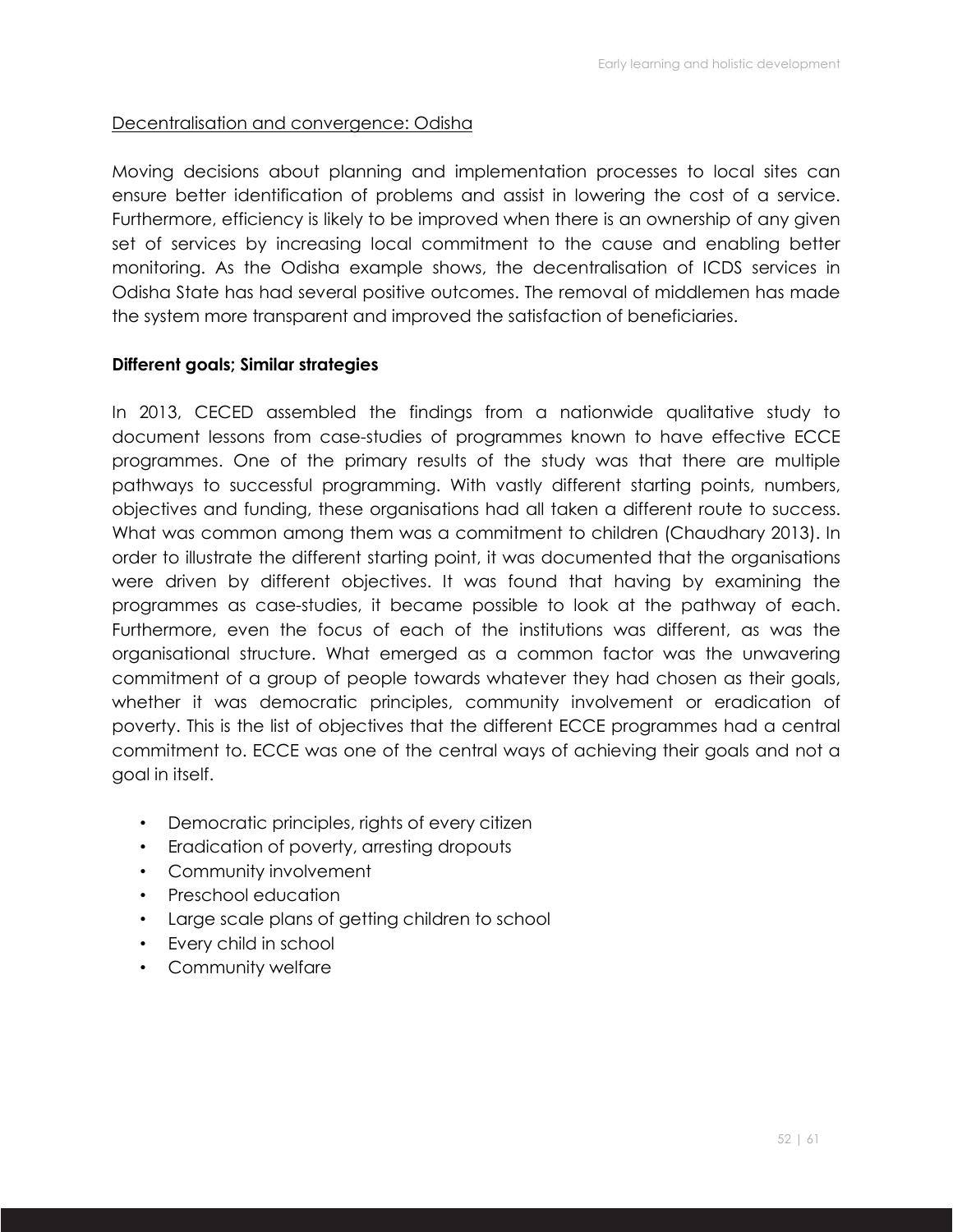Decentralisation and convergence: Odisha

Moving decisions about planning and implementation processes to local sites can ensure better identification of problems and assist in lowering the cost of a service. Furthermore, efficiency is likely to be improved when there is an ownership of any given set of services by increasing local commitment to the cause and enabling better monitoring. As the Odisha example shows, the decentralisation of ICDS services in Odisha State has had several positive outcomes. The removal of middlemen has made the system more transparent and improved the satisfaction of beneficiaries.

**Different goals; Similar strategies**

In 2013, CECED assembled the findings from a nationwide qualitative study to document lessons from case-studies of programmes known to have effective ECCE programmes. One of the primary results of the study was that there are multiple pathways to successful programming. With vastly different starting points, numbers, objectives and funding, these organisations had all taken a different route to success. What was common among them was a commitment to children (Chaudhary 2013). In order to illustrate the different starting point, it was documented that the organisations were driven by different objectives. It was found that having by examining the programmes as case-studies, it became possible to look at the pathway of each. Furthermore, even the focus of each of the institutions was different, as was the organisational structure. What emerged as a common factor was the unwavering commitment of a group of people towards whatever they had chosen as their goals, whether it was democratic principles, community involvement or eradication of poverty. This is the list of objectives that the different ECCE programmes had a central commitment to. ECCE was one of the central ways of achieving their goals and not a goal in itself.

- Democratic principles, rights of every citizen
- Eradication of poverty, arresting dropouts
- Community involvement
- Preschool education
- Large scale plans of getting children to school
- Every child in school
- Community welfare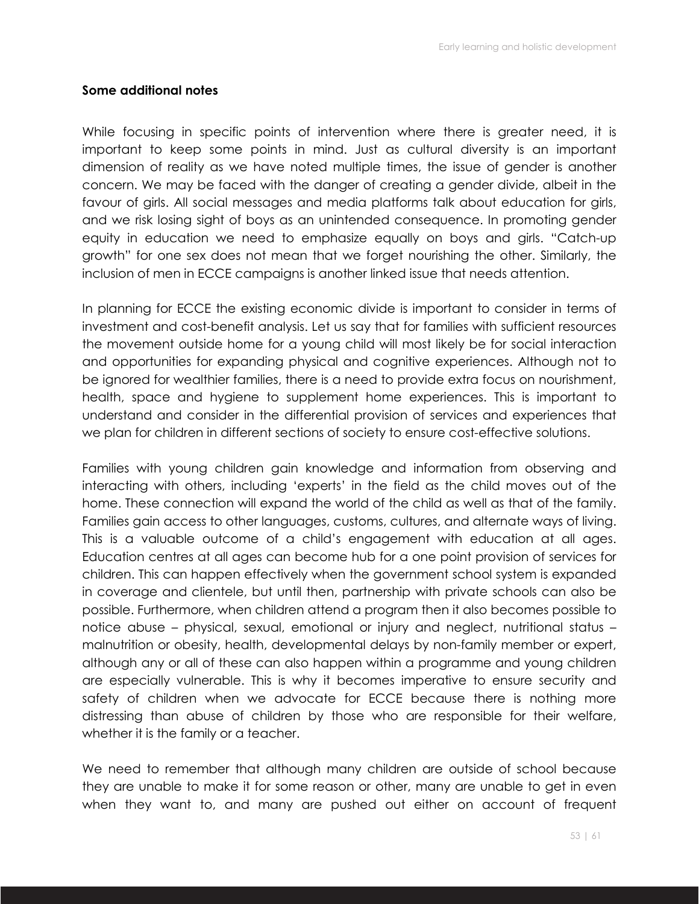### Some additional notes

While focusing in specific points of intervention where there is greater need, it is important to keep some points in mind. Just as cultural diversity is an important dimension of reality as we have noted multiple times, the issue of gender is another concern. We may be faced with the danger of creating a gender divide, albeit in the favour of girls. All social messages and media platforms talk about education for girls, and we risk losing sight of boys as an unintended consequence. In promoting gender equity in education we need to emphasize equally on boys and girls. "Catch-up growth" for one sex does not mean that we forget nourishing the other. Similarly, the inclusion of men in ECCE campaigns is another linked issue that needs attention.

In planning for ECCE the existing economic divide is important to consider in terms of investment and cost-benefit analysis. Let us say that for families with sufficient resources the movement outside home for a young child will most likely be for social interaction and opportunities for expanding physical and cognitive experiences. Although not to be ignored for wealthier families, there is a need to provide extra focus on nourishment, health, space and hygiene to supplement home experiences. This is important to understand and consider in the differential provision of services and experiences that we plan for children in different sections of society to ensure cost-effective solutions.

Families with young children gain knowledge and information from observing and interacting with others, including 'experts' in the field as the child moves out of the home. These connection will expand the world of the child as well as that of the family. Families gain access to other languages, customs, cultures, and alternate ways of living. This is a valuable outcome of a child's engagement with education at all ages. Education centres at all ages can become hub for a one point provision of services for children. This can happen effectively when the government school system is expanded in coverage and clientele, but until then, partnership with private schools can also be possible. Furthermore, when children attend a program then it also becomes possible to notice abuse – physical, sexual, emotional or injury and neglect, nutritional status – malnutrition or obesity, health, developmental delays by non-family member or expert, although any or all of these can also happen within a programme and young children are especially vulnerable. This is why it becomes imperative to ensure security and safety of children when we advocate for ECCE because there is nothing more distressing than abuse of children by those who are responsible for their welfare, whether it is the family or a teacher.

We need to remember that although many children are outside of school because they are unable to make it for some reason or other, many are unable to get in even when they want to, and many are pushed out either on account of frequent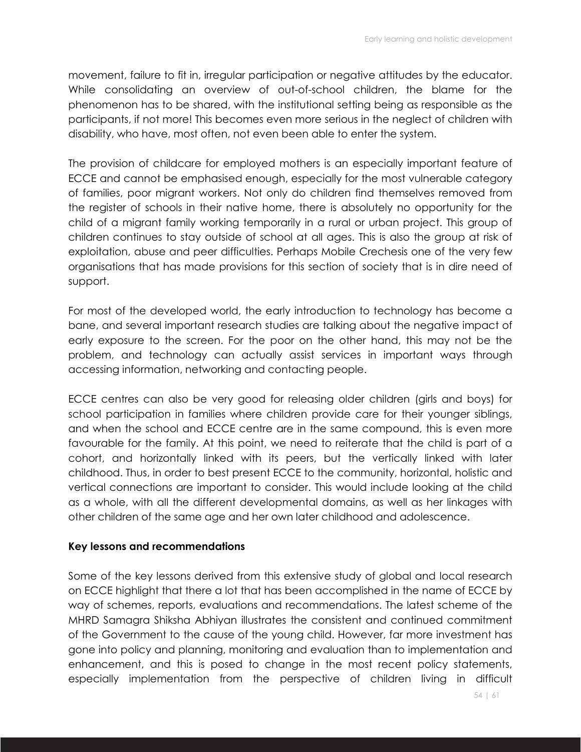movement, failure to fit in, irregular participation or negative attitudes by the educator. While consolidating an overview of out-of-school children, the blame for the phenomenon has to be shared, with the institutional setting being as responsible as the participants, if not more! This becomes even more serious in the neglect of children with disability, who have, most often, not even been able to enter the system.

The provision of childcare for employed mothers is an especially important feature of ECCE and cannot be emphasised enough, especially for the most vulnerable category of families, poor migrant workers. Not only do children find themselves removed from the register of schools in their native home, there is absolutely no opportunity for the child of a migrant family working temporarily in a rural or urban project. This group of children continues to stay outside of school at all ages. This is also the group at risk of exploitation, abuse and peer difficulties. Perhaps Mobile Crechesis one of the very few organisations that has made provisions for this section of society that is in dire need of support.

For most of the developed world, the early introduction to technology has become a bane, and several important research studies are talking about the negative impact of early exposure to the screen. For the poor on the other hand, this may not be the problem, and technology can actually assist services in important ways through accessing information, networking and contacting people.

ECCE centres can also be very good for releasing older children (girls and boys) for school participation in families where children provide care for their younger siblings, and when the school and ECCE centre are in the same compound, this is even more favourable for the family. At this point, we need to reiterate that the child is part of a cohort, and horizontally linked with its peers, but the vertically linked with later childhood. Thus, in order to best present ECCE to the community, horizontal, holistic and vertical connections are important to consider. This would include looking at the child as a whole, with all the different developmental domains, as well as her linkages with other children of the same age and her own later childhood and adolescence.

**Key lessons and recommendations**

Some of the key lessons derived from this extensive study of global and local research on ECCE highlight that there a lot that has been accomplished in the name of ECCE by way of schemes, reports, evaluations and recommendations. The latest scheme of the MHRD Samagra Shiksha Abhiyan illustrates the consistent and continued commitment of the Government to the cause of the young child. However, far more investment has gone into policy and planning, monitoring and evaluation than to implementation and enhancement, and this is posed to change in the most recent policy statements, especially implementation from the perspective of children living in difficult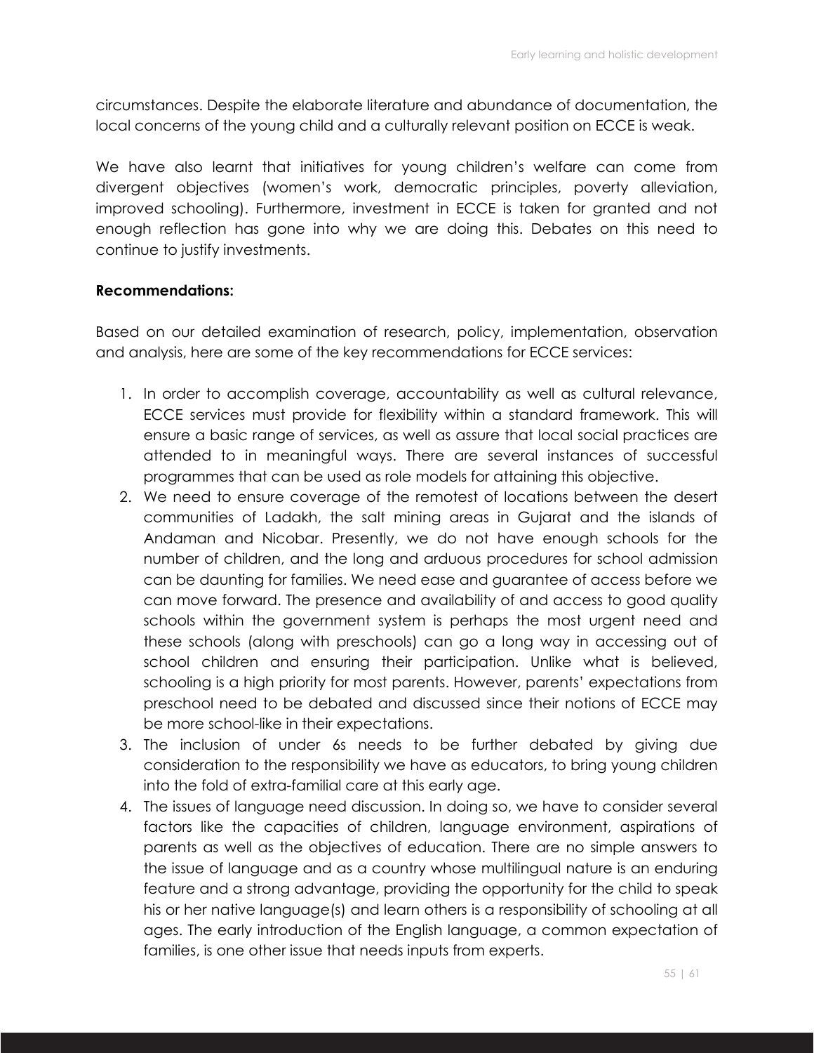circumstances. Despite the elaborate literature and abundance of documentation, the local concerns of the young child and a culturally relevant position on ECCE is weak.

We have also learnt that initiatives for young children's welfare can come from divergent objectives (women's work, democratic principles, poverty alleviation, improved schooling). Furthermore, investment in ECCE is taken for granted and not enough reflection has gone into why we are doing this. Debates on this need to continue to justify investments.

**Recommendations:**

Based on our detailed examination of research, policy, implementation, observation and analysis, here are some of the key recommendations for ECCE services:

1. In order to accomplish coverage, accountability as well as cultural relevance, ECCE services must provide for flexibility within a standard framework. This will ensure a basic range of services, as well as assure that local social practices are attended to in meaningful ways. There are several instances of successful programmes that can be used as role models for attaining this objective.
2. We need to ensure coverage of the remotest of locations between the desert communities of Ladakh, the salt mining areas in Gujarat and the islands of Andaman and Nicobar. Presently, we do not have enough schools for the number of children, and the long and arduous procedures for school admission can be daunting for families. We need ease and guarantee of access before we can move forward. The presence and availability of and access to good quality schools within the government system is perhaps the most urgent need and these schools (along with preschools) can go a long way in accessing out of school children and ensuring their participation. Unlike what is believed, schooling is a high priority for most parents. However, parents' expectations from preschool need to be debated and discussed since their notions of ECCE may be more school-like in their expectations.
3. The inclusion of under 6s needs to be further debated by giving due consideration to the responsibility we have as educators, to bring young children into the fold of extra-familial care at this early age.
4. The issues of language need discussion. In doing so, we have to consider several factors like the capacities of children, language environment, aspirations of parents as well as the objectives of education. There are no simple answers to the issue of language and as a country whose multilingual nature is an enduring feature and a strong advantage, providing the opportunity for the child to speak his or her native language(s) and learn others is a responsibility of schooling at all ages. The early introduction of the English language, a common expectation of families, is one other issue that needs inputs from experts.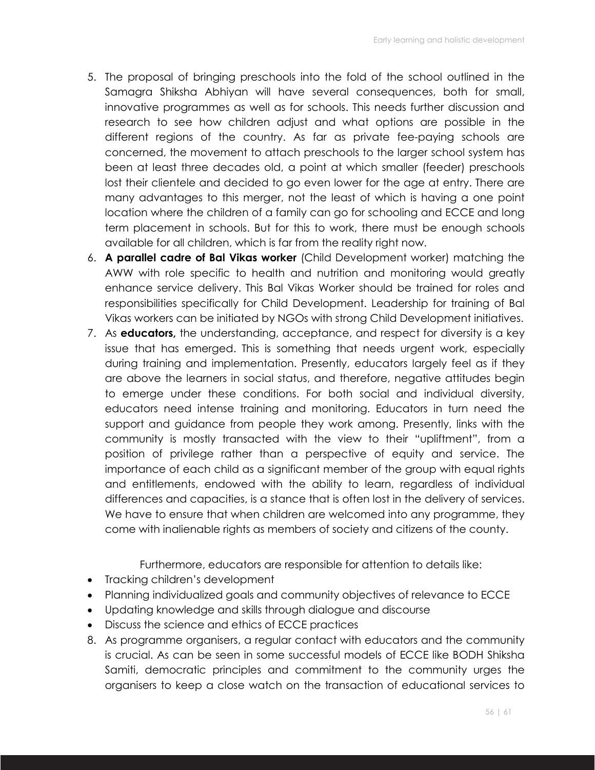5. The proposal of bringing preschools into the fold of the school outlined in the Samagra Shiksha Abhiyan will have several consequences, both for small, innovative programmes as well as for schools. This needs further discussion and research to see how children adjust and what options are possible in the different regions of the country. As far as private fee-paying schools are concerned, the movement to attach preschools to the larger school system has been at least three decades old, a point at which smaller (feeder) preschools lost their clientele and decided to go even lower for the age at entry. There are many advantages to this merger, not the least of which is having a one point location where the children of a family can go for schooling and ECCE and long term placement in schools. But for this to work, there must be enough schools available for all children, which is far from the reality right now.
6. **A parallel cadre of Bal Vikas worker** (Child Development worker) matching the AWW with role specific to health and nutrition and monitoring would greatly enhance service delivery. This Bal Vikas Worker should be trained for roles and responsibilities specifically for Child Development. Leadership for training of Bal Vikas workers can be initiated by NGOs with strong Child Development initiatives.
7. As **educators,** the understanding, acceptance, and respect for diversity is a key issue that has emerged. This is something that needs urgent work, especially during training and implementation. Presently, educators largely feel as if they are above the learners in social status, and therefore, negative attitudes begin to emerge under these conditions. For both social and individual diversity, educators need intense training and monitoring. Educators in turn need the support and guidance from people they work among. Presently, links with the community is mostly transacted with the view to their "upliftment", from a position of privilege rather than a perspective of equity and service. The importance of each child as a significant member of the group with equal rights and entitlements, endowed with the ability to learn, regardless of individual differences and capacities, is a stance that is often lost in the delivery of services. We have to ensure that when children are welcomed into any programme, they come with inalienable rights as members of society and citizens of the county.

   Furthermore, educators are responsible for attention to details like:

- Tracking children's development
- Planning individualized goals and community objectives of relevance to ECCE
- Updating knowledge and skills through dialogue and discourse
- Discuss the science and ethics of ECCE practices

8. As programme organisers, a regular contact with educators and the community is crucial. As can be seen in some successful models of ECCE like BODH Shiksha Samiti, democratic principles and commitment to the community urges the organisers to keep a close watch on the transaction of educational services to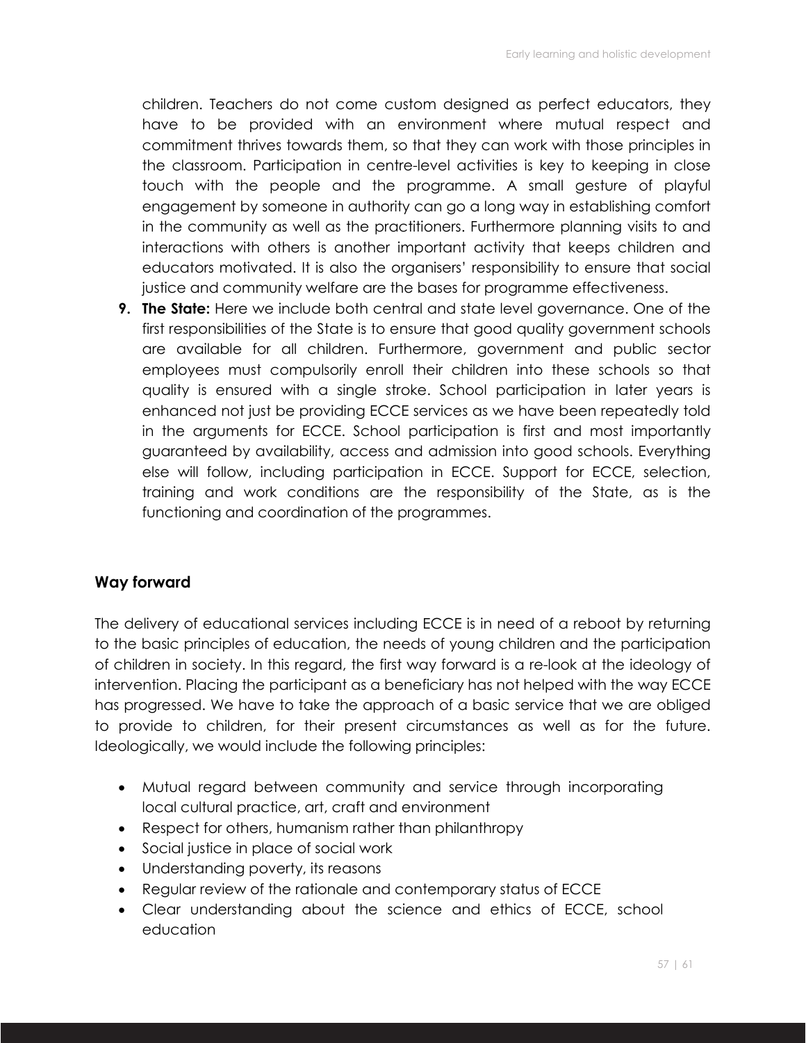children. Teachers do not come custom designed as perfect educators, they have to be provided with an environment where mutual respect and commitment thrives towards them, so that they can work with those principles in the classroom. Participation in centre-level activities is key to keeping in close touch with the people and the programme. A small gesture of playful engagement by someone in authority can go a long way in establishing comfort in the community as well as the practitioners. Furthermore planning visits to and interactions with others is another important activity that keeps children and educators motivated. It is also the organisers' responsibility to ensure that social justice and community welfare are the bases for programme effectiveness.

9. **The State:** Here we include both central and state level governance. One of the first responsibilities of the State is to ensure that good quality government schools are available for all children. Furthermore, government and public sector employees must compulsorily enroll their children into these schools so that quality is ensured with a single stroke. School participation in later years is enhanced not just be providing ECCE services as we have been repeatedly told in the arguments for ECCE. School participation is first and most importantly guaranteed by availability, access and admission into good schools. Everything else will follow, including participation in ECCE. Support for ECCE, selection, training and work conditions are the responsibility of the State, as is the functioning and coordination of the programmes.

## Way forward

The delivery of educational services including ECCE is in need of a reboot by returning to the basic principles of education, the needs of young children and the participation of children in society. In this regard, the first way forward is a re-look at the ideology of intervention. Placing the participant as a beneficiary has not helped with the way ECCE has progressed. We have to take the approach of a basic service that we are obliged to provide to children, for their present circumstances as well as for the future. Ideologically, we would include the following principles:

- Mutual regard between community and service through incorporating local cultural practice, art, craft and environment
- Respect for others, humanism rather than philanthropy
- Social justice in place of social work
- Understanding poverty, its reasons
- Regular review of the rationale and contemporary status of ECCE
- Clear understanding about the science and ethics of ECCE, school education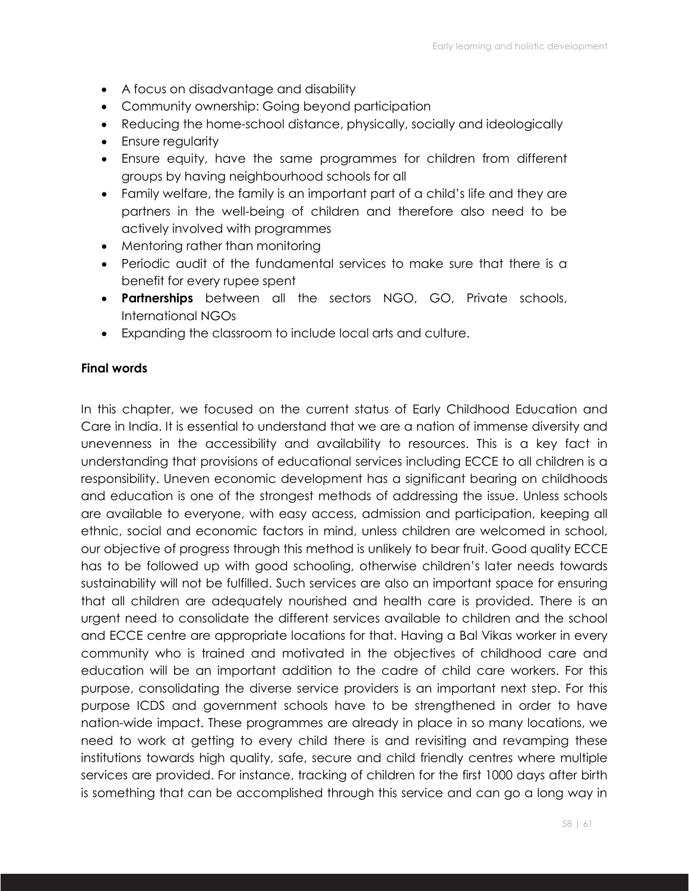- A focus on disadvantage and disability
- Community ownership: Going beyond participation
- Reducing the home-school distance, physically, socially and ideologically
- Ensure regularity
- Ensure equity, have the same programmes for children from different groups by having neighbourhood schools for all
- Family welfare, the family is an important part of a child's life and they are partners in the well-being of children and therefore also need to be actively involved with programmes
- Mentoring rather than monitoring
- Periodic audit of the fundamental services to make sure that there is a benefit for every rupee spent
- **Partnerships** between all the sectors NGO, GO, Private schools, International NGOs
- Expanding the classroom to include local arts and culture.

**Final words**

In this chapter, we focused on the current status of Early Childhood Education and Care in India. It is essential to understand that we are a nation of immense diversity and unevenness in the accessibility and availability to resources. This is a key fact in understanding that provisions of educational services including ECCE to all children is a responsibility. Uneven economic development has a significant bearing on childhoods and education is one of the strongest methods of addressing the issue. Unless schools are available to everyone, with easy access, admission and participation, keeping all ethnic, social and economic factors in mind, unless children are welcomed in school, our objective of progress through this method is unlikely to bear fruit. Good quality ECCE has to be followed up with good schooling, otherwise children's later needs towards sustainability will not be fulfilled. Such services are also an important space for ensuring that all children are adequately nourished and health care is provided. There is an urgent need to consolidate the different services available to children and the school and ECCE centre are appropriate locations for that. Having a Bal Vikas worker in every community who is trained and motivated in the objectives of childhood care and education will be an important addition to the cadre of child care workers. For this purpose, consolidating the diverse service providers is an important next step. For this purpose ICDS and government schools have to be strengthened in order to have nation-wide impact. These programmes are already in place in so many locations, we need to work at getting to every child there is and revisiting and revamping these institutions towards high quality, safe, secure and child friendly centres where multiple services are provided. For instance, tracking of children for the first 1000 days after birth is something that can be accomplished through this service and can go a long way in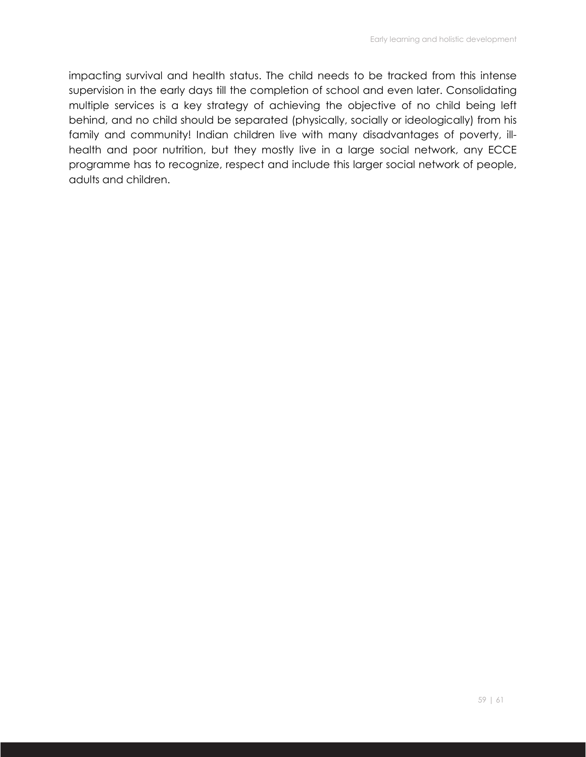impacting survival and health status. The child needs to be tracked from this intense supervision in the early days till the completion of school and even later. Consolidating multiple services is a key strategy of achieving the objective of no child being left behind, and no child should be separated (physically, socially or ideologically) from his family and community! Indian children live with many disadvantages of poverty, ill-health and poor nutrition, but they mostly live in a large social network, any ECCE programme has to recognize, respect and include this larger social network of people, adults and children.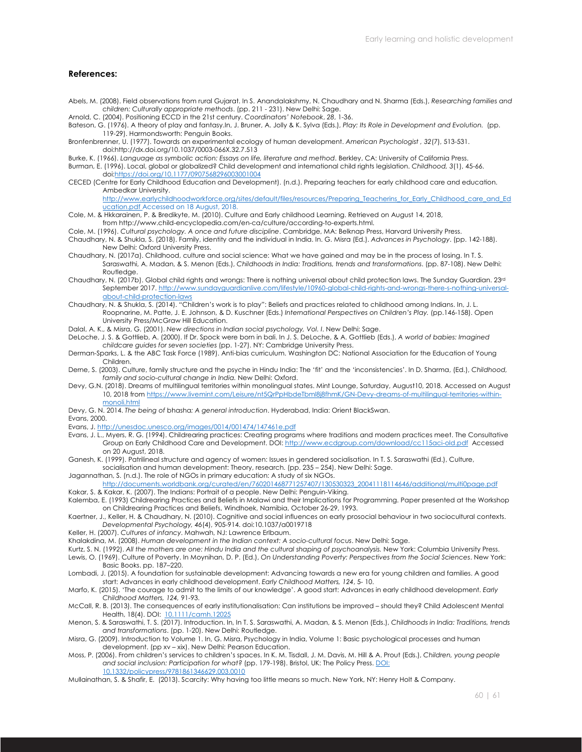## References:

Abels, M. (2008). Field observations from rural Gujarat. In S. Anandalakshmy, N. Chaudhary and N. Sharma (Eds.), *Researching families and children: Culturally appropriate methods*. (pp. 211 - 231). New Delhi: Sage.

Arnold, C. (2004). Positioning ECCD in the 21st century. *Coordinators' Notebook, 28*, 1-36.

Bateson, G. (1976). A theory of play and fantasy.In, J. Bruner, A. Jolly & K. Sylva (Eds.), *Play: Its Role in Development and Evolution.* (pp. 119-29). Harmondsworth: Penguin Books.

Bronfenbrenner, U. (1977). Towards an experimental ecology of human development. *American Psychologist , 32*(7), 513-531. doi:http://dx.doi.org/10.1037/0003-066X.32.7.513

Burke, K. (1966). *Language as symbolic action: Essays on life, literature and method*. Berkley, CA: University of California Press.

Burman, E. (1996). Local, global or globalized? Child development and international child rights legislation. *Childhood, 3*(1), 45-66. doi:https://doi.org/10.1177/0907568296003001004

CECED (Centre for Early Childhood Education and Development). (n.d.). Preparing teachers for early childhood care and education. Ambedkar University. http://www.earlychildhoodworkforce.org/sites/default/files/resources/Preparing_Teacherins_for_Early_Childhood_care_and_Education.pdf Accessed on 18 August, 2018.

Cole, M. & Hkkarainen, P. & Bredikyte, M. (2010). Culture and Early childhood Learning. Retrieved on August 14, 2018, from http://www.child-encyclopedia.com/en-ca/culture/according-to-experts.html.

Cole, M. (1996). *Cultural psychology. A once and future discipline*. Cambridge, MA: Belknap Press, Harvard University Press.

Chaudhary, N. & Shukla, S. (2018). Family, identity and the individual in India. In. G. Misra (Ed.). *Advances in Psychology*. (pp. 142-188). New Delhi: Oxford University Press.

Chaudhary, N. (2017a). Childhood, culture and social science: What we have gained and may be in the process of losing. In T. S. Saraswathi, A. Madan, & S. Menon (Eds.), *Childhoods in India: Traditions, trends and transformations*. (pp. 87-108). New Delhi: Routledge.

Chaudhary, N. (2017b). Global child rights and wrongs: There is nothing universal about child protection laws. The Sunday Guardian. 23rd September 2017. http://www.sundayguardianlive.com/lifestyle/10960-global-child-rights-and-wrongs-there-s-nothing-universal-about-child-protection-laws

Chaudhary, N. & Shukla, S. (2014). "Children's work is to play": Beliefs and practices related to childhood among Indians. In, J. L. Roopnarine, M. Patte, J. E. Johnson, & D. Kuschner (Eds.) *International Perspectives on Children's Play.* (pp.146-158). Open University Press/McGraw Hill Education.

Dalal, A. K., & Misra, G. (2001). *New directions in Indian social psychology, Vol. I*. New Delhi: Sage.

DeLoche, J. S. & Gottlieb, A. (2000). If Dr. Spock were born in bali. In J. S. DeLoche, & A. Gottlieb (Eds.), *A world of babies: Imagined childcare guides for seven societies* (pp. 1-27). NY: Cambridge University Press.

Derman-Sparks, L. & the ABC Task Force (1989). Anti-bias curriculum. Washington DC: National Association for the Education of Young Children.

Derne, S. (2003). Culture, family structure and the psyche in Hindu India: The 'fit' and the 'inconsistencies'. In D. Sharma, (Ed.), *Childhood, family and socio-cultural change in India.* New Delhi: Oxford.

Devy, G.N. (2018). Dreams of multilingual territories within monolingual states. Mint Lounge, Saturday, August10, 2018. Accessed on August 10, 2018 from https://www.livemint.com/Leisure/nt5QrPpHbdeTbml8j8fhmK/GN-Devy-dreams-of-multilingual-territories-within-monoli.html

Devy, G. N. 2014. *The being of* bhasha*: A general introduction*. Hyderabad, India: Orient BlackSwan.

Evans, 2000.

Evans, J. http://unesdoc.unesco.org/images/0014/001474/147461e.pdf

Evans, J. L., Myers, R. G. (1994). Childrearing practices: Creating programs where traditions and modern practices meet. The Consultative Group on Early Childhood Care and Development. DOI: http://www.ecdgroup.com/download/cc115aci-old.pdf Accessed on 20 August, 2018.

Ganesh, K. (1999). Patrilineal structure and agency of women: Issues in gendered socialisation. In T. S. Saraswathi (Ed.), Culture, socialisation and human development: Theory, research. (pp. 235 – 254). New Delhi: Sage.

Jagannathan, S. (n.d.). The role of NGOs in primary education: A study of six NGOs. http://documents.worldbank.org/curated/en/760201468771257407/130530323_20041118114646/additional/multi0page.pdf

Kakar, S. & Kakar, K. (2007). The Indians: Portrait of a people. New Delhi: Penguin-Viking.

Kalemba, E. (1993) Childrearing Practices and Beliefs in Malawi and their Implications for Programming. Paper presented at the Workshop on Childrearing Practices and Beliefs, Windhoek, Namibia, October 26-29, 1993.

Kaertner, J., Keller, H. & Chaudhary, N. (2010). Cognitive and social influences on early prosocial behaviour in two sociocultural contexts. *Developmental Psychology, 46*(4), 905-914. doi:10.1037/a0019718

Keller, H. (2007). *Cultures of infancy*. Mahwah, NJ: Lawrence Erlbaum.

Khalakdina, M. (2008). *Human development in the Indian context: A socio-cultural focus*. New Delhi: Sage.

Kurtz, S. N. (1992). *All the mothers are one: Hindu India and the cultural shaping of psychoanalysis.* New York: Columbia University Press.

Lewis, O. (1969). Culture of Poverty. In Moynihan, D. P. (Ed.), *On Understanding Poverty: Perspectives from the Social Sciences*. New York: Basic Books. pp. 187–220.

Lombadi, J. (2015). A foundation for sustainable development: Advancing towards a new era for young children and families. A good start: Advances in early childhood development. *Early Childhood Matters, 124*, 5- 10.

Marfo, K. (2015). 'The courage to admit to the limits of our knowledge'. A good start: Advances in early childhood development. *Early Childhood Matters, 124,* 91-93.

McCall, R. B. (2013). The consequences of early institutionalisation: Can institutions be improved – should they? Child Adolescent Mental Health, 18(4). DOI: 10.1111/camh.12025

Menon, S. & Saraswathi, T. S. (2017). Introduction. In, In T. S. Saraswathi, A. Madan, & S. Menon (Eds.), *Childhoods in India: Traditions, trends and transformations*. (pp. 1-20). New Delhi: Routledge.

Misra, G. (2009). Introduction to Volume 1. In, G. Misra, Psychology in India, Volume 1: Basic psychological processes and human development. (pp xv – xix). New Delhi: Pearson Education.

Moss, P. (2006). From children's services to children's spaces. In K. M. Tisdall, J. M. Davis, M. Hill & A. Prout (Eds.), *Children, young people and social inclusion: Participation for what?* (pp. 179-198). Bristol, UK: The Policy Press. DOI: 10.1332/policypress/9781861346629.003.0010

Mullainathan, S. & Shafir, E. (2013). Scarcity: Why having too little means so much. New York, NY: Henry Holt & Company.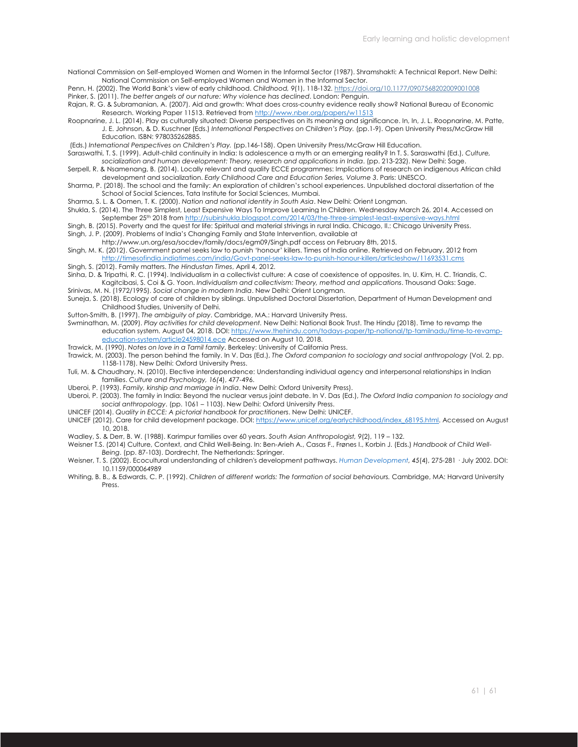National Commission on Self-employed Women and Women in the Informal Sector (1987). Shramshakti: A Technical Report. New Delhi: National Commission on Self-employed Women and Women in the Informal Sector.

Penn, H. (2002). The World Bank's view of early childhood. *Childhood, 9*(1), 118-132. https://doi.org/10.1177/0907568202009001008

Pinker, S. (2011). *The better angels of our nature: Why violence has declined*. London: Penguin.

Rajan, R. G. & Subramanian, A. (2007). Aid and growth: What does cross-country evidence really show? National Bureau of Economic Research. Working Paper 11513. Retrieved from http://www.nber.org/papers/w11513

Roopnarine, J. L. (2014). Play as culturally situated: Diverse perspectives on its meaning and significance. In, In, J. L. Roopnarine, M. Patte, J. E. Johnson, & D. Kuschner (Eds.) *International Perspectives on Children's Play.* (pp.1-9). Open University Press/McGraw Hill Education. ISBN: 978035262885.

(Eds.) *International Perspectives on Children's Play.* (pp.146-158). Open University Press/McGraw Hill Education.

Saraswathi, T. S. (1999). Adult-child continuity in India: Is adolescence a myth or an emerging reality? In T. S. Saraswathi (Ed.), *Culture, socialization and human development: Theory, research and applications in India*. (pp. 213-232). New Delhi: Sage.

Serpell, R. & Nsamenang, B. (2014). Locally relevant and quality ECCE programmes: Implications of research on indigenous African child development and socialization. *Early Childhood Care and Education Series, Volume 3*. Paris: UNESCO.

Sharma, P. (2018). The school and the family: An exploration of children's school experiences. Unpublished doctoral dissertation of the School of Social Sciences, Tata Institute for Social Sciences, Mumbai.

Sharma, S. L. & Oomen, T. K. (2000). *Nation and national identity in South Asia*. New Delhi: Orient Longman.

Shukla, S. (2014). The Three Simplest, Least Expensive Ways To Improve Learning In Children. Wednesday March 26, 2014. Accessed on September 25th 2018 from http://subirshukla.blogspot.com/2014/03/the-three-simplest-least-expensive-ways.html

Singh, B. (2015). Poverty and the quest for life: Spiritual and material strivings in rural India. Chicago, Il.: Chicago University Press.

Singh, J. P. (2009). Problems of India's Changing Family and State Intervention, available at http://www.un.org/esa/socdev/family/docs/egm09/Singh.pdf access on February 8th, 2015.

Singh, M. K. (2012). Government panel seeks law to punish 'honour' killers. Times of India online. Retrieved on February, 2012 from http://timesofindia.indiatimes.com/india/Govt-panel-seeks-law-to-punish-honour-killers/articleshow/11693531.cms

Singh, S. (2012). Family matters. *The Hindustan Times*, April 4, 2012.

Sinha, D. & Tripathi, R. C. (1994). Individualism in a collectivist culture: A case of coexistence of opposites. In, U. Kim, H. C. Triandis, C. Kagitcibasi, S. Coi & G. Yoon. *Individualism and collectivism: Theory, method and applications*. Thousand Oaks: Sage.

Srinivas, M. N. (1972/1995). *Social change in modern India*. New Delhi: Orient Longman.

Suneja, S. (2018). Ecology of care of children by siblings. Unpublished Doctoral Dissertation, Department of Human Development and Childhood Studies, University of Delhi.

Sutton-Smith, B. (1997). *The ambiguity of play*. Cambridge, MA.: Harvard University Press.

Swminathan, M. (2009). *Play activities for child development.* New Delhi: National Book Trust. The Hindu (2018). Time to revamp the education system. August 04, 2018. DOI: https://www.thehindu.com/todays-paper/tp-national/tp-tamilnadu/time-to-revamp-education-system/article24598014.ece Accessed on August 10, 2018.

Trawick, M. (1990). *Notes on love in a Tamil family*. Berkeley: University of California Press.

Trawick, M. (2003). The person behind the family. In V. Das (Ed.), *The Oxford companion to sociology and social anthropology* (Vol. 2, pp. 1158-1178). New Delhi: Oxford University Press.

Tuli, M. & Chaudhary, N. (2010). Elective interdependence: Understanding individual agency and interpersonal relationships in Indian families. *Culture and Psychology, 16(4)*, 477-496.

Uberoi, P. (1993). *Family, kinship and marriage in India*. New Delhi: Oxford University Press).

Uberoi, P. (2003). The family in India: Beyond the nuclear versus joint debate. In V. Das (Ed.), *The Oxford India companion to sociology and social anthropology*. (pp. 1061 – 1103). New Delhi: Oxford University Press.

UNICEF (2014). *Quality in ECCE: A pictorial handbook for practitioners*. New Delhi: UNICEF.

UNICEF (2012). Care for child development package. DOI: https://www.unicef.org/earlychildhood/index_68195.html. Accessed on August 10, 2018.

Wadley, S. & Derr, B. W. (1988). Karimpur families over 60 years. *South Asian Anthropologist, 9*(2), 119 – 132.

Weisner T.S. (2014) Culture, Context, and Child Well-Being. In: Ben-Arieh A., Casas F., Frønes I., Korbin J. (Eds.) *Handbook of Child Well-Being*. (pp. 87-103). Dordrecht, The Netherlands: Springer.

Weisner, T. S. (2002). Ecocultural understanding of children's development pathways. *Human Development*, *45*(4), 275-281 · July 2002. DOI: 10.1159/000064989

Whiting, B. B., & Edwards, C. P. (1992). *Children of different worlds: The formation of social behaviours.* Cambridge, MA: Harvard University Press.